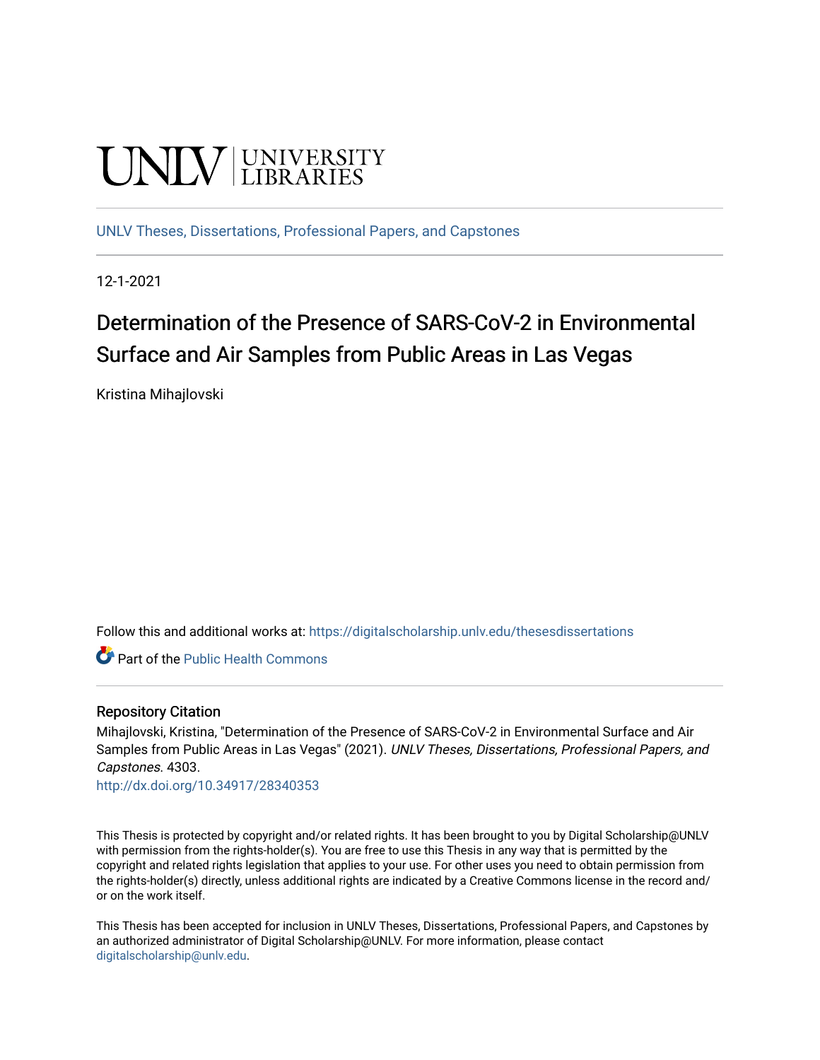UNLV | UNIVERSITY LIBRARIES

UNLV Theses, Dissertations, Professional Papers, and Capstones

12-1-2021

# Determination of the Presence of SARS-CoV-2 in Environmental Surface and Air Samples from Public Areas in Las Vegas

Kristina Mihajlovski

Follow this and additional works at: https://digitalscholarship.unlv.edu/thesesdissertations

Part of the Public Health Commons

## Repository Citation

Mihajlovski, Kristina, "Determination of the Presence of SARS-CoV-2 in Environmental Surface and Air Samples from Public Areas in Las Vegas" (2021). *UNLV Theses, Dissertations, Professional Papers, and Capstones*. 4303.

http://dx.doi.org/10.34917/28340353

This Thesis is protected by copyright and/or related rights. It has been brought to you by Digital Scholarship@UNLV with permission from the rights-holder(s). You are free to use this Thesis in any way that is permitted by the copyright and related rights legislation that applies to your use. For other uses you need to obtain permission from the rights-holder(s) directly, unless additional rights are indicated by a Creative Commons license in the record and/or on the work itself.

This Thesis has been accepted for inclusion in UNLV Theses, Dissertations, Professional Papers, and Capstones by an authorized administrator of Digital Scholarship@UNLV. For more information, please contact digitalscholarship@unlv.edu.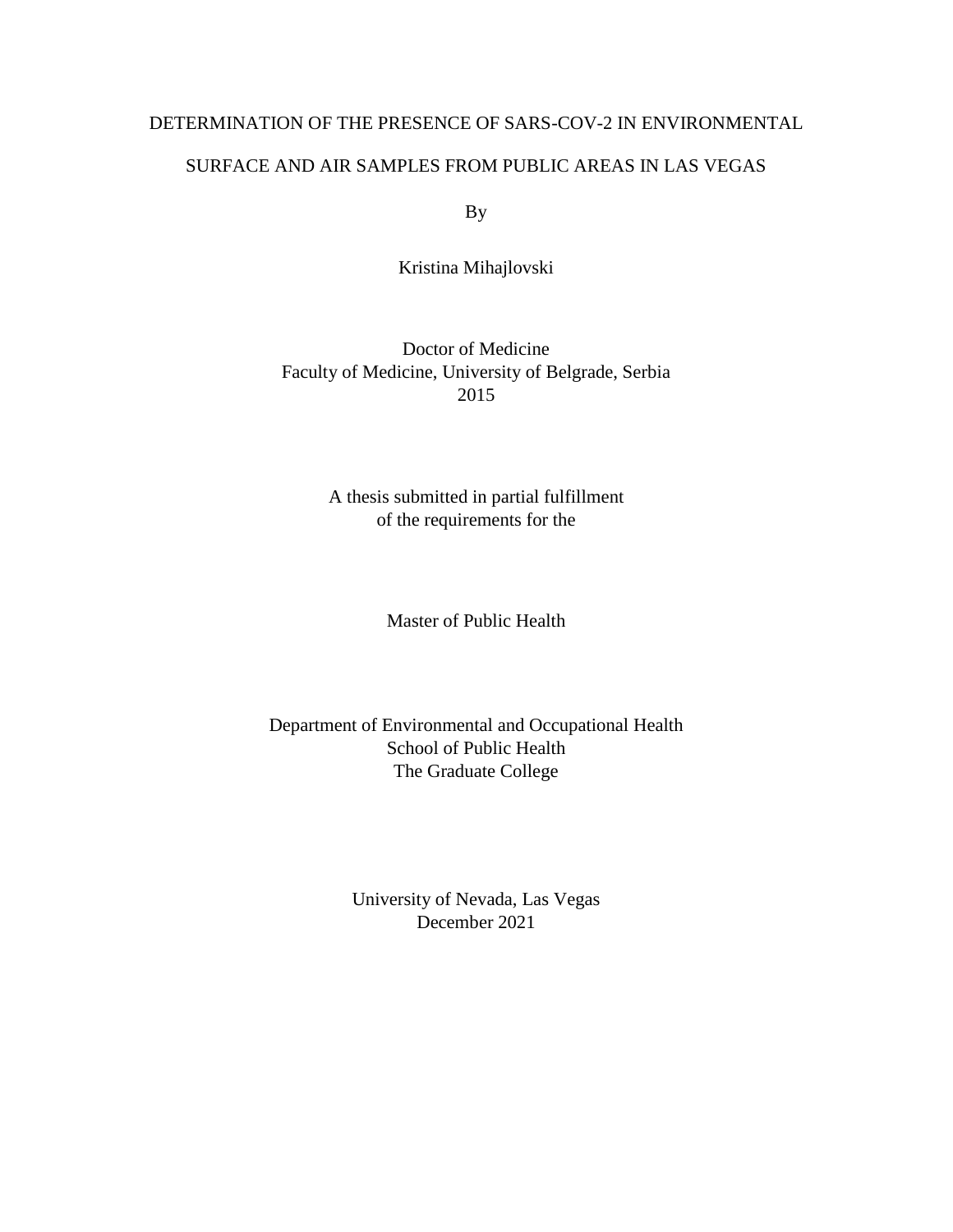# DETERMINATION OF THE PRESENCE OF SARS-COV-2 IN ENVIRONMENTAL SURFACE AND AIR SAMPLES FROM PUBLIC AREAS IN LAS VEGAS

By

Kristina Mihajlovski

Doctor of Medicine
Faculty of Medicine, University of Belgrade, Serbia
2015

A thesis submitted in partial fulfillment
of the requirements for the

Master of Public Health

Department of Environmental and Occupational Health
School of Public Health
The Graduate College

University of Nevada, Las Vegas
December 2021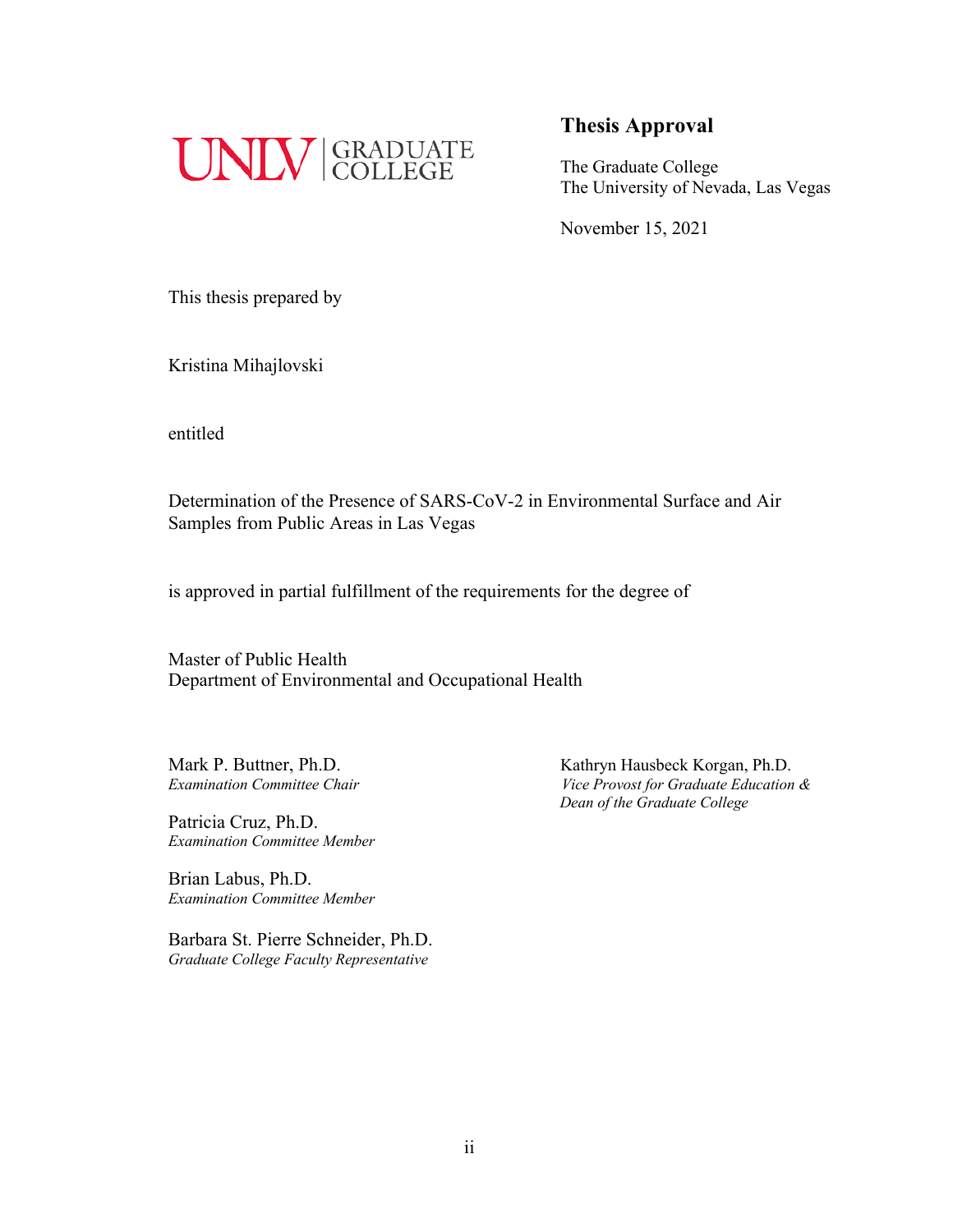UNLV | GRADUATE COLLEGE

## Thesis Approval

The Graduate College
The University of Nevada, Las Vegas

November 15, 2021

This thesis prepared by

Kristina Mihajlovski

entitled

Determination of the Presence of SARS-CoV-2 in Environmental Surface and Air Samples from Public Areas in Las Vegas

is approved in partial fulfillment of the requirements for the degree of

Master of Public Health
Department of Environmental and Occupational Health

Mark P. Buttner, Ph.D.
*Examination Committee Chair*

Patricia Cruz, Ph.D.
*Examination Committee Member*

Brian Labus, Ph.D.
*Examination Committee Member*

Barbara St. Pierre Schneider, Ph.D.
*Graduate College Faculty Representative*

Kathryn Hausbeck Korgan, Ph.D.
*Vice Provost for Graduate Education & Dean of the Graduate College*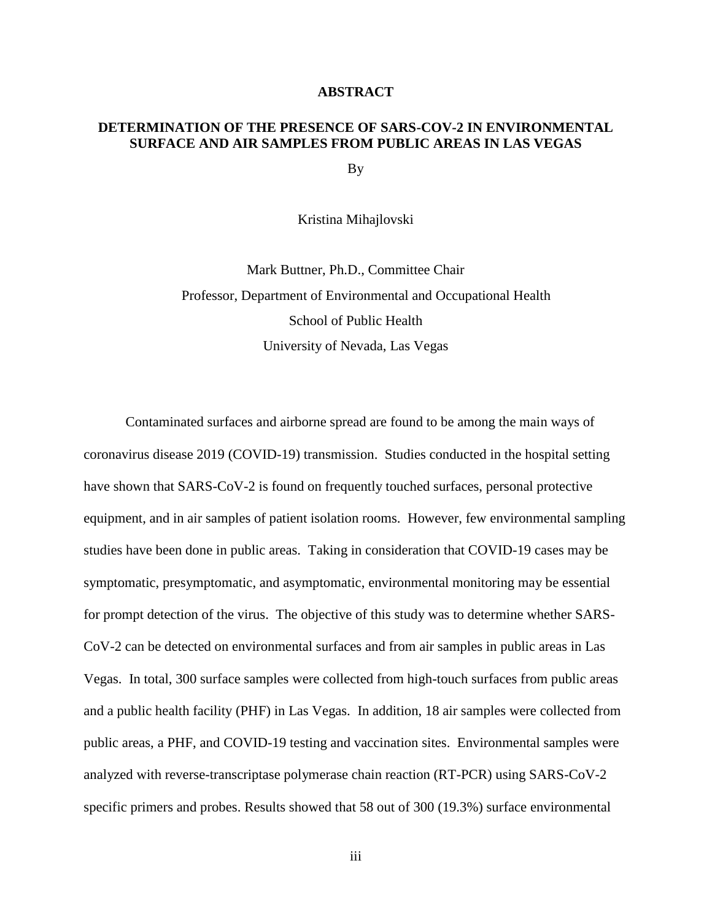# ABSTRACT

## DETERMINATION OF THE PRESENCE OF SARS-COV-2 IN ENVIRONMENTAL SURFACE AND AIR SAMPLES FROM PUBLIC AREAS IN LAS VEGAS

By

Kristina Mihajlovski

Mark Buttner, Ph.D., Committee Chair
Professor, Department of Environmental and Occupational Health
School of Public Health
University of Nevada, Las Vegas

Contaminated surfaces and airborne spread are found to be among the main ways of coronavirus disease 2019 (COVID-19) transmission. Studies conducted in the hospital setting have shown that SARS-CoV-2 is found on frequently touched surfaces, personal protective equipment, and in air samples of patient isolation rooms. However, few environmental sampling studies have been done in public areas. Taking in consideration that COVID-19 cases may be symptomatic, presymptomatic, and asymptomatic, environmental monitoring may be essential for prompt detection of the virus. The objective of this study was to determine whether SARS-CoV-2 can be detected on environmental surfaces and from air samples in public areas in Las Vegas. In total, 300 surface samples were collected from high-touch surfaces from public areas and a public health facility (PHF) in Las Vegas. In addition, 18 air samples were collected from public areas, a PHF, and COVID-19 testing and vaccination sites. Environmental samples were analyzed with reverse-transcriptase polymerase chain reaction (RT-PCR) using SARS-CoV-2 specific primers and probes. Results showed that 58 out of 300 (19.3%) surface environmental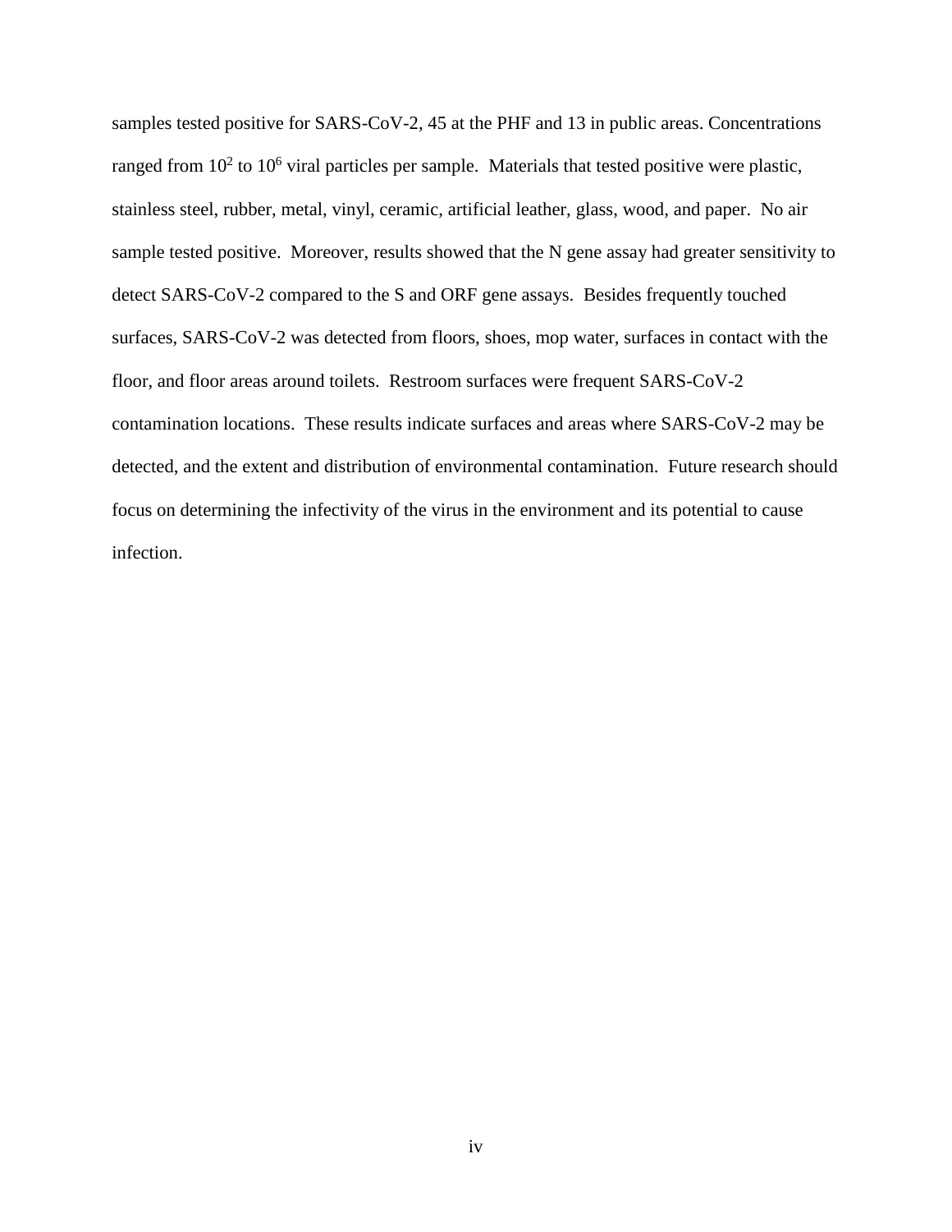samples tested positive for SARS-CoV-2, 45 at the PHF and 13 in public areas. Concentrations ranged from $10^2$ to $10^6$ viral particles per sample. Materials that tested positive were plastic, stainless steel, rubber, metal, vinyl, ceramic, artificial leather, glass, wood, and paper. No air sample tested positive. Moreover, results showed that the N gene assay had greater sensitivity to detect SARS-CoV-2 compared to the S and ORF gene assays. Besides frequently touched surfaces, SARS-CoV-2 was detected from floors, shoes, mop water, surfaces in contact with the floor, and floor areas around toilets. Restroom surfaces were frequent SARS-CoV-2 contamination locations. These results indicate surfaces and areas where SARS-CoV-2 may be detected, and the extent and distribution of environmental contamination. Future research should focus on determining the infectivity of the virus in the environment and its potential to cause infection.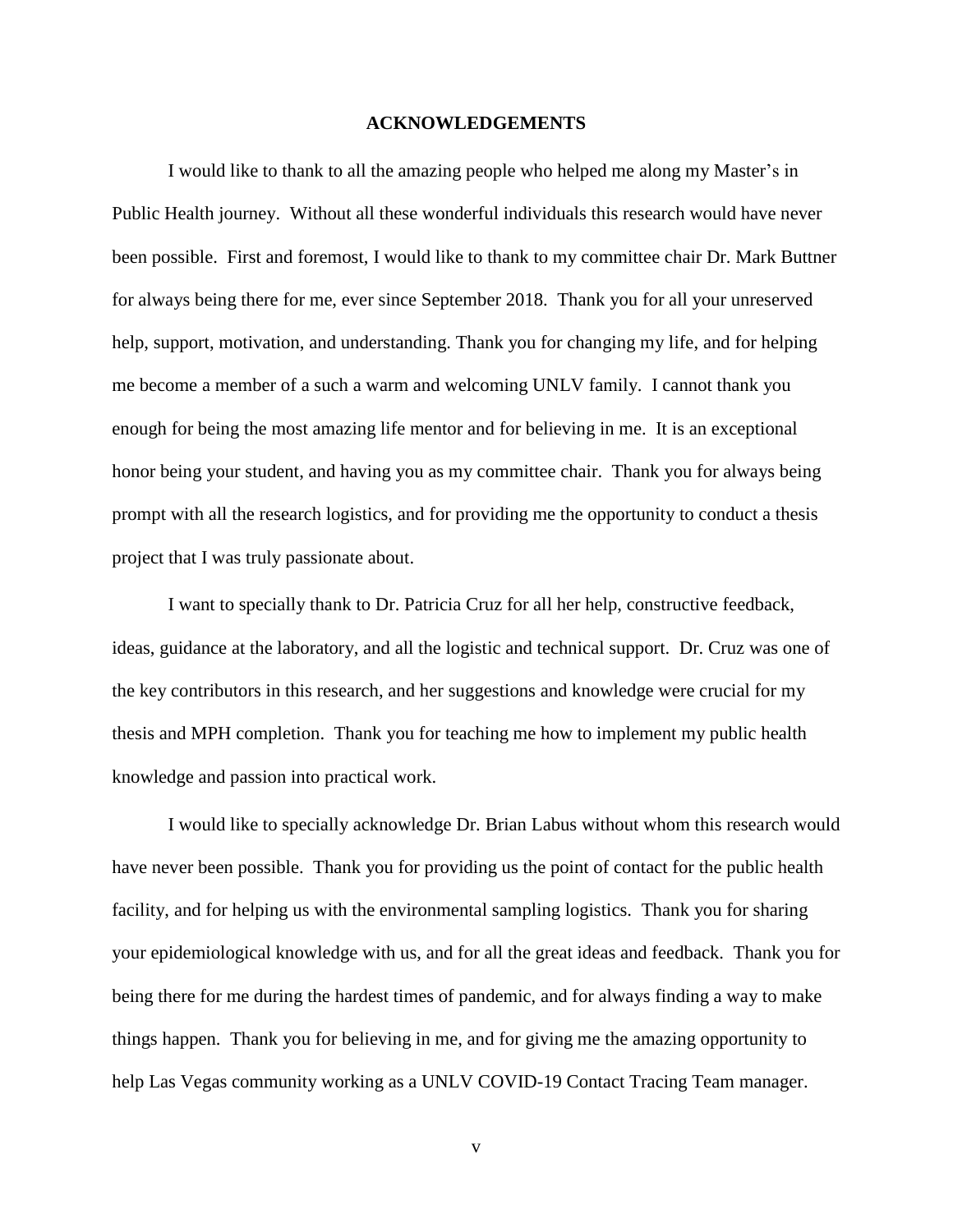# ACKNOWLEDGEMENTS

I would like to thank to all the amazing people who helped me along my Master's in Public Health journey. Without all these wonderful individuals this research would have never been possible. First and foremost, I would like to thank to my committee chair Dr. Mark Buttner for always being there for me, ever since September 2018. Thank you for all your unreserved help, support, motivation, and understanding. Thank you for changing my life, and for helping me become a member of a such a warm and welcoming UNLV family. I cannot thank you enough for being the most amazing life mentor and for believing in me. It is an exceptional honor being your student, and having you as my committee chair. Thank you for always being prompt with all the research logistics, and for providing me the opportunity to conduct a thesis project that I was truly passionate about.

I want to specially thank to Dr. Patricia Cruz for all her help, constructive feedback, ideas, guidance at the laboratory, and all the logistic and technical support. Dr. Cruz was one of the key contributors in this research, and her suggestions and knowledge were crucial for my thesis and MPH completion. Thank you for teaching me how to implement my public health knowledge and passion into practical work.

I would like to specially acknowledge Dr. Brian Labus without whom this research would have never been possible. Thank you for providing us the point of contact for the public health facility, and for helping us with the environmental sampling logistics. Thank you for sharing your epidemiological knowledge with us, and for all the great ideas and feedback. Thank you for being there for me during the hardest times of pandemic, and for always finding a way to make things happen. Thank you for believing in me, and for giving me the amazing opportunity to help Las Vegas community working as a UNLV COVID-19 Contact Tracing Team manager.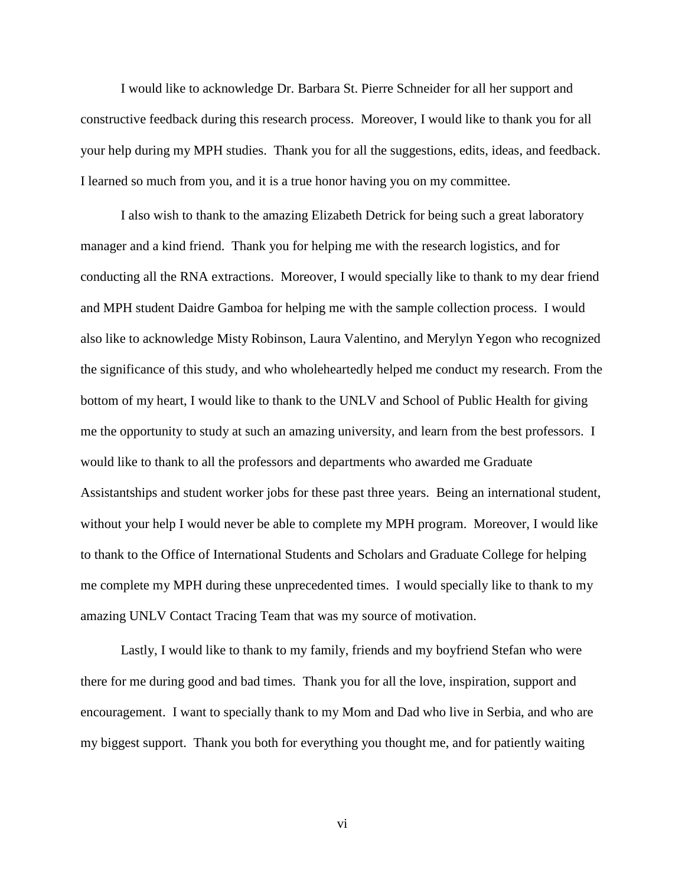I would like to acknowledge Dr. Barbara St. Pierre Schneider for all her support and constructive feedback during this research process. Moreover, I would like to thank you for all your help during my MPH studies. Thank you for all the suggestions, edits, ideas, and feedback. I learned so much from you, and it is a true honor having you on my committee.

I also wish to thank to the amazing Elizabeth Detrick for being such a great laboratory manager and a kind friend. Thank you for helping me with the research logistics, and for conducting all the RNA extractions. Moreover, I would specially like to thank to my dear friend and MPH student Daidre Gamboa for helping me with the sample collection process. I would also like to acknowledge Misty Robinson, Laura Valentino, and Merylyn Yegon who recognized the significance of this study, and who wholeheartedly helped me conduct my research. From the bottom of my heart, I would like to thank to the UNLV and School of Public Health for giving me the opportunity to study at such an amazing university, and learn from the best professors. I would like to thank to all the professors and departments who awarded me Graduate Assistantships and student worker jobs for these past three years. Being an international student, without your help I would never be able to complete my MPH program. Moreover, I would like to thank to the Office of International Students and Scholars and Graduate College for helping me complete my MPH during these unprecedented times. I would specially like to thank to my amazing UNLV Contact Tracing Team that was my source of motivation.

Lastly, I would like to thank to my family, friends and my boyfriend Stefan who were there for me during good and bad times. Thank you for all the love, inspiration, support and encouragement. I want to specially thank to my Mom and Dad who live in Serbia, and who are my biggest support. Thank you both for everything you thought me, and for patiently waiting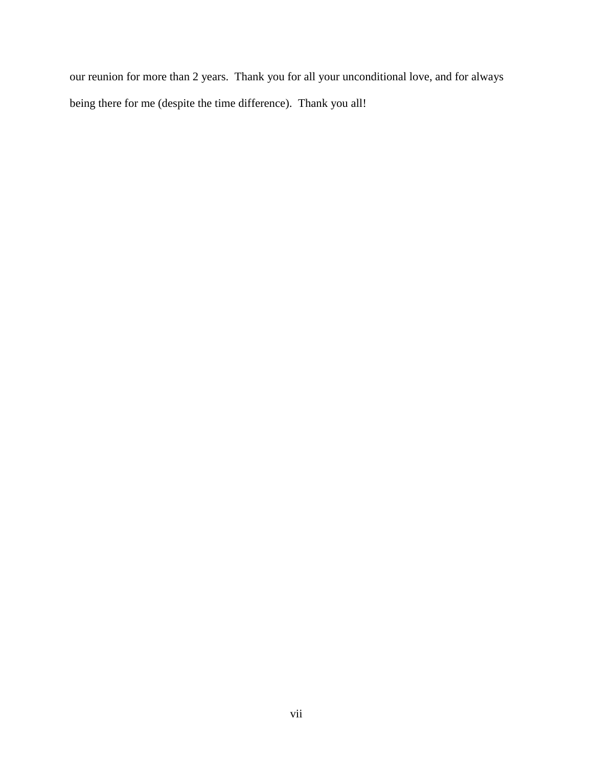our reunion for more than 2 years.  Thank you for all your unconditional love, and for always being there for me (despite the time difference).  Thank you all!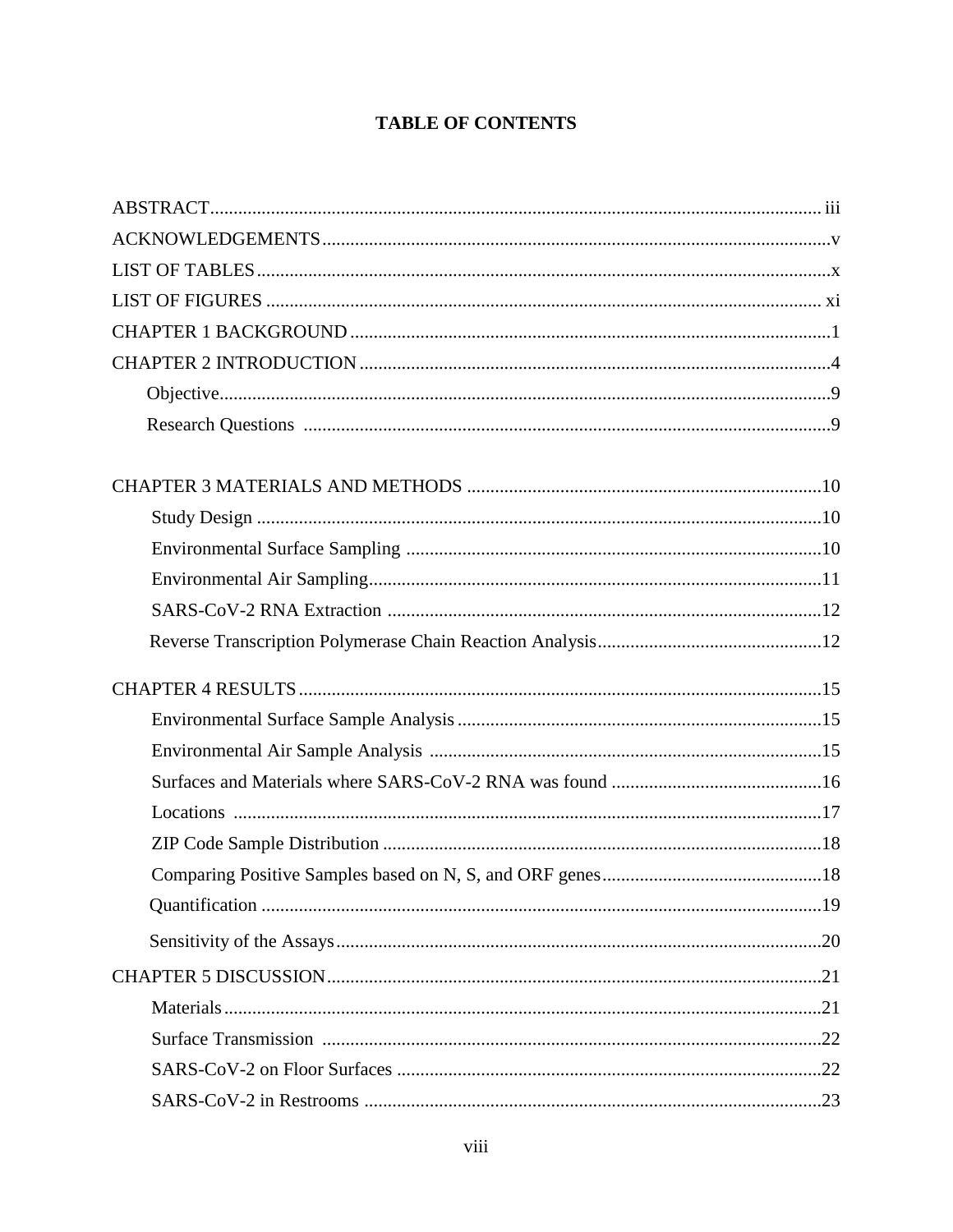# TABLE OF CONTENTS

ABSTRACT .......... iii
ACKNOWLEDGEMENTS .......... v
LIST OF TABLES .......... x
LIST OF FIGURES .......... xi
CHAPTER 1 BACKGROUND .......... 1
CHAPTER 2 INTRODUCTION .......... 4
- Objective .......... 9
- Research Questions .......... 9

CHAPTER 3 MATERIALS AND METHODS .......... 10
- Study Design .......... 10
- Environmental Surface Sampling .......... 10
- Environmental Air Sampling .......... 11
- SARS-CoV-2 RNA Extraction .......... 12
- Reverse Transcription Polymerase Chain Reaction Analysis .......... 12

CHAPTER 4 RESULTS .......... 15
- Environmental Surface Sample Analysis .......... 15
- Environmental Air Sample Analysis .......... 15
- Surfaces and Materials where SARS-CoV-2 RNA was found .......... 16
- Locations .......... 17
- ZIP Code Sample Distribution .......... 18
- Comparing Positive Samples based on N, S, and ORF genes .......... 18
- Quantification .......... 19
- Sensitivity of the Assays .......... 20

CHAPTER 5 DISCUSSION .......... 21
- Materials .......... 21
- Surface Transmission .......... 22
- SARS-CoV-2 on Floor Surfaces .......... 22
- SARS-CoV-2 in Restrooms .......... 23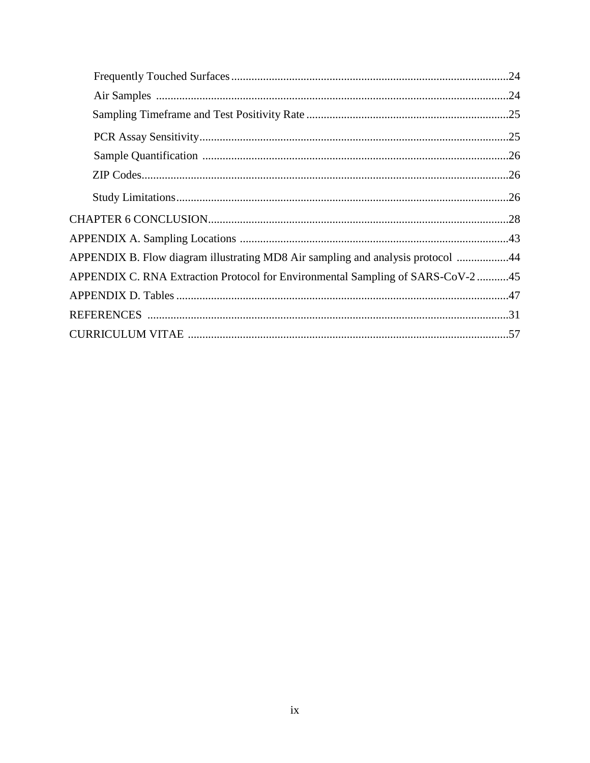Frequently Touched Surfaces ......... 24

Air Samples ......... 24

Sampling Timeframe and Test Positivity Rate ......... 25

PCR Assay Sensitivity ......... 25

Sample Quantification ......... 26

ZIP Codes ......... 26

Study Limitations ......... 26

CHAPTER 6 CONCLUSION ......... 28

APPENDIX A. Sampling Locations ......... 43

APPENDIX B. Flow diagram illustrating MD8 Air sampling and analysis protocol ......... 44

APPENDIX C. RNA Extraction Protocol for Environmental Sampling of SARS-CoV-2 ......... 45

APPENDIX D. Tables ......... 47

REFERENCES ......... 31

CURRICULUM VITAE ......... 57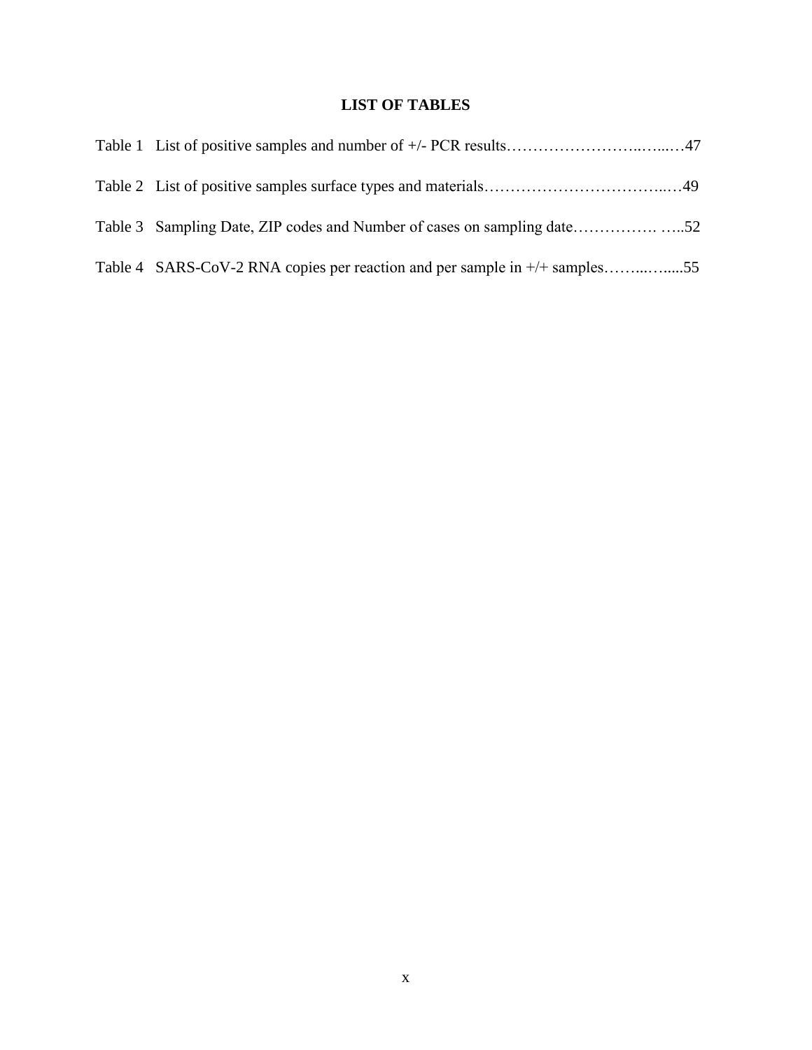# LIST OF TABLES

Table 1 List of positive samples and number of +/- PCR results……………………..…...…47

Table 2 List of positive samples surface types and materials……………………………..…49

Table 3 Sampling Date, ZIP codes and Number of cases on sampling date……………. …..52

Table 4 SARS-CoV-2 RNA copies per reaction and per sample in +/+ samples……...….....55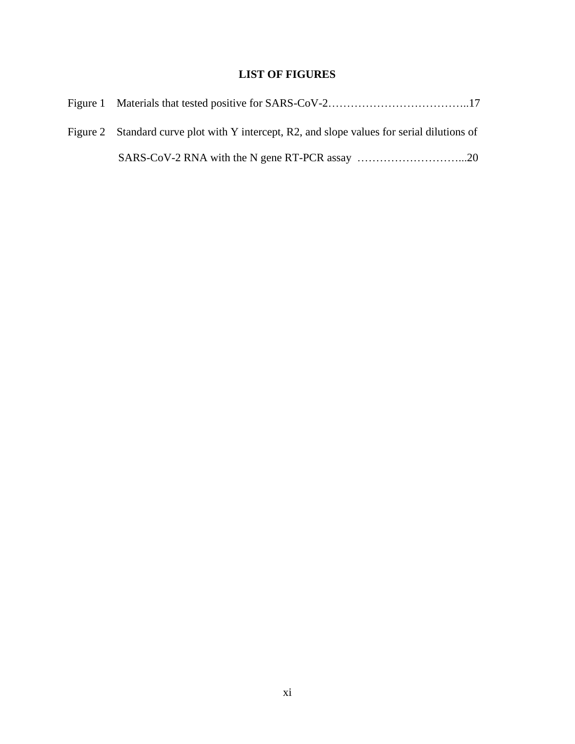# LIST OF FIGURES

Figure 1 Materials that tested positive for SARS-CoV-2………………………………..17

Figure 2 Standard curve plot with Y intercept, R2, and slope values for serial dilutions of SARS-CoV-2 RNA with the N gene RT-PCR assay ………………………...20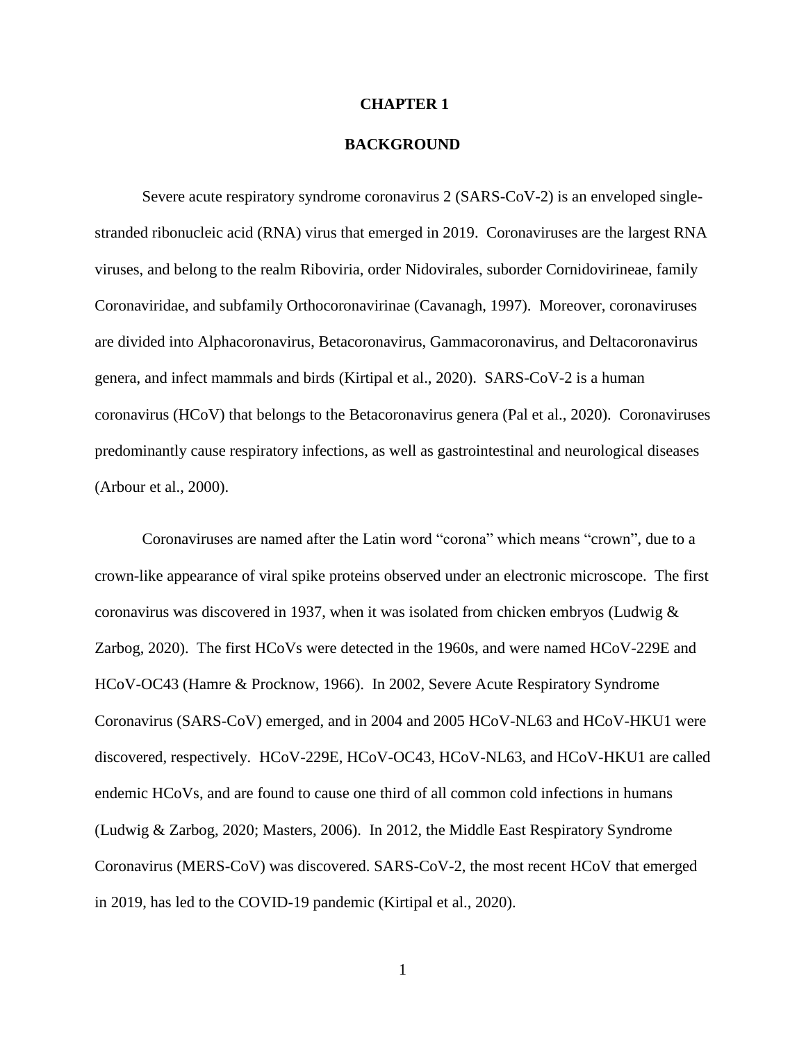# CHAPTER 1

## BACKGROUND

Severe acute respiratory syndrome coronavirus 2 (SARS-CoV-2) is an enveloped single-stranded ribonucleic acid (RNA) virus that emerged in 2019. Coronaviruses are the largest RNA viruses, and belong to the realm Riboviria, order Nidovirales, suborder Cornidovirineae, family Coronaviridae, and subfamily Orthocoronavirinae (Cavanagh, 1997). Moreover, coronaviruses are divided into Alphacoronavirus, Betacoronavirus, Gammacoronavirus, and Deltacoronavirus genera, and infect mammals and birds (Kirtipal et al., 2020). SARS-CoV-2 is a human coronavirus (HCoV) that belongs to the Betacoronavirus genera (Pal et al., 2020). Coronaviruses predominantly cause respiratory infections, as well as gastrointestinal and neurological diseases (Arbour et al., 2000).

Coronaviruses are named after the Latin word "corona" which means "crown", due to a crown-like appearance of viral spike proteins observed under an electronic microscope. The first coronavirus was discovered in 1937, when it was isolated from chicken embryos (Ludwig & Zarbog, 2020). The first HCoVs were detected in the 1960s, and were named HCoV-229E and HCoV-OC43 (Hamre & Procknow, 1966). In 2002, Severe Acute Respiratory Syndrome Coronavirus (SARS-CoV) emerged, and in 2004 and 2005 HCoV-NL63 and HCoV-HKU1 were discovered, respectively. HCoV-229E, HCoV-OC43, HCoV-NL63, and HCoV-HKU1 are called endemic HCoVs, and are found to cause one third of all common cold infections in humans (Ludwig & Zarbog, 2020; Masters, 2006). In 2012, the Middle East Respiratory Syndrome Coronavirus (MERS-CoV) was discovered. SARS-CoV-2, the most recent HCoV that emerged in 2019, has led to the COVID-19 pandemic (Kirtipal et al., 2020).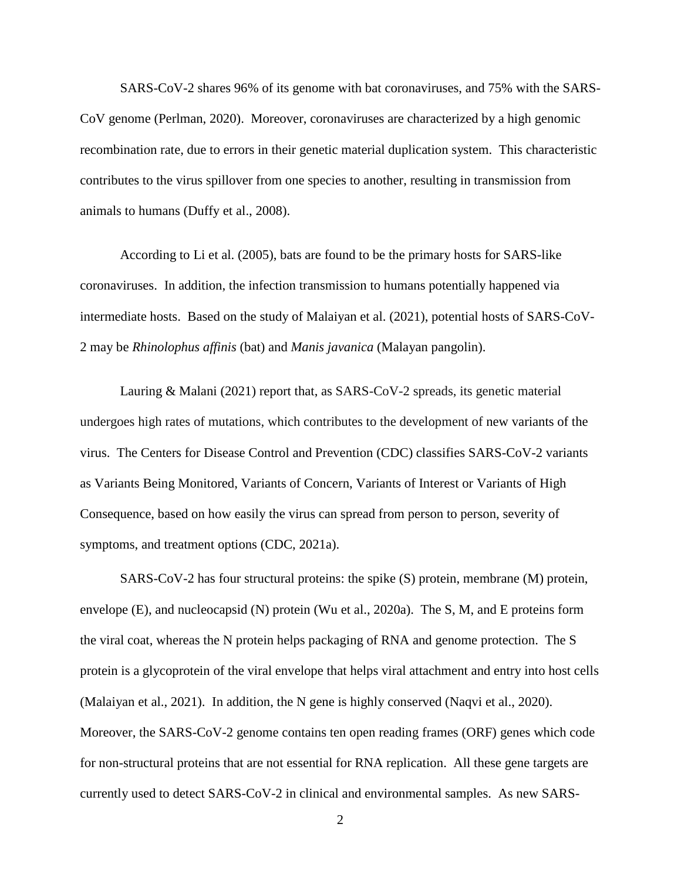SARS-CoV-2 shares 96% of its genome with bat coronaviruses, and 75% with the SARS-CoV genome (Perlman, 2020). Moreover, coronaviruses are characterized by a high genomic recombination rate, due to errors in their genetic material duplication system. This characteristic contributes to the virus spillover from one species to another, resulting in transmission from animals to humans (Duffy et al., 2008).

According to Li et al. (2005), bats are found to be the primary hosts for SARS-like coronaviruses. In addition, the infection transmission to humans potentially happened via intermediate hosts. Based on the study of Malaiyan et al. (2021), potential hosts of SARS-CoV-2 may be *Rhinolophus affinis* (bat) and *Manis javanica* (Malayan pangolin).

Lauring & Malani (2021) report that, as SARS-CoV-2 spreads, its genetic material undergoes high rates of mutations, which contributes to the development of new variants of the virus. The Centers for Disease Control and Prevention (CDC) classifies SARS-CoV-2 variants as Variants Being Monitored, Variants of Concern, Variants of Interest or Variants of High Consequence, based on how easily the virus can spread from person to person, severity of symptoms, and treatment options (CDC, 2021a).

SARS-CoV-2 has four structural proteins: the spike (S) protein, membrane (M) protein, envelope (E), and nucleocapsid (N) protein (Wu et al., 2020a). The S, M, and E proteins form the viral coat, whereas the N protein helps packaging of RNA and genome protection. The S protein is a glycoprotein of the viral envelope that helps viral attachment and entry into host cells (Malaiyan et al., 2021). In addition, the N gene is highly conserved (Naqvi et al., 2020). Moreover, the SARS-CoV-2 genome contains ten open reading frames (ORF) genes which code for non-structural proteins that are not essential for RNA replication. All these gene targets are currently used to detect SARS-CoV-2 in clinical and environmental samples. As new SARS-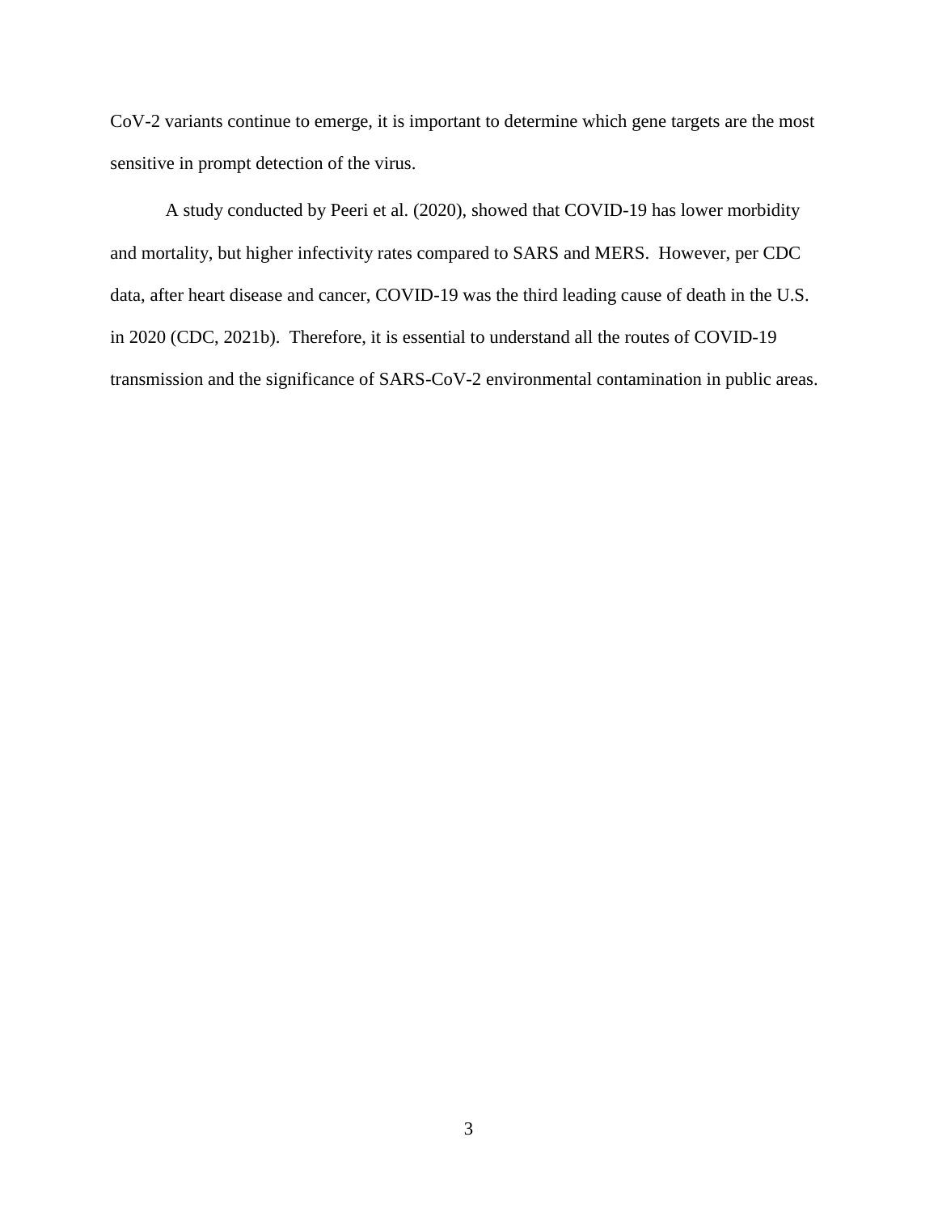CoV-2 variants continue to emerge, it is important to determine which gene targets are the most sensitive in prompt detection of the virus.

A study conducted by Peeri et al. (2020), showed that COVID-19 has lower morbidity and mortality, but higher infectivity rates compared to SARS and MERS. However, per CDC data, after heart disease and cancer, COVID-19 was the third leading cause of death in the U.S. in 2020 (CDC, 2021b). Therefore, it is essential to understand all the routes of COVID-19 transmission and the significance of SARS-CoV-2 environmental contamination in public areas.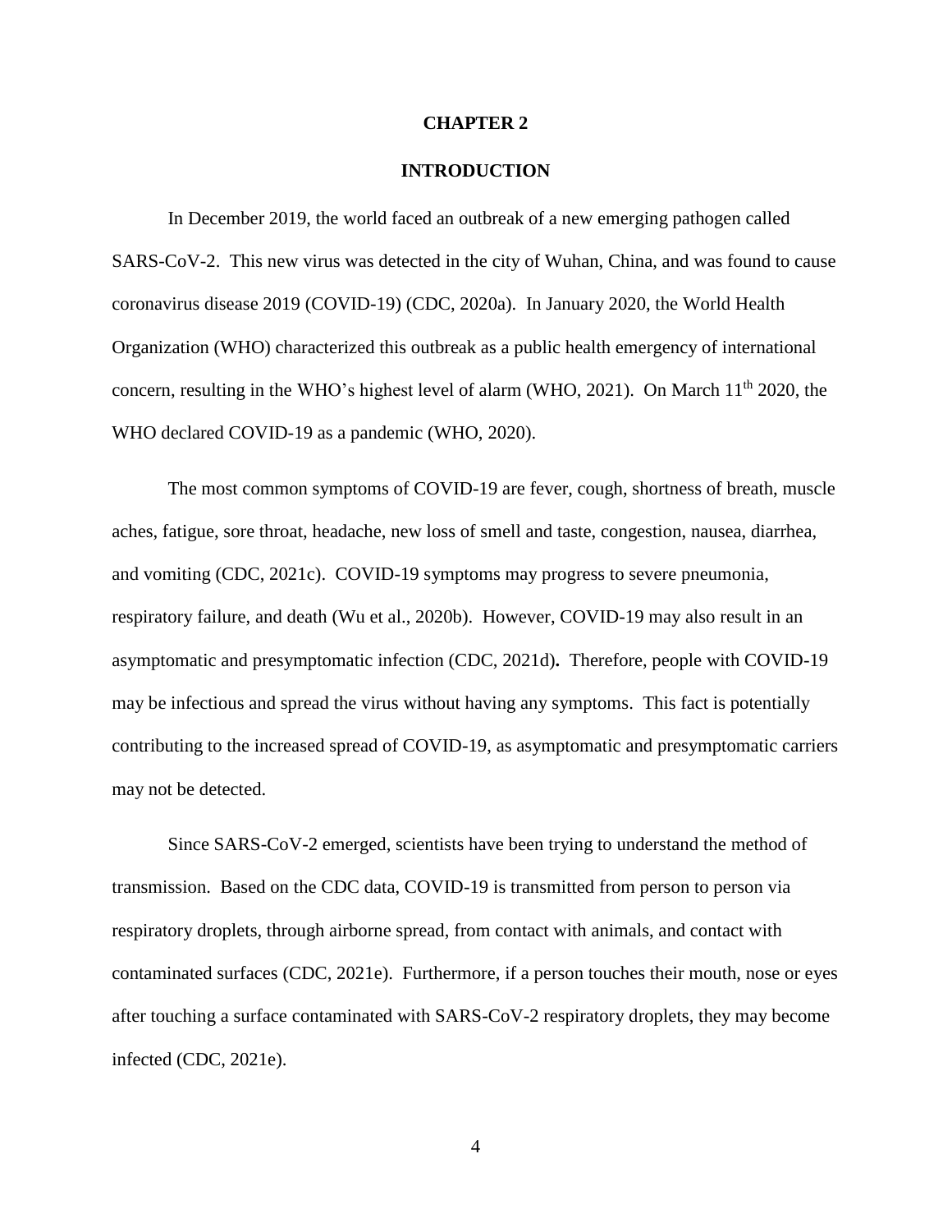# CHAPTER 2

## INTRODUCTION

In December 2019, the world faced an outbreak of a new emerging pathogen called SARS-CoV-2. This new virus was detected in the city of Wuhan, China, and was found to cause coronavirus disease 2019 (COVID-19) (CDC, 2020a). In January 2020, the World Health Organization (WHO) characterized this outbreak as a public health emergency of international concern, resulting in the WHO's highest level of alarm (WHO, 2021). On March 11th 2020, the WHO declared COVID-19 as a pandemic (WHO, 2020).

The most common symptoms of COVID-19 are fever, cough, shortness of breath, muscle aches, fatigue, sore throat, headache, new loss of smell and taste, congestion, nausea, diarrhea, and vomiting (CDC, 2021c). COVID-19 symptoms may progress to severe pneumonia, respiratory failure, and death (Wu et al., 2020b). However, COVID-19 may also result in an asymptomatic and presymptomatic infection (CDC, 2021d). Therefore, people with COVID-19 may be infectious and spread the virus without having any symptoms. This fact is potentially contributing to the increased spread of COVID-19, as asymptomatic and presymptomatic carriers may not be detected.

Since SARS-CoV-2 emerged, scientists have been trying to understand the method of transmission. Based on the CDC data, COVID-19 is transmitted from person to person via respiratory droplets, through airborne spread, from contact with animals, and contact with contaminated surfaces (CDC, 2021e). Furthermore, if a person touches their mouth, nose or eyes after touching a surface contaminated with SARS-CoV-2 respiratory droplets, they may become infected (CDC, 2021e).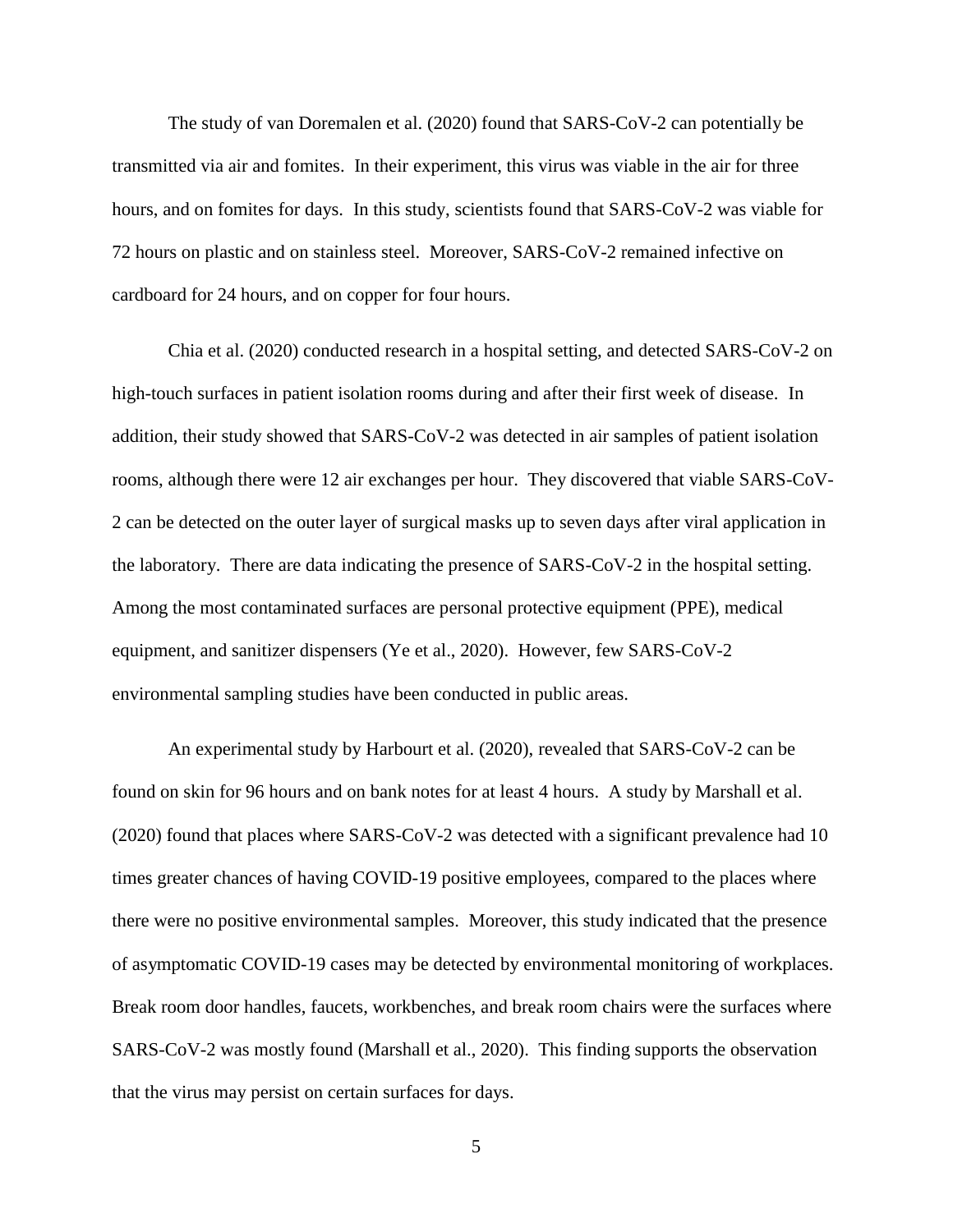The study of van Doremalen et al. (2020) found that SARS-CoV-2 can potentially be transmitted via air and fomites. In their experiment, this virus was viable in the air for three hours, and on fomites for days. In this study, scientists found that SARS-CoV-2 was viable for 72 hours on plastic and on stainless steel. Moreover, SARS-CoV-2 remained infective on cardboard for 24 hours, and on copper for four hours.

Chia et al. (2020) conducted research in a hospital setting, and detected SARS-CoV-2 on high-touch surfaces in patient isolation rooms during and after their first week of disease. In addition, their study showed that SARS-CoV-2 was detected in air samples of patient isolation rooms, although there were 12 air exchanges per hour. They discovered that viable SARS-CoV-2 can be detected on the outer layer of surgical masks up to seven days after viral application in the laboratory. There are data indicating the presence of SARS-CoV-2 in the hospital setting. Among the most contaminated surfaces are personal protective equipment (PPE), medical equipment, and sanitizer dispensers (Ye et al., 2020). However, few SARS-CoV-2 environmental sampling studies have been conducted in public areas.

An experimental study by Harbourt et al. (2020), revealed that SARS-CoV-2 can be found on skin for 96 hours and on bank notes for at least 4 hours. A study by Marshall et al. (2020) found that places where SARS-CoV-2 was detected with a significant prevalence had 10 times greater chances of having COVID-19 positive employees, compared to the places where there were no positive environmental samples. Moreover, this study indicated that the presence of asymptomatic COVID-19 cases may be detected by environmental monitoring of workplaces. Break room door handles, faucets, workbenches, and break room chairs were the surfaces where SARS-CoV-2 was mostly found (Marshall et al., 2020). This finding supports the observation that the virus may persist on certain surfaces for days.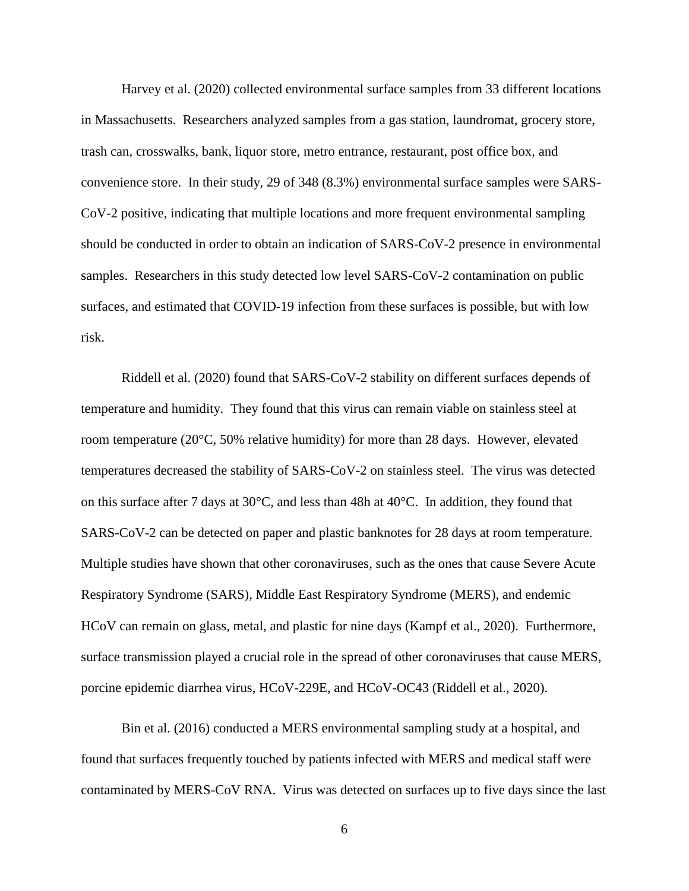Harvey et al. (2020) collected environmental surface samples from 33 different locations in Massachusetts. Researchers analyzed samples from a gas station, laundromat, grocery store, trash can, crosswalks, bank, liquor store, metro entrance, restaurant, post office box, and convenience store. In their study, 29 of 348 (8.3%) environmental surface samples were SARS-CoV-2 positive, indicating that multiple locations and more frequent environmental sampling should be conducted in order to obtain an indication of SARS-CoV-2 presence in environmental samples. Researchers in this study detected low level SARS-CoV-2 contamination on public surfaces, and estimated that COVID-19 infection from these surfaces is possible, but with low risk.

Riddell et al. (2020) found that SARS-CoV-2 stability on different surfaces depends of temperature and humidity. They found that this virus can remain viable on stainless steel at room temperature (20°C, 50% relative humidity) for more than 28 days. However, elevated temperatures decreased the stability of SARS-CoV-2 on stainless steel. The virus was detected on this surface after 7 days at 30°C, and less than 48h at 40°C. In addition, they found that SARS-CoV-2 can be detected on paper and plastic banknotes for 28 days at room temperature. Multiple studies have shown that other coronaviruses, such as the ones that cause Severe Acute Respiratory Syndrome (SARS), Middle East Respiratory Syndrome (MERS), and endemic HCoV can remain on glass, metal, and plastic for nine days (Kampf et al., 2020). Furthermore, surface transmission played a crucial role in the spread of other coronaviruses that cause MERS, porcine epidemic diarrhea virus, HCoV-229E, and HCoV-OC43 (Riddell et al., 2020).

Bin et al. (2016) conducted a MERS environmental sampling study at a hospital, and found that surfaces frequently touched by patients infected with MERS and medical staff were contaminated by MERS-CoV RNA. Virus was detected on surfaces up to five days since the last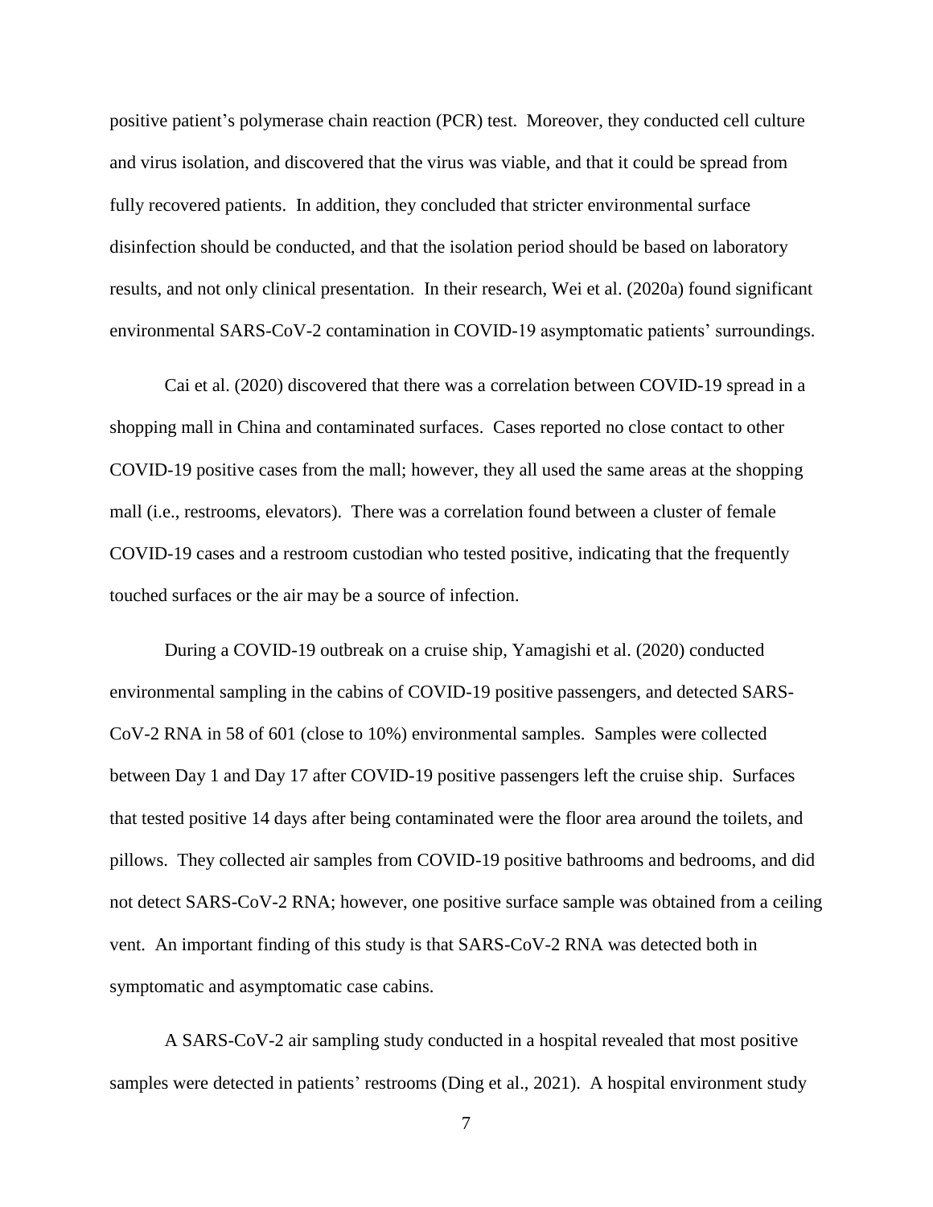positive patient's polymerase chain reaction (PCR) test. Moreover, they conducted cell culture and virus isolation, and discovered that the virus was viable, and that it could be spread from fully recovered patients. In addition, they concluded that stricter environmental surface disinfection should be conducted, and that the isolation period should be based on laboratory results, and not only clinical presentation. In their research, Wei et al. (2020a) found significant environmental SARS-CoV-2 contamination in COVID-19 asymptomatic patients' surroundings.

Cai et al. (2020) discovered that there was a correlation between COVID-19 spread in a shopping mall in China and contaminated surfaces. Cases reported no close contact to other COVID-19 positive cases from the mall; however, they all used the same areas at the shopping mall (i.e., restrooms, elevators). There was a correlation found between a cluster of female COVID-19 cases and a restroom custodian who tested positive, indicating that the frequently touched surfaces or the air may be a source of infection.

During a COVID-19 outbreak on a cruise ship, Yamagishi et al. (2020) conducted environmental sampling in the cabins of COVID-19 positive passengers, and detected SARS-CoV-2 RNA in 58 of 601 (close to 10%) environmental samples. Samples were collected between Day 1 and Day 17 after COVID-19 positive passengers left the cruise ship. Surfaces that tested positive 14 days after being contaminated were the floor area around the toilets, and pillows. They collected air samples from COVID-19 positive bathrooms and bedrooms, and did not detect SARS-CoV-2 RNA; however, one positive surface sample was obtained from a ceiling vent. An important finding of this study is that SARS-CoV-2 RNA was detected both in symptomatic and asymptomatic case cabins.

A SARS-CoV-2 air sampling study conducted in a hospital revealed that most positive samples were detected in patients' restrooms (Ding et al., 2021). A hospital environment study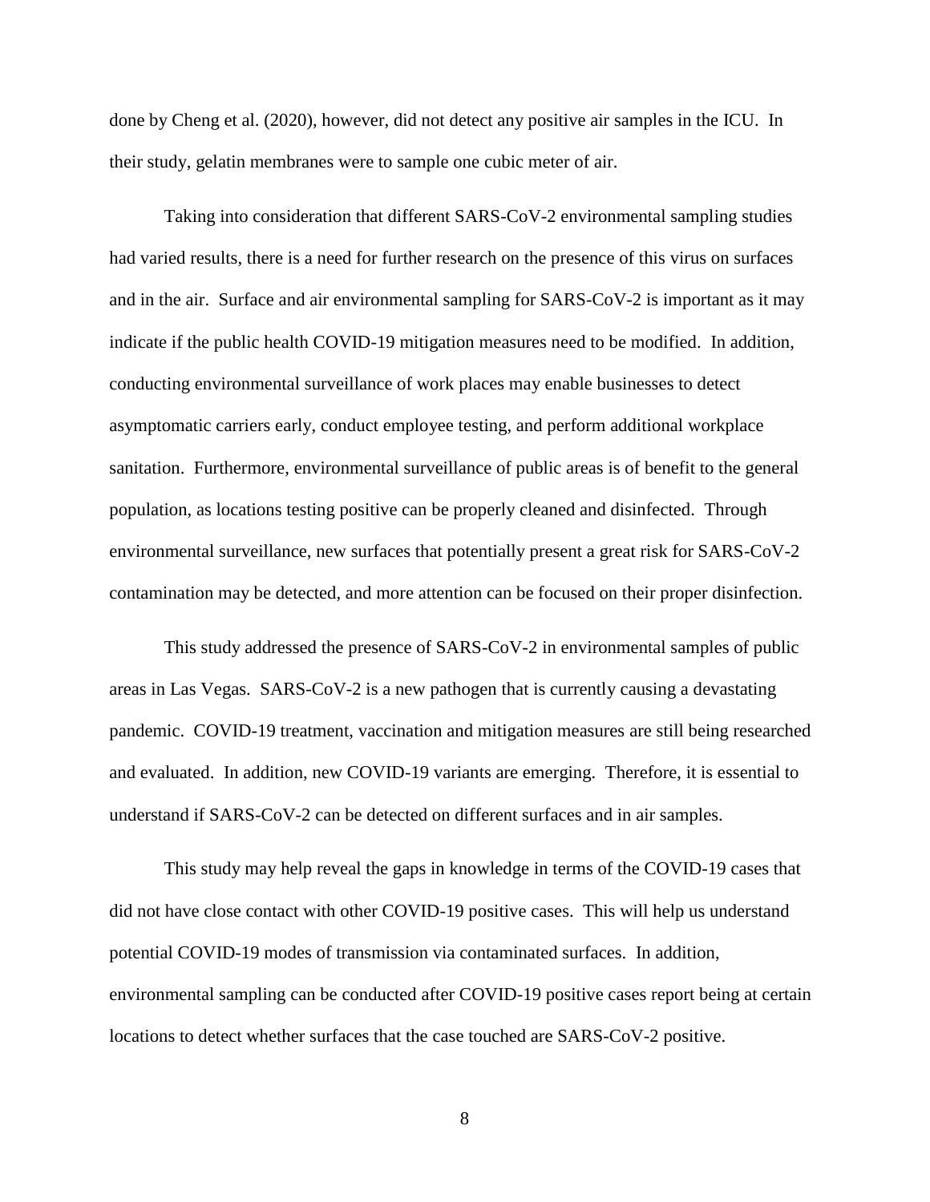done by Cheng et al. (2020), however, did not detect any positive air samples in the ICU. In their study, gelatin membranes were to sample one cubic meter of air.

Taking into consideration that different SARS-CoV-2 environmental sampling studies had varied results, there is a need for further research on the presence of this virus on surfaces and in the air. Surface and air environmental sampling for SARS-CoV-2 is important as it may indicate if the public health COVID-19 mitigation measures need to be modified. In addition, conducting environmental surveillance of work places may enable businesses to detect asymptomatic carriers early, conduct employee testing, and perform additional workplace sanitation. Furthermore, environmental surveillance of public areas is of benefit to the general population, as locations testing positive can be properly cleaned and disinfected. Through environmental surveillance, new surfaces that potentially present a great risk for SARS-CoV-2 contamination may be detected, and more attention can be focused on their proper disinfection.

This study addressed the presence of SARS-CoV-2 in environmental samples of public areas in Las Vegas. SARS-CoV-2 is a new pathogen that is currently causing a devastating pandemic. COVID-19 treatment, vaccination and mitigation measures are still being researched and evaluated. In addition, new COVID-19 variants are emerging. Therefore, it is essential to understand if SARS-CoV-2 can be detected on different surfaces and in air samples.

This study may help reveal the gaps in knowledge in terms of the COVID-19 cases that did not have close contact with other COVID-19 positive cases. This will help us understand potential COVID-19 modes of transmission via contaminated surfaces. In addition, environmental sampling can be conducted after COVID-19 positive cases report being at certain locations to detect whether surfaces that the case touched are SARS-CoV-2 positive.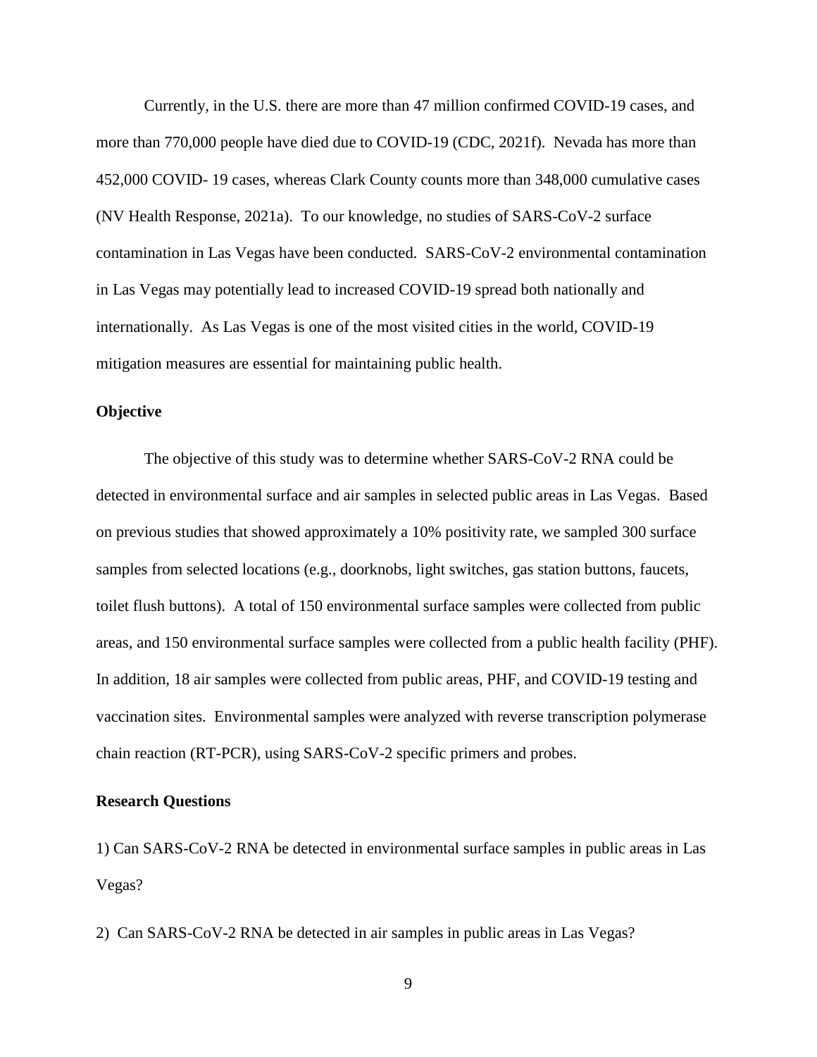Currently, in the U.S. there are more than 47 million confirmed COVID-19 cases, and more than 770,000 people have died due to COVID-19 (CDC, 2021f). Nevada has more than 452,000 COVID- 19 cases, whereas Clark County counts more than 348,000 cumulative cases (NV Health Response, 2021a). To our knowledge, no studies of SARS-CoV-2 surface contamination in Las Vegas have been conducted. SARS-CoV-2 environmental contamination in Las Vegas may potentially lead to increased COVID-19 spread both nationally and internationally. As Las Vegas is one of the most visited cities in the world, COVID-19 mitigation measures are essential for maintaining public health.

**Objective**

The objective of this study was to determine whether SARS-CoV-2 RNA could be detected in environmental surface and air samples in selected public areas in Las Vegas. Based on previous studies that showed approximately a 10% positivity rate, we sampled 300 surface samples from selected locations (e.g., doorknobs, light switches, gas station buttons, faucets, toilet flush buttons). A total of 150 environmental surface samples were collected from public areas, and 150 environmental surface samples were collected from a public health facility (PHF). In addition, 18 air samples were collected from public areas, PHF, and COVID-19 testing and vaccination sites. Environmental samples were analyzed with reverse transcription polymerase chain reaction (RT-PCR), using SARS-CoV-2 specific primers and probes.

**Research Questions**

1) Can SARS-CoV-2 RNA be detected in environmental surface samples in public areas in Las Vegas?

2) Can SARS-CoV-2 RNA be detected in air samples in public areas in Las Vegas?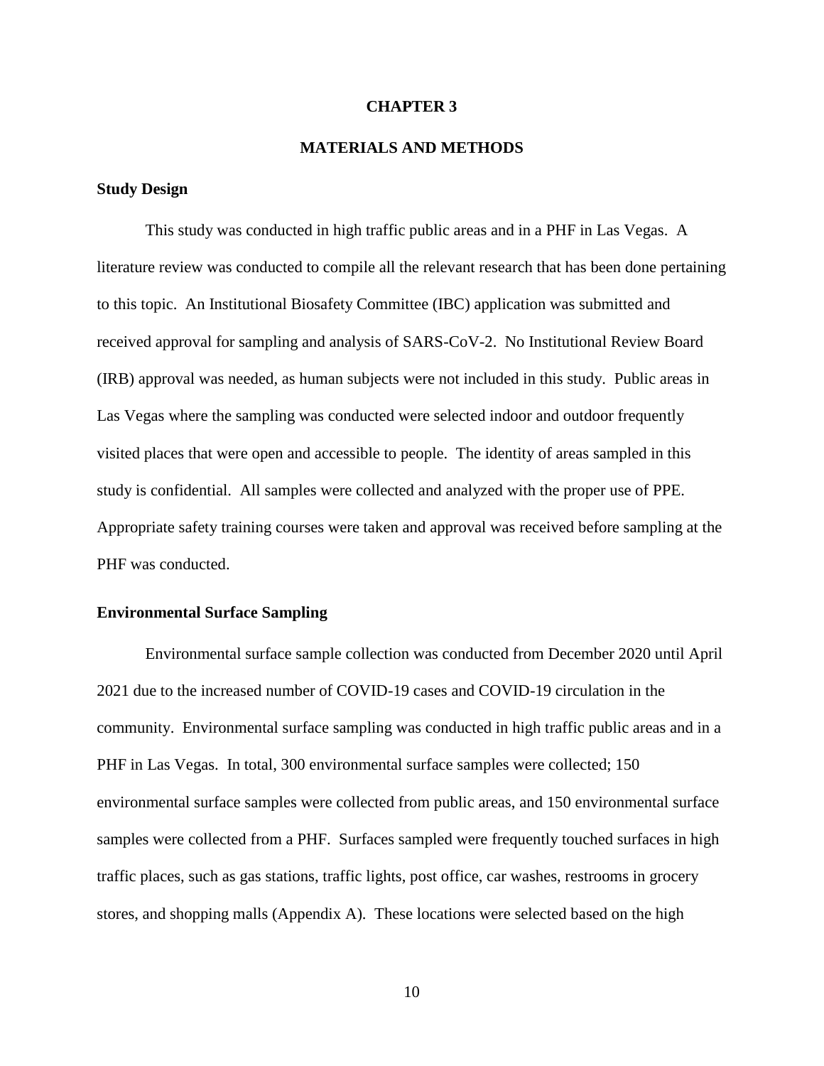# CHAPTER 3

# MATERIALS AND METHODS

## Study Design

This study was conducted in high traffic public areas and in a PHF in Las Vegas. A literature review was conducted to compile all the relevant research that has been done pertaining to this topic. An Institutional Biosafety Committee (IBC) application was submitted and received approval for sampling and analysis of SARS-CoV-2. No Institutional Review Board (IRB) approval was needed, as human subjects were not included in this study. Public areas in Las Vegas where the sampling was conducted were selected indoor and outdoor frequently visited places that were open and accessible to people. The identity of areas sampled in this study is confidential. All samples were collected and analyzed with the proper use of PPE. Appropriate safety training courses were taken and approval was received before sampling at the PHF was conducted.

## Environmental Surface Sampling

Environmental surface sample collection was conducted from December 2020 until April 2021 due to the increased number of COVID-19 cases and COVID-19 circulation in the community. Environmental surface sampling was conducted in high traffic public areas and in a PHF in Las Vegas. In total, 300 environmental surface samples were collected; 150 environmental surface samples were collected from public areas, and 150 environmental surface samples were collected from a PHF. Surfaces sampled were frequently touched surfaces in high traffic places, such as gas stations, traffic lights, post office, car washes, restrooms in grocery stores, and shopping malls (Appendix A). These locations were selected based on the high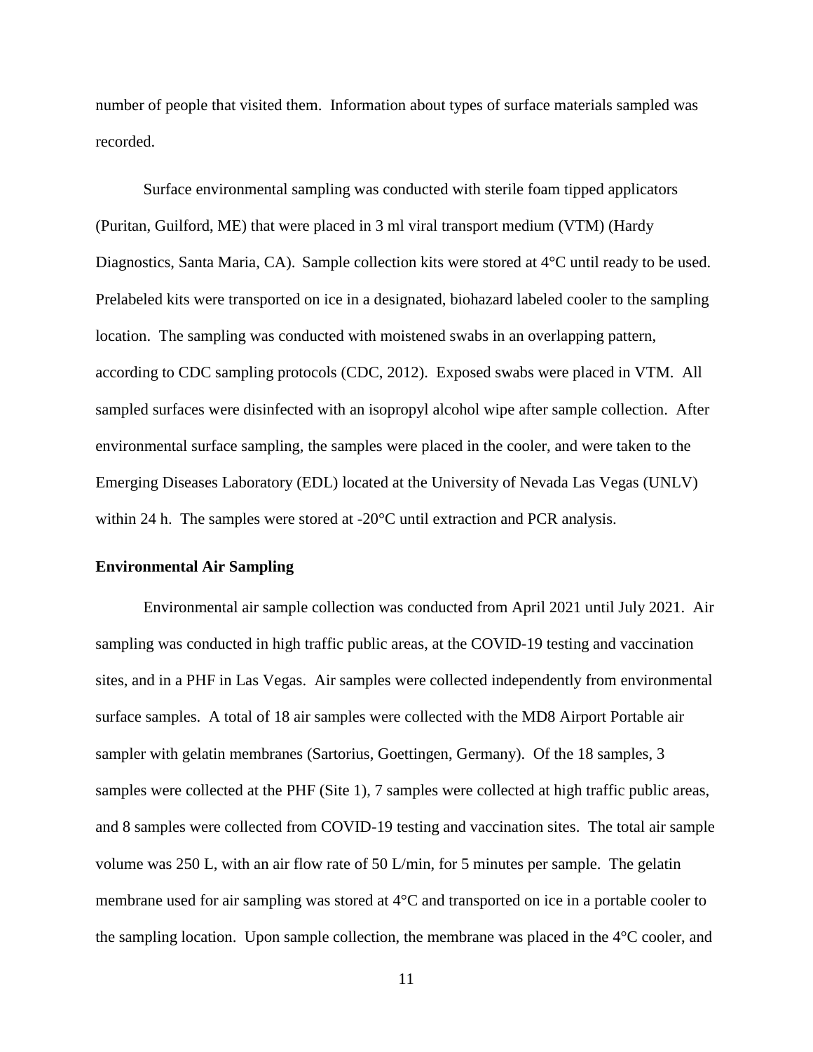number of people that visited them. Information about types of surface materials sampled was recorded.

Surface environmental sampling was conducted with sterile foam tipped applicators (Puritan, Guilford, ME) that were placed in 3 ml viral transport medium (VTM) (Hardy Diagnostics, Santa Maria, CA). Sample collection kits were stored at 4°C until ready to be used. Prelabeled kits were transported on ice in a designated, biohazard labeled cooler to the sampling location. The sampling was conducted with moistened swabs in an overlapping pattern, according to CDC sampling protocols (CDC, 2012). Exposed swabs were placed in VTM. All sampled surfaces were disinfected with an isopropyl alcohol wipe after sample collection. After environmental surface sampling, the samples were placed in the cooler, and were taken to the Emerging Diseases Laboratory (EDL) located at the University of Nevada Las Vegas (UNLV) within 24 h. The samples were stored at -20°C until extraction and PCR analysis.

**Environmental Air Sampling**

Environmental air sample collection was conducted from April 2021 until July 2021. Air sampling was conducted in high traffic public areas, at the COVID-19 testing and vaccination sites, and in a PHF in Las Vegas. Air samples were collected independently from environmental surface samples. A total of 18 air samples were collected with the MD8 Airport Portable air sampler with gelatin membranes (Sartorius, Goettingen, Germany). Of the 18 samples, 3 samples were collected at the PHF (Site 1), 7 samples were collected at high traffic public areas, and 8 samples were collected from COVID-19 testing and vaccination sites. The total air sample volume was 250 L, with an air flow rate of 50 L/min, for 5 minutes per sample. The gelatin membrane used for air sampling was stored at 4°C and transported on ice in a portable cooler to the sampling location. Upon sample collection, the membrane was placed in the 4°C cooler, and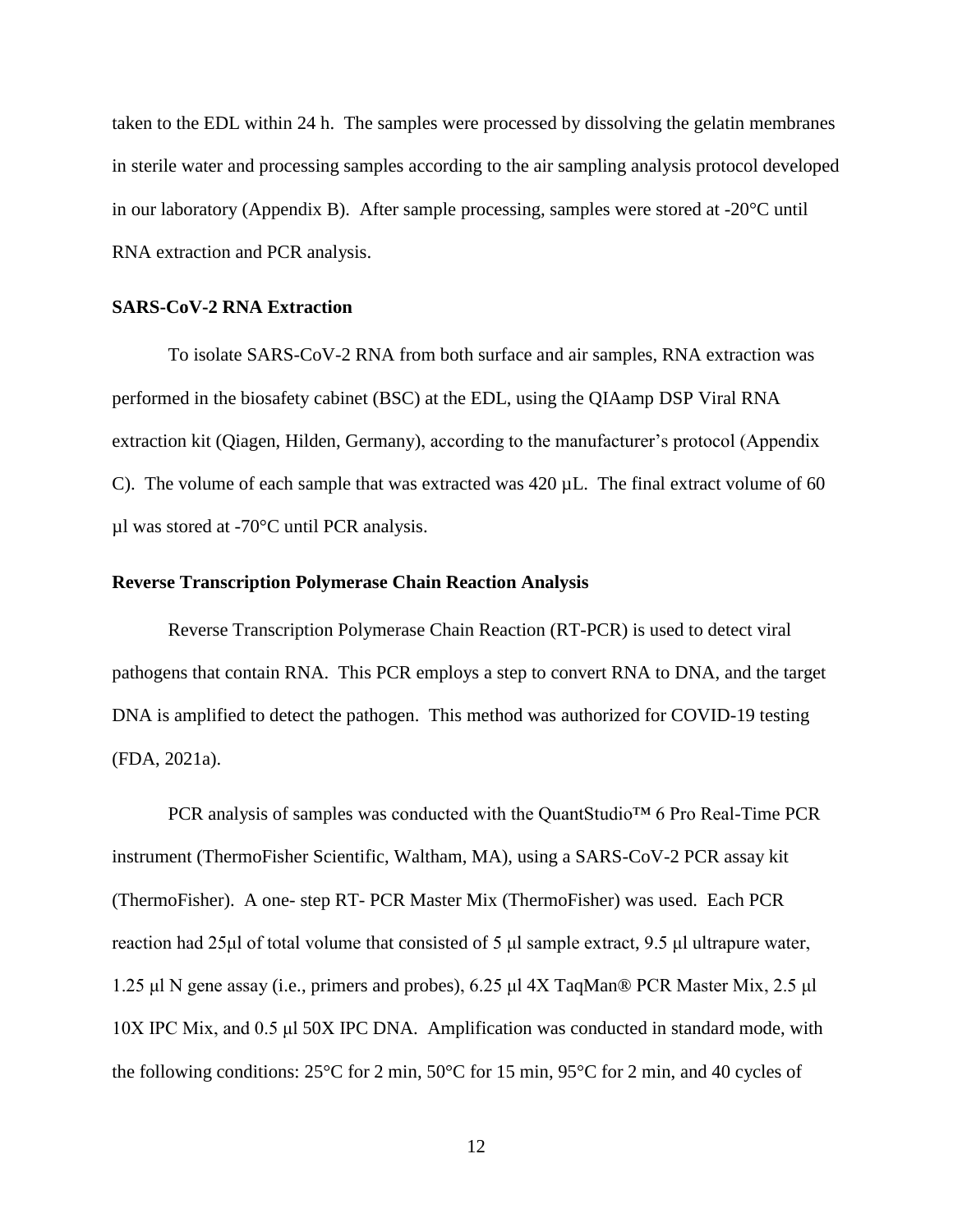taken to the EDL within 24 h. The samples were processed by dissolving the gelatin membranes in sterile water and processing samples according to the air sampling analysis protocol developed in our laboratory (Appendix B). After sample processing, samples were stored at -20°C until RNA extraction and PCR analysis.

### SARS-CoV-2 RNA Extraction

To isolate SARS-CoV-2 RNA from both surface and air samples, RNA extraction was performed in the biosafety cabinet (BSC) at the EDL, using the QIAamp DSP Viral RNA extraction kit (Qiagen, Hilden, Germany), according to the manufacturer's protocol (Appendix C). The volume of each sample that was extracted was 420 µL. The final extract volume of 60 µl was stored at -70°C until PCR analysis.

### Reverse Transcription Polymerase Chain Reaction Analysis

Reverse Transcription Polymerase Chain Reaction (RT-PCR) is used to detect viral pathogens that contain RNA. This PCR employs a step to convert RNA to DNA, and the target DNA is amplified to detect the pathogen. This method was authorized for COVID-19 testing (FDA, 2021a).

PCR analysis of samples was conducted with the QuantStudio™ 6 Pro Real-Time PCR instrument (ThermoFisher Scientific, Waltham, MA), using a SARS-CoV-2 PCR assay kit (ThermoFisher). A one- step RT- PCR Master Mix (ThermoFisher) was used. Each PCR reaction had 25µl of total volume that consisted of 5 µl sample extract, 9.5 µl ultrapure water, 1.25 µl N gene assay (i.e., primers and probes), 6.25 µl 4X TaqMan® PCR Master Mix, 2.5 µl 10X IPC Mix, and 0.5 µl 50X IPC DNA. Amplification was conducted in standard mode, with the following conditions: 25°C for 2 min, 50°C for 15 min, 95°C for 2 min, and 40 cycles of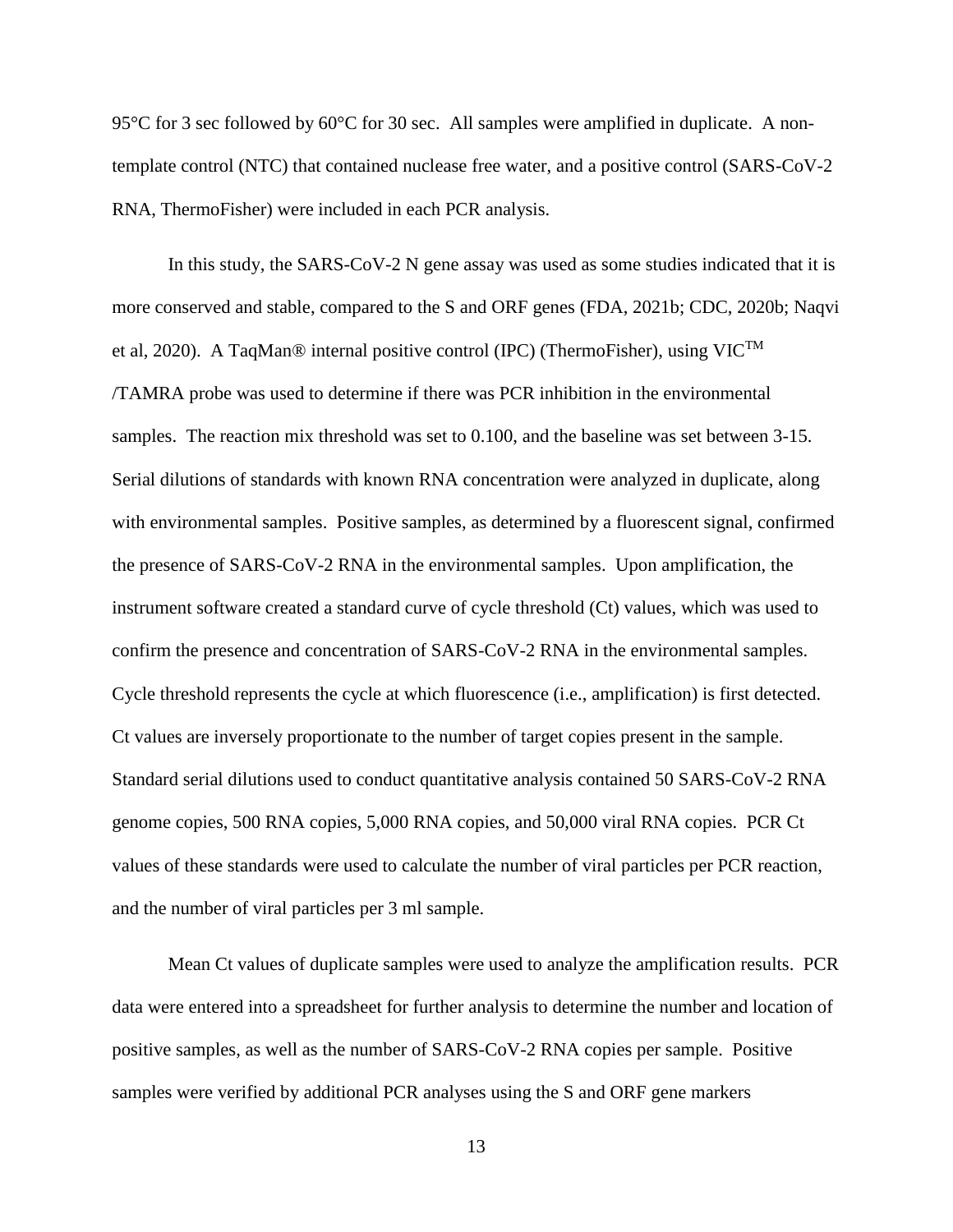95°C for 3 sec followed by 60°C for 30 sec. All samples were amplified in duplicate. A non-template control (NTC) that contained nuclease free water, and a positive control (SARS-CoV-2 RNA, ThermoFisher) were included in each PCR analysis.

In this study, the SARS-CoV-2 N gene assay was used as some studies indicated that it is more conserved and stable, compared to the S and ORF genes (FDA, 2021b; CDC, 2020b; Naqvi et al, 2020). A TaqMan® internal positive control (IPC) (ThermoFisher), using VIC™ /TAMRA probe was used to determine if there was PCR inhibition in the environmental samples. The reaction mix threshold was set to 0.100, and the baseline was set between 3-15. Serial dilutions of standards with known RNA concentration were analyzed in duplicate, along with environmental samples. Positive samples, as determined by a fluorescent signal, confirmed the presence of SARS-CoV-2 RNA in the environmental samples. Upon amplification, the instrument software created a standard curve of cycle threshold (Ct) values, which was used to confirm the presence and concentration of SARS-CoV-2 RNA in the environmental samples. Cycle threshold represents the cycle at which fluorescence (i.e., amplification) is first detected. Ct values are inversely proportionate to the number of target copies present in the sample. Standard serial dilutions used to conduct quantitative analysis contained 50 SARS-CoV-2 RNA genome copies, 500 RNA copies, 5,000 RNA copies, and 50,000 viral RNA copies. PCR Ct values of these standards were used to calculate the number of viral particles per PCR reaction, and the number of viral particles per 3 ml sample.

Mean Ct values of duplicate samples were used to analyze the amplification results. PCR data were entered into a spreadsheet for further analysis to determine the number and location of positive samples, as well as the number of SARS-CoV-2 RNA copies per sample. Positive samples were verified by additional PCR analyses using the S and ORF gene markers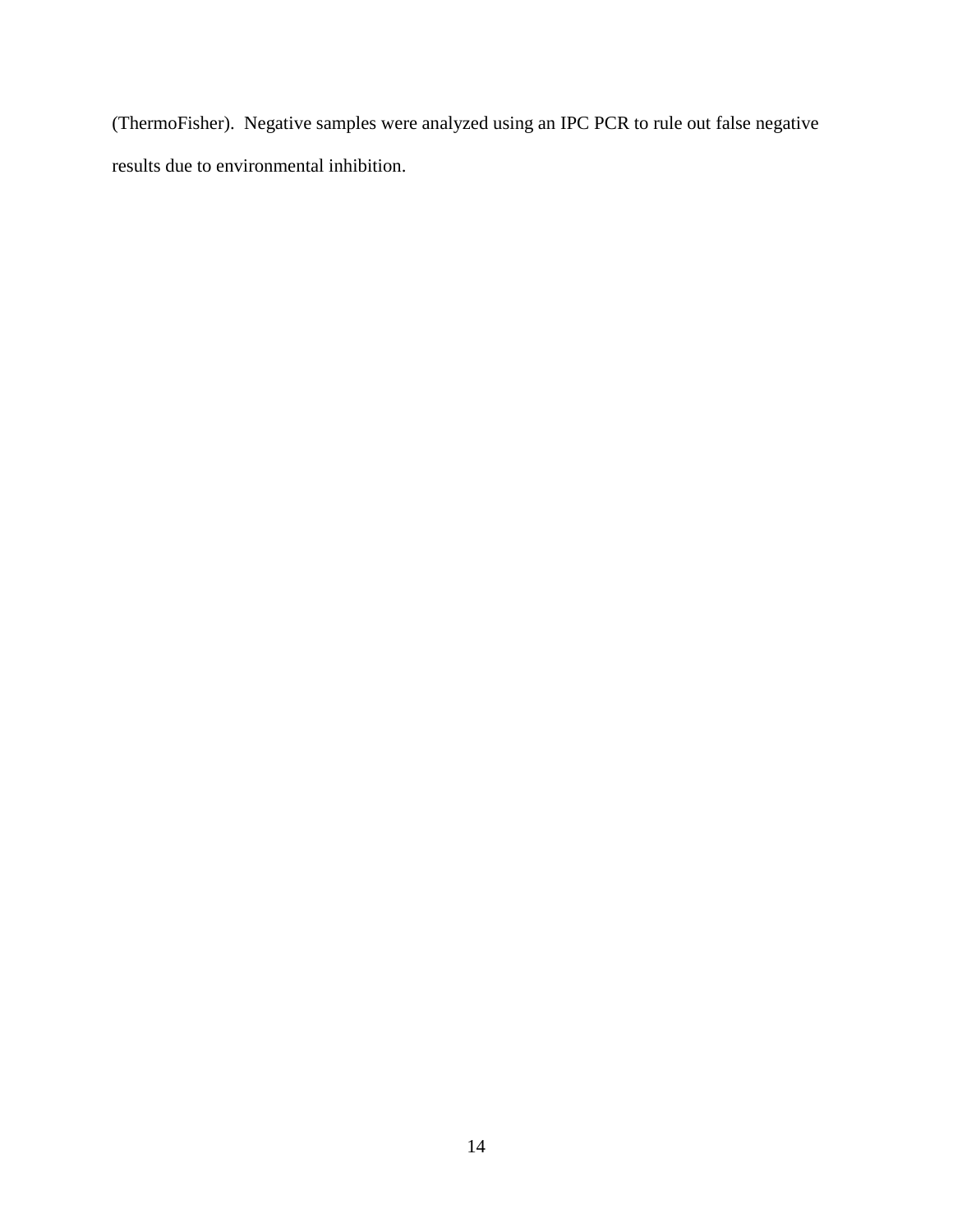(ThermoFisher). Negative samples were analyzed using an IPC PCR to rule out false negative results due to environmental inhibition.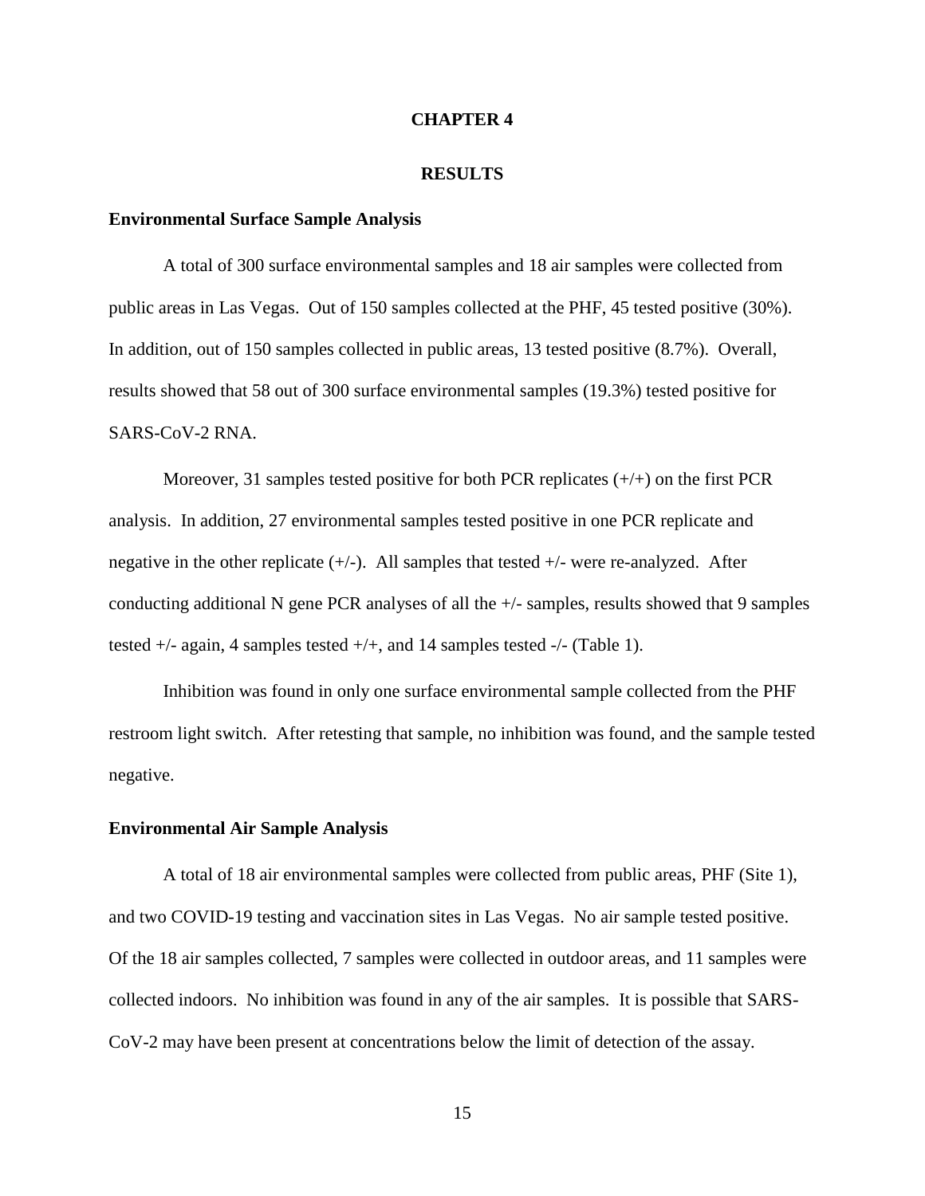# CHAPTER 4

# RESULTS

### Environmental Surface Sample Analysis

A total of 300 surface environmental samples and 18 air samples were collected from public areas in Las Vegas. Out of 150 samples collected at the PHF, 45 tested positive (30%). In addition, out of 150 samples collected in public areas, 13 tested positive (8.7%). Overall, results showed that 58 out of 300 surface environmental samples (19.3%) tested positive for SARS-CoV-2 RNA.

Moreover, 31 samples tested positive for both PCR replicates (+/+) on the first PCR analysis. In addition, 27 environmental samples tested positive in one PCR replicate and negative in the other replicate (+/-). All samples that tested +/- were re-analyzed. After conducting additional N gene PCR analyses of all the +/- samples, results showed that 9 samples tested +/- again, 4 samples tested +/+, and 14 samples tested -/- (Table 1).

Inhibition was found in only one surface environmental sample collected from the PHF restroom light switch. After retesting that sample, no inhibition was found, and the sample tested negative.

### Environmental Air Sample Analysis

A total of 18 air environmental samples were collected from public areas, PHF (Site 1), and two COVID-19 testing and vaccination sites in Las Vegas. No air sample tested positive. Of the 18 air samples collected, 7 samples were collected in outdoor areas, and 11 samples were collected indoors. No inhibition was found in any of the air samples. It is possible that SARS-CoV-2 may have been present at concentrations below the limit of detection of the assay.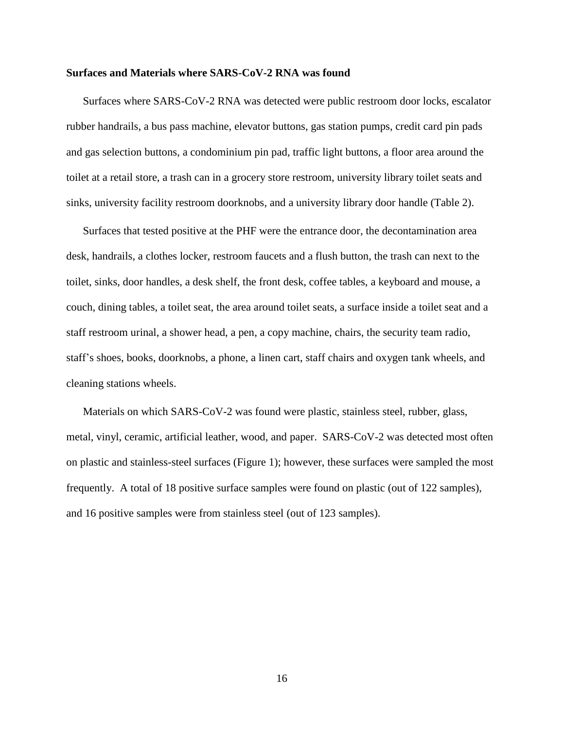**Surfaces and Materials where SARS-CoV-2 RNA was found**

Surfaces where SARS-CoV-2 RNA was detected were public restroom door locks, escalator rubber handrails, a bus pass machine, elevator buttons, gas station pumps, credit card pin pads and gas selection buttons, a condominium pin pad, traffic light buttons, a floor area around the toilet at a retail store, a trash can in a grocery store restroom, university library toilet seats and sinks, university facility restroom doorknobs, and a university library door handle (Table 2).

Surfaces that tested positive at the PHF were the entrance door, the decontamination area desk, handrails, a clothes locker, restroom faucets and a flush button, the trash can next to the toilet, sinks, door handles, a desk shelf, the front desk, coffee tables, a keyboard and mouse, a couch, dining tables, a toilet seat, the area around toilet seats, a surface inside a toilet seat and a staff restroom urinal, a shower head, a pen, a copy machine, chairs, the security team radio, staff's shoes, books, doorknobs, a phone, a linen cart, staff chairs and oxygen tank wheels, and cleaning stations wheels.

Materials on which SARS-CoV-2 was found were plastic, stainless steel, rubber, glass, metal, vinyl, ceramic, artificial leather, wood, and paper. SARS-CoV-2 was detected most often on plastic and stainless-steel surfaces (Figure 1); however, these surfaces were sampled the most frequently. A total of 18 positive surface samples were found on plastic (out of 122 samples), and 16 positive samples were from stainless steel (out of 123 samples).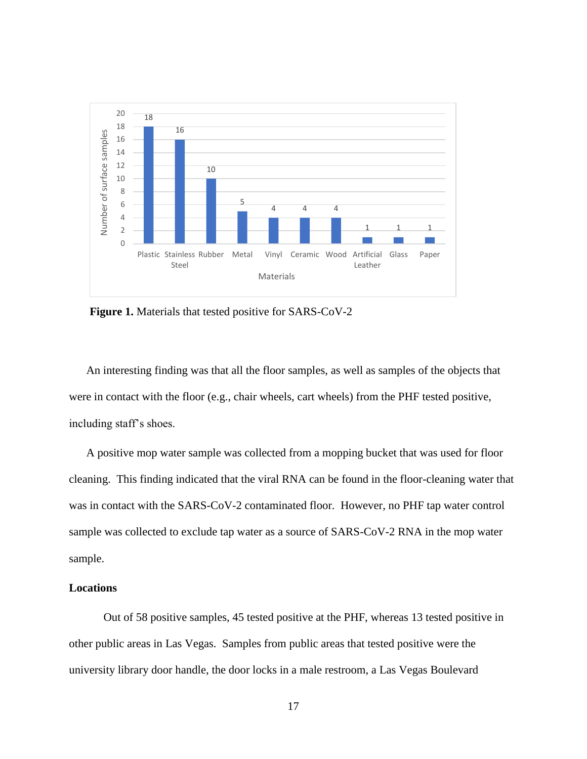**Figure 1.** Materials that tested positive for SARS-CoV-2

An interesting finding was that all the floor samples, as well as samples of the objects that were in contact with the floor (e.g., chair wheels, cart wheels) from the PHF tested positive, including staff's shoes.

A positive mop water sample was collected from a mopping bucket that was used for floor cleaning. This finding indicated that the viral RNA can be found in the floor-cleaning water that was in contact with the SARS-CoV-2 contaminated floor. However, no PHF tap water control sample was collected to exclude tap water as a source of SARS-CoV-2 RNA in the mop water sample.

**Locations**

Out of 58 positive samples, 45 tested positive at the PHF, whereas 13 tested positive in other public areas in Las Vegas. Samples from public areas that tested positive were the university library door handle, the door locks in a male restroom, a Las Vegas Boulevard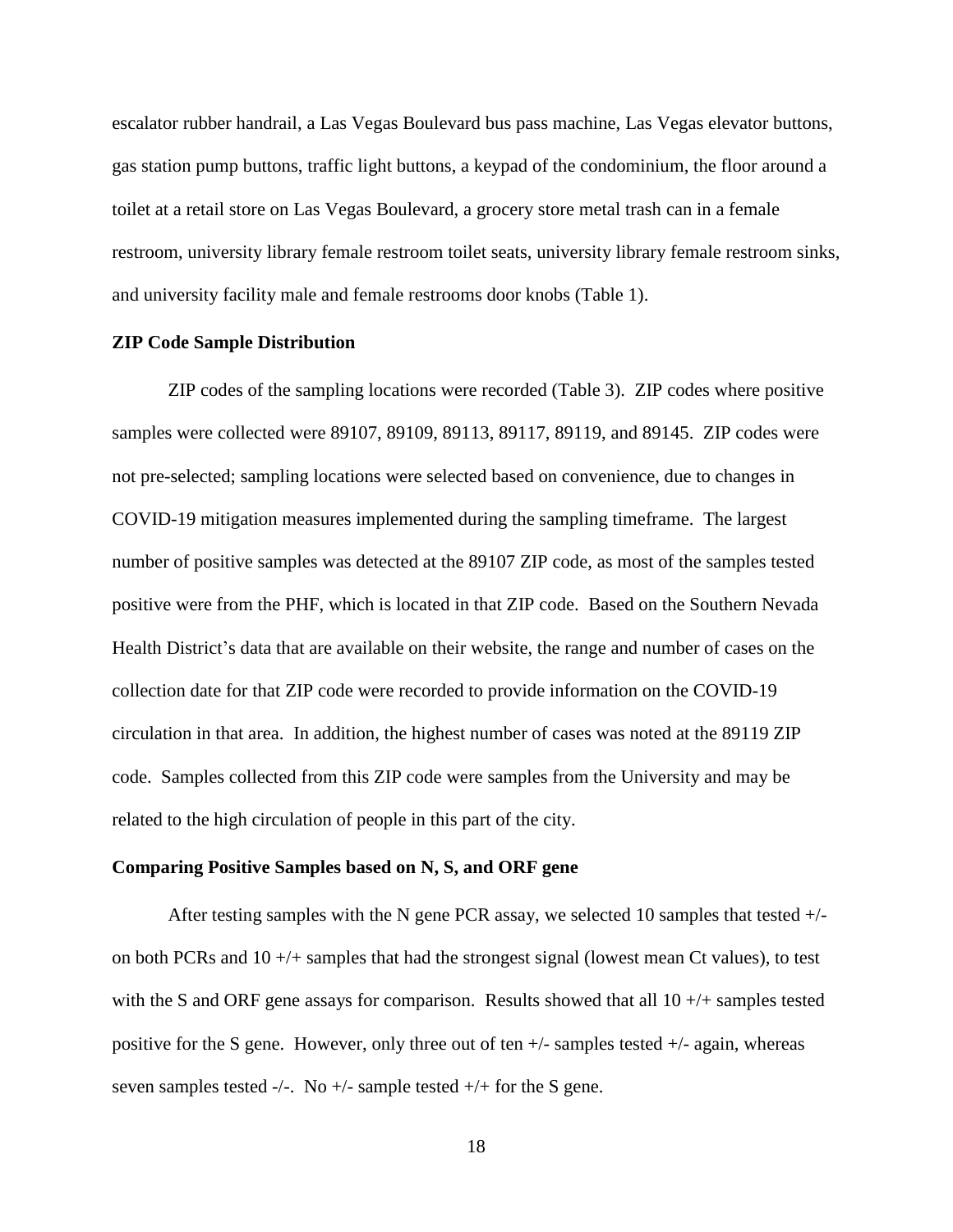escalator rubber handrail, a Las Vegas Boulevard bus pass machine, Las Vegas elevator buttons, gas station pump buttons, traffic light buttons, a keypad of the condominium, the floor around a toilet at a retail store on Las Vegas Boulevard, a grocery store metal trash can in a female restroom, university library female restroom toilet seats, university library female restroom sinks, and university facility male and female restrooms door knobs (Table 1).

**ZIP Code Sample Distribution**

ZIP codes of the sampling locations were recorded (Table 3). ZIP codes where positive samples were collected were 89107, 89109, 89113, 89117, 89119, and 89145. ZIP codes were not pre-selected; sampling locations were selected based on convenience, due to changes in COVID-19 mitigation measures implemented during the sampling timeframe. The largest number of positive samples was detected at the 89107 ZIP code, as most of the samples tested positive were from the PHF, which is located in that ZIP code. Based on the Southern Nevada Health District's data that are available on their website, the range and number of cases on the collection date for that ZIP code were recorded to provide information on the COVID-19 circulation in that area. In addition, the highest number of cases was noted at the 89119 ZIP code. Samples collected from this ZIP code were samples from the University and may be related to the high circulation of people in this part of the city.

**Comparing Positive Samples based on N, S, and ORF gene**

After testing samples with the N gene PCR assay, we selected 10 samples that tested +/- on both PCRs and 10 +/+ samples that had the strongest signal (lowest mean Ct values), to test with the S and ORF gene assays for comparison. Results showed that all 10 +/+ samples tested positive for the S gene. However, only three out of ten +/- samples tested +/- again, whereas seven samples tested -/-. No +/- sample tested +/+ for the S gene.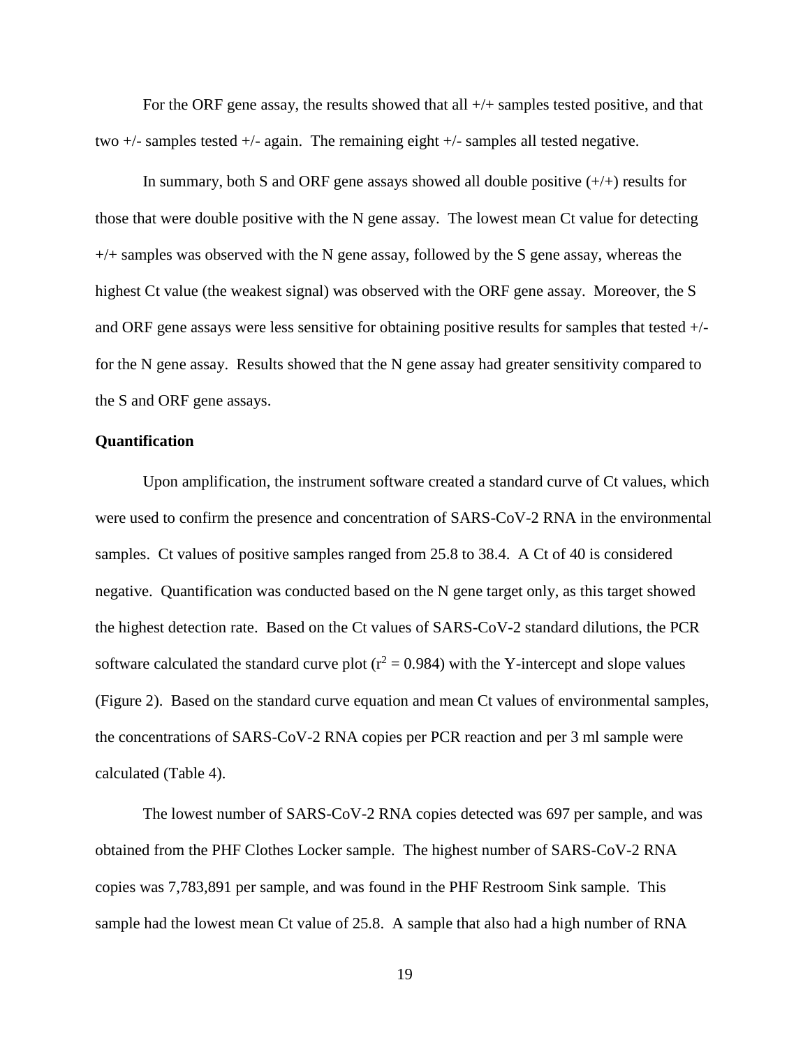For the ORF gene assay, the results showed that all +/+ samples tested positive, and that two +/- samples tested +/- again. The remaining eight +/- samples all tested negative.

In summary, both S and ORF gene assays showed all double positive (+/+) results for those that were double positive with the N gene assay. The lowest mean Ct value for detecting +/+ samples was observed with the N gene assay, followed by the S gene assay, whereas the highest Ct value (the weakest signal) was observed with the ORF gene assay. Moreover, the S and ORF gene assays were less sensitive for obtaining positive results for samples that tested +/- for the N gene assay. Results showed that the N gene assay had greater sensitivity compared to the S and ORF gene assays.

**Quantification**

Upon amplification, the instrument software created a standard curve of Ct values, which were used to confirm the presence and concentration of SARS-CoV-2 RNA in the environmental samples. Ct values of positive samples ranged from 25.8 to 38.4. A Ct of 40 is considered negative. Quantification was conducted based on the N gene target only, as this target showed the highest detection rate. Based on the Ct values of SARS-CoV-2 standard dilutions, the PCR software calculated the standard curve plot ($r^2 = 0.984$) with the Y-intercept and slope values (Figure 2). Based on the standard curve equation and mean Ct values of environmental samples, the concentrations of SARS-CoV-2 RNA copies per PCR reaction and per 3 ml sample were calculated (Table 4).

The lowest number of SARS-CoV-2 RNA copies detected was 697 per sample, and was obtained from the PHF Clothes Locker sample. The highest number of SARS-CoV-2 RNA copies was 7,783,891 per sample, and was found in the PHF Restroom Sink sample. This sample had the lowest mean Ct value of 25.8. A sample that also had a high number of RNA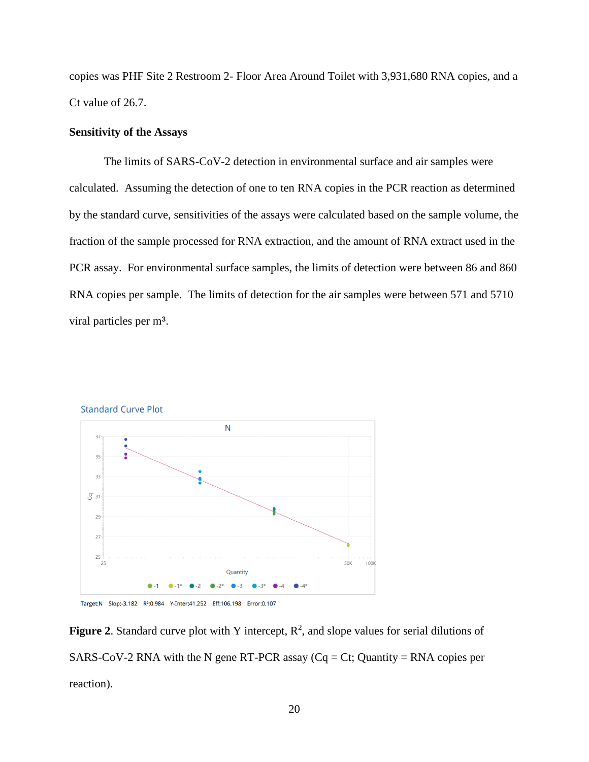copies was PHF Site 2 Restroom 2- Floor Area Around Toilet with 3,931,680 RNA copies, and a Ct value of 26.7.

**Sensitivity of the Assays**

The limits of SARS-CoV-2 detection in environmental surface and air samples were calculated. Assuming the detection of one to ten RNA copies in the PCR reaction as determined by the standard curve, sensitivities of the assays were calculated based on the sample volume, the fraction of the sample processed for RNA extraction, and the amount of RNA extract used in the PCR assay. For environmental surface samples, the limits of detection were between 86 and 860 RNA copies per sample. The limits of detection for the air samples were between 571 and 5710 viral particles per $m^3$.

Standard Curve Plot

Target:N Slop:-3.182 R²:0.984 Y-Inter:41.252 Eff:106.198 Error:0.107

**Figure 2**. Standard curve plot with Y intercept, $R^2$, and slope values for serial dilutions of SARS-CoV-2 RNA with the N gene RT-PCR assay (Cq = Ct; Quantity = RNA copies per reaction).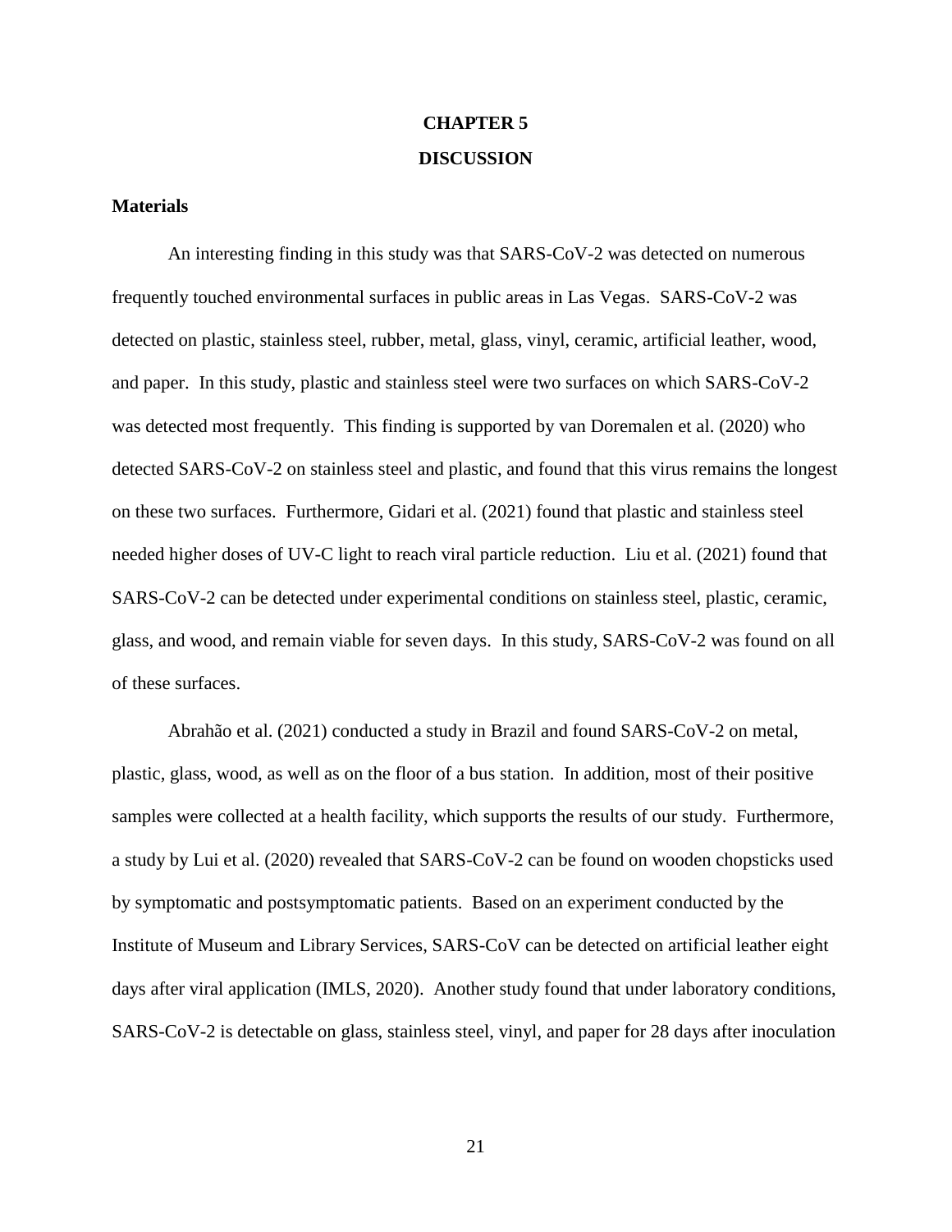# CHAPTER 5

# DISCUSSION

## Materials

An interesting finding in this study was that SARS-CoV-2 was detected on numerous frequently touched environmental surfaces in public areas in Las Vegas. SARS-CoV-2 was detected on plastic, stainless steel, rubber, metal, glass, vinyl, ceramic, artificial leather, wood, and paper. In this study, plastic and stainless steel were two surfaces on which SARS-CoV-2 was detected most frequently. This finding is supported by van Doremalen et al. (2020) who detected SARS-CoV-2 on stainless steel and plastic, and found that this virus remains the longest on these two surfaces. Furthermore, Gidari et al. (2021) found that plastic and stainless steel needed higher doses of UV-C light to reach viral particle reduction. Liu et al. (2021) found that SARS-CoV-2 can be detected under experimental conditions on stainless steel, plastic, ceramic, glass, and wood, and remain viable for seven days. In this study, SARS-CoV-2 was found on all of these surfaces.

Abrahão et al. (2021) conducted a study in Brazil and found SARS-CoV-2 on metal, plastic, glass, wood, as well as on the floor of a bus station. In addition, most of their positive samples were collected at a health facility, which supports the results of our study. Furthermore, a study by Lui et al. (2020) revealed that SARS-CoV-2 can be found on wooden chopsticks used by symptomatic and postsymptomatic patients. Based on an experiment conducted by the Institute of Museum and Library Services, SARS-CoV can be detected on artificial leather eight days after viral application (IMLS, 2020). Another study found that under laboratory conditions, SARS-CoV-2 is detectable on glass, stainless steel, vinyl, and paper for 28 days after inoculation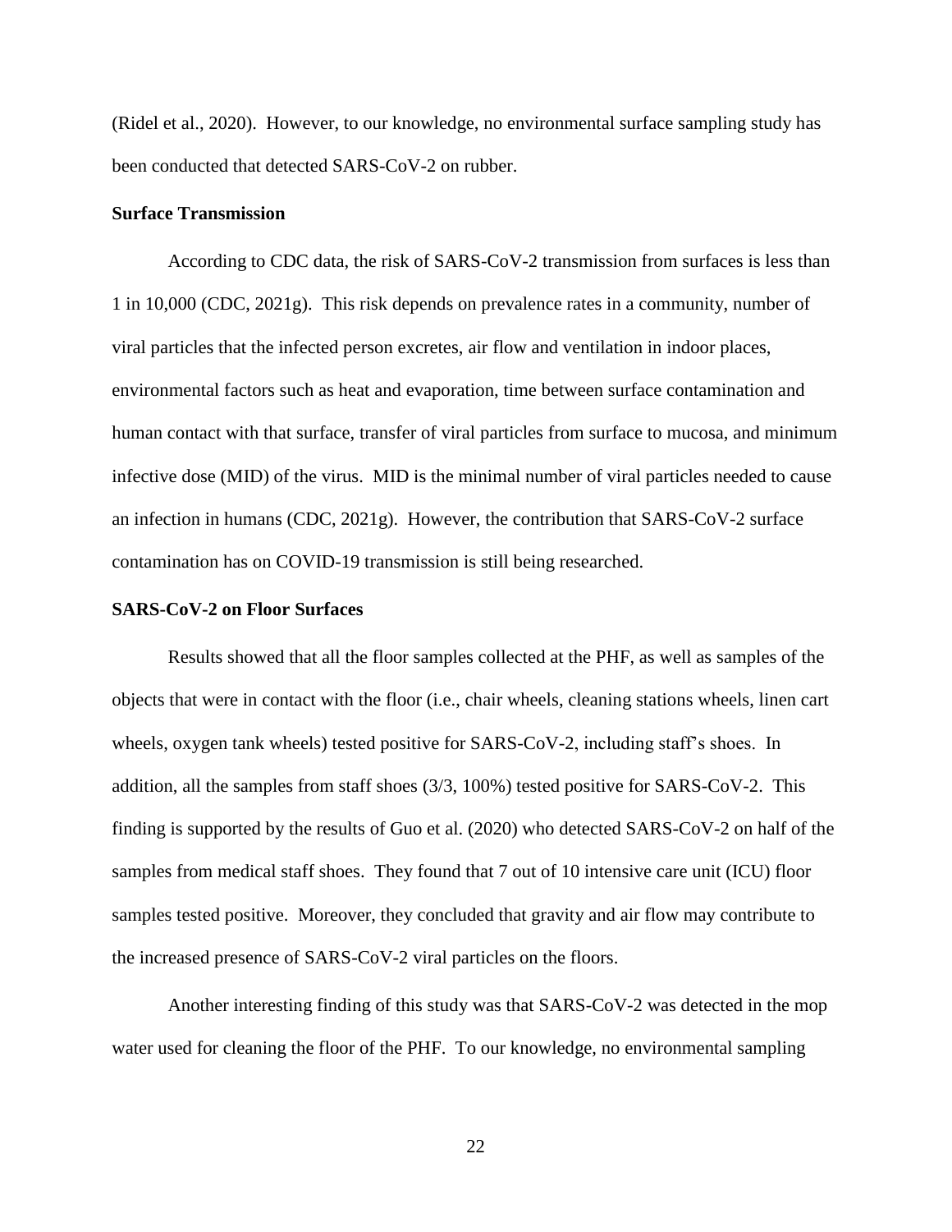(Ridel et al., 2020). However, to our knowledge, no environmental surface sampling study has been conducted that detected SARS-CoV-2 on rubber.

**Surface Transmission**

According to CDC data, the risk of SARS-CoV-2 transmission from surfaces is less than 1 in 10,000 (CDC, 2021g). This risk depends on prevalence rates in a community, number of viral particles that the infected person excretes, air flow and ventilation in indoor places, environmental factors such as heat and evaporation, time between surface contamination and human contact with that surface, transfer of viral particles from surface to mucosa, and minimum infective dose (MID) of the virus. MID is the minimal number of viral particles needed to cause an infection in humans (CDC, 2021g). However, the contribution that SARS-CoV-2 surface contamination has on COVID-19 transmission is still being researched.

**SARS-CoV-2 on Floor Surfaces**

Results showed that all the floor samples collected at the PHF, as well as samples of the objects that were in contact with the floor (i.e., chair wheels, cleaning stations wheels, linen cart wheels, oxygen tank wheels) tested positive for SARS-CoV-2, including staff's shoes. In addition, all the samples from staff shoes (3/3, 100%) tested positive for SARS-CoV-2. This finding is supported by the results of Guo et al. (2020) who detected SARS-CoV-2 on half of the samples from medical staff shoes. They found that 7 out of 10 intensive care unit (ICU) floor samples tested positive. Moreover, they concluded that gravity and air flow may contribute to the increased presence of SARS-CoV-2 viral particles on the floors.

Another interesting finding of this study was that SARS-CoV-2 was detected in the mop water used for cleaning the floor of the PHF. To our knowledge, no environmental sampling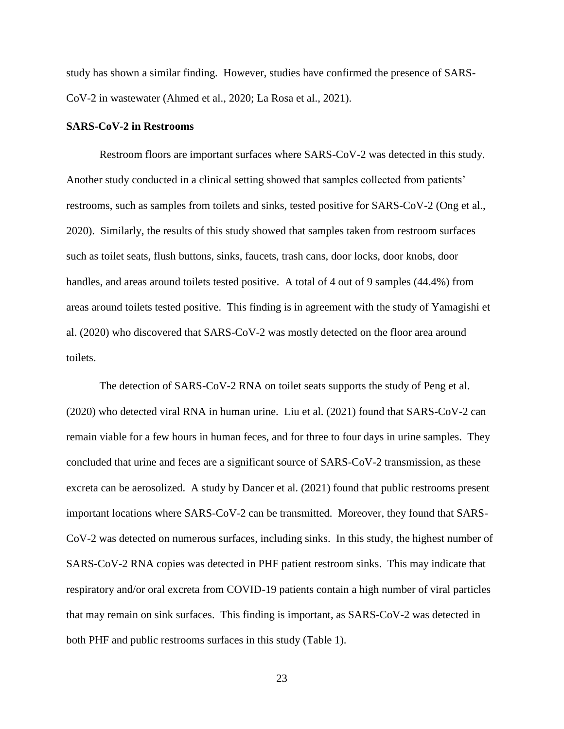study has shown a similar finding. However, studies have confirmed the presence of SARS-CoV-2 in wastewater (Ahmed et al., 2020; La Rosa et al., 2021).

**SARS-CoV-2 in Restrooms**

Restroom floors are important surfaces where SARS-CoV-2 was detected in this study. Another study conducted in a clinical setting showed that samples collected from patients' restrooms, such as samples from toilets and sinks, tested positive for SARS-CoV-2 (Ong et al., 2020). Similarly, the results of this study showed that samples taken from restroom surfaces such as toilet seats, flush buttons, sinks, faucets, trash cans, door locks, door knobs, door handles, and areas around toilets tested positive. A total of 4 out of 9 samples (44.4%) from areas around toilets tested positive. This finding is in agreement with the study of Yamagishi et al. (2020) who discovered that SARS-CoV-2 was mostly detected on the floor area around toilets.

The detection of SARS-CoV-2 RNA on toilet seats supports the study of Peng et al. (2020) who detected viral RNA in human urine. Liu et al. (2021) found that SARS-CoV-2 can remain viable for a few hours in human feces, and for three to four days in urine samples. They concluded that urine and feces are a significant source of SARS-CoV-2 transmission, as these excreta can be aerosolized. A study by Dancer et al. (2021) found that public restrooms present important locations where SARS-CoV-2 can be transmitted. Moreover, they found that SARS-CoV-2 was detected on numerous surfaces, including sinks. In this study, the highest number of SARS-CoV-2 RNA copies was detected in PHF patient restroom sinks. This may indicate that respiratory and/or oral excreta from COVID-19 patients contain a high number of viral particles that may remain on sink surfaces. This finding is important, as SARS-CoV-2 was detected in both PHF and public restrooms surfaces in this study (Table 1).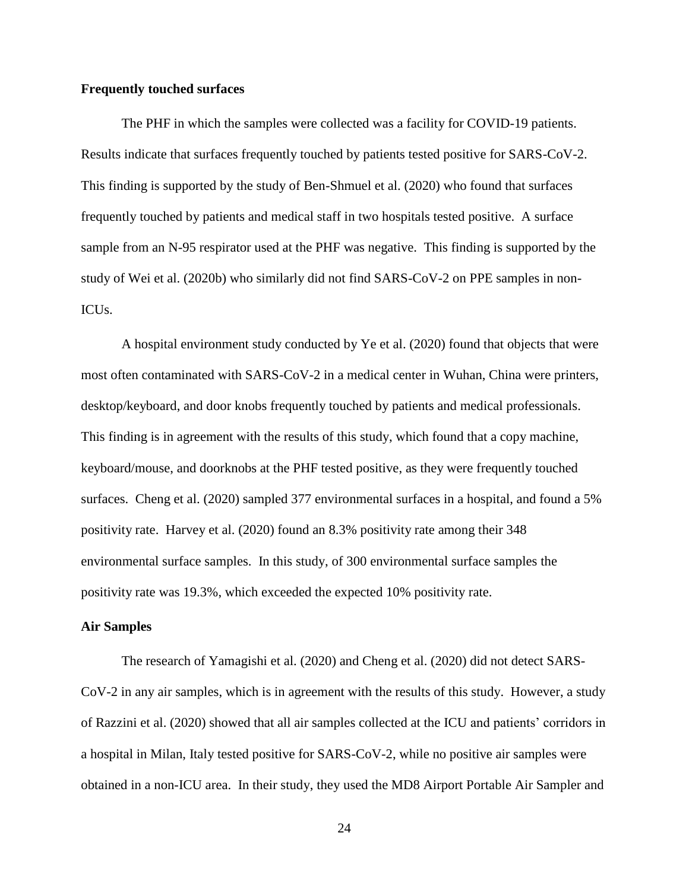**Frequently touched surfaces**

The PHF in which the samples were collected was a facility for COVID-19 patients. Results indicate that surfaces frequently touched by patients tested positive for SARS-CoV-2. This finding is supported by the study of Ben-Shmuel et al. (2020) who found that surfaces frequently touched by patients and medical staff in two hospitals tested positive. A surface sample from an N-95 respirator used at the PHF was negative. This finding is supported by the study of Wei et al. (2020b) who similarly did not find SARS-CoV-2 on PPE samples in non-ICUs.

A hospital environment study conducted by Ye et al. (2020) found that objects that were most often contaminated with SARS-CoV-2 in a medical center in Wuhan, China were printers, desktop/keyboard, and door knobs frequently touched by patients and medical professionals. This finding is in agreement with the results of this study, which found that a copy machine, keyboard/mouse, and doorknobs at the PHF tested positive, as they were frequently touched surfaces. Cheng et al. (2020) sampled 377 environmental surfaces in a hospital, and found a 5% positivity rate. Harvey et al. (2020) found an 8.3% positivity rate among their 348 environmental surface samples. In this study, of 300 environmental surface samples the positivity rate was 19.3%, which exceeded the expected 10% positivity rate.

**Air Samples**

The research of Yamagishi et al. (2020) and Cheng et al. (2020) did not detect SARS-CoV-2 in any air samples, which is in agreement with the results of this study. However, a study of Razzini et al. (2020) showed that all air samples collected at the ICU and patients' corridors in a hospital in Milan, Italy tested positive for SARS-CoV-2, while no positive air samples were obtained in a non-ICU area. In their study, they used the MD8 Airport Portable Air Sampler and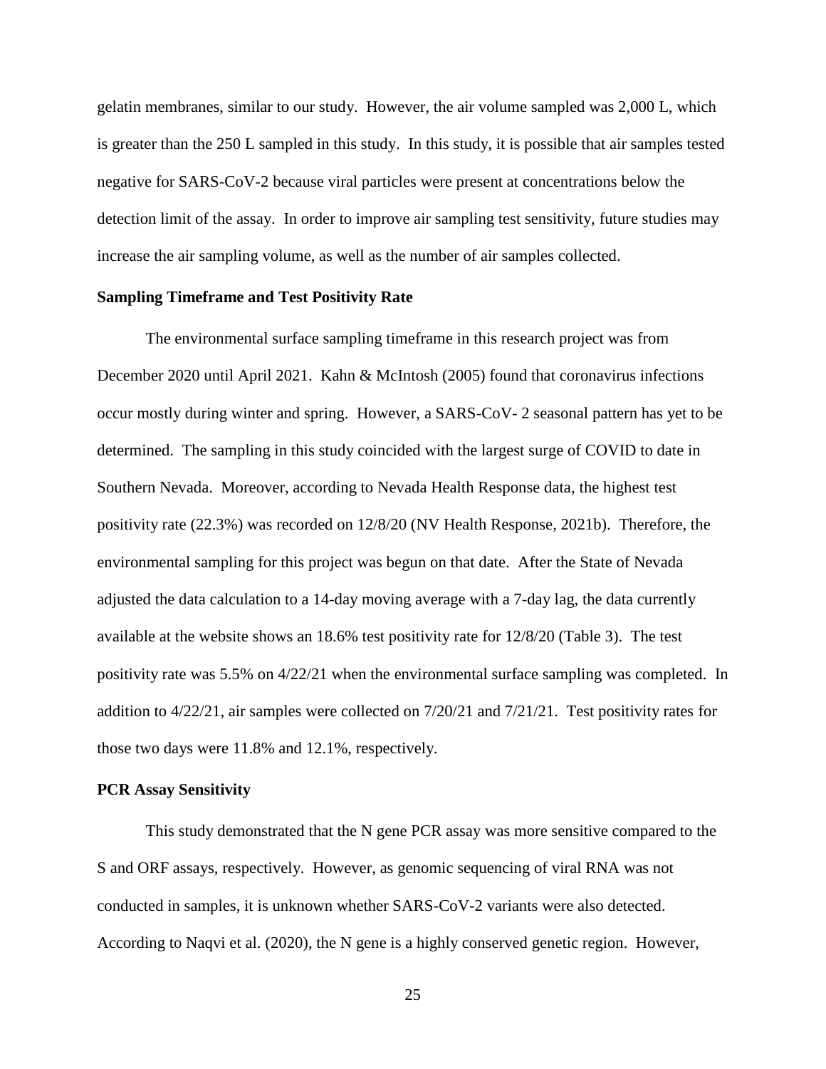gelatin membranes, similar to our study. However, the air volume sampled was 2,000 L, which is greater than the 250 L sampled in this study. In this study, it is possible that air samples tested negative for SARS-CoV-2 because viral particles were present at concentrations below the detection limit of the assay. In order to improve air sampling test sensitivity, future studies may increase the air sampling volume, as well as the number of air samples collected.

**Sampling Timeframe and Test Positivity Rate**

The environmental surface sampling timeframe in this research project was from December 2020 until April 2021. Kahn & McIntosh (2005) found that coronavirus infections occur mostly during winter and spring. However, a SARS-CoV- 2 seasonal pattern has yet to be determined. The sampling in this study coincided with the largest surge of COVID to date in Southern Nevada. Moreover, according to Nevada Health Response data, the highest test positivity rate (22.3%) was recorded on 12/8/20 (NV Health Response, 2021b). Therefore, the environmental sampling for this project was begun on that date. After the State of Nevada adjusted the data calculation to a 14-day moving average with a 7-day lag, the data currently available at the website shows an 18.6% test positivity rate for 12/8/20 (Table 3). The test positivity rate was 5.5% on 4/22/21 when the environmental surface sampling was completed. In addition to 4/22/21, air samples were collected on 7/20/21 and 7/21/21. Test positivity rates for those two days were 11.8% and 12.1%, respectively.

**PCR Assay Sensitivity**

This study demonstrated that the N gene PCR assay was more sensitive compared to the S and ORF assays, respectively. However, as genomic sequencing of viral RNA was not conducted in samples, it is unknown whether SARS-CoV-2 variants were also detected. According to Naqvi et al. (2020), the N gene is a highly conserved genetic region. However,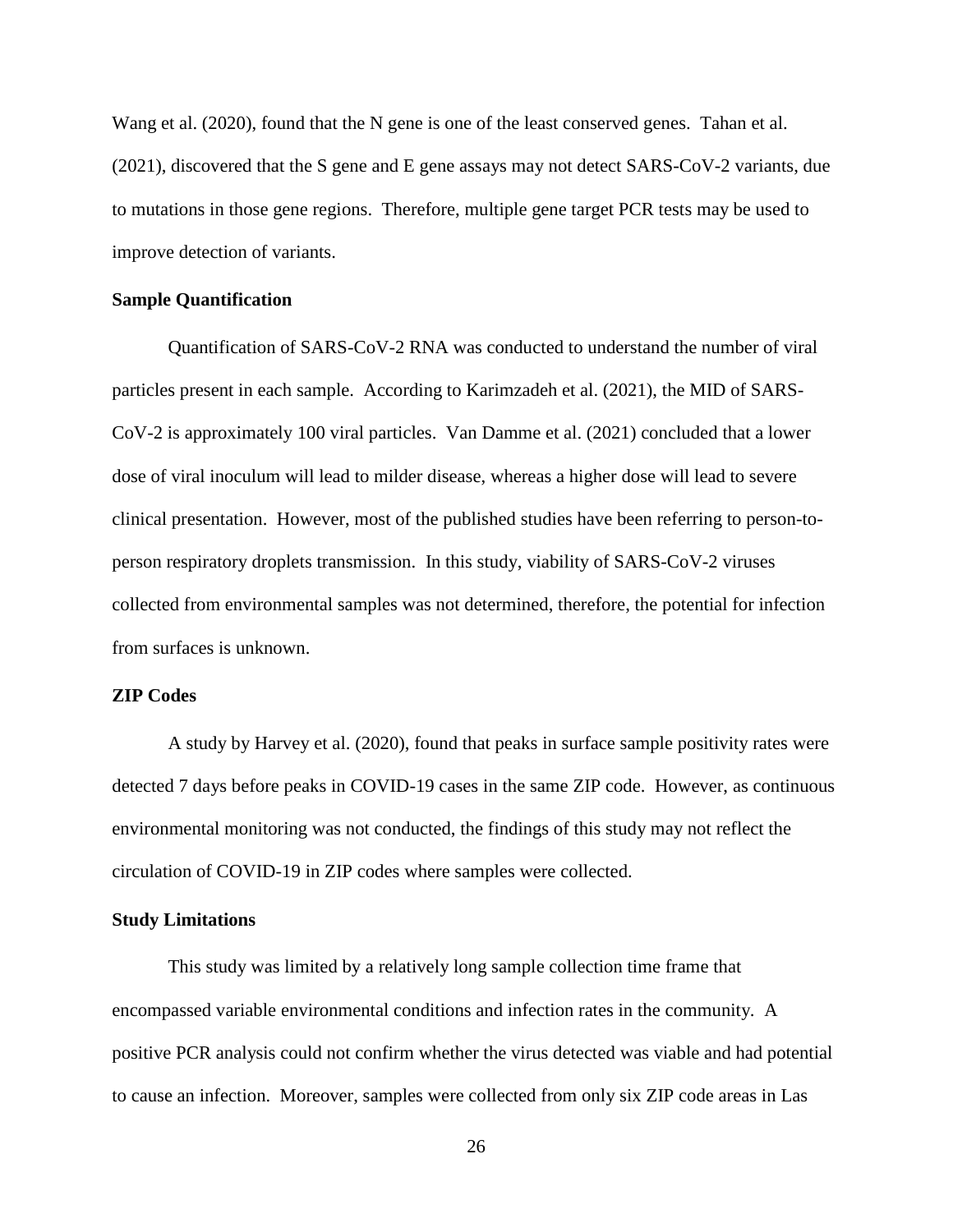Wang et al. (2020), found that the N gene is one of the least conserved genes. Tahan et al. (2021), discovered that the S gene and E gene assays may not detect SARS-CoV-2 variants, due to mutations in those gene regions. Therefore, multiple gene target PCR tests may be used to improve detection of variants.

### Sample Quantification

Quantification of SARS-CoV-2 RNA was conducted to understand the number of viral particles present in each sample. According to Karimzadeh et al. (2021), the MID of SARS-CoV-2 is approximately 100 viral particles. Van Damme et al. (2021) concluded that a lower dose of viral inoculum will lead to milder disease, whereas a higher dose will lead to severe clinical presentation. However, most of the published studies have been referring to person-to-person respiratory droplets transmission. In this study, viability of SARS-CoV-2 viruses collected from environmental samples was not determined, therefore, the potential for infection from surfaces is unknown.

### ZIP Codes

A study by Harvey et al. (2020), found that peaks in surface sample positivity rates were detected 7 days before peaks in COVID-19 cases in the same ZIP code. However, as continuous environmental monitoring was not conducted, the findings of this study may not reflect the circulation of COVID-19 in ZIP codes where samples were collected.

### Study Limitations

This study was limited by a relatively long sample collection time frame that encompassed variable environmental conditions and infection rates in the community. A positive PCR analysis could not confirm whether the virus detected was viable and had potential to cause an infection. Moreover, samples were collected from only six ZIP code areas in Las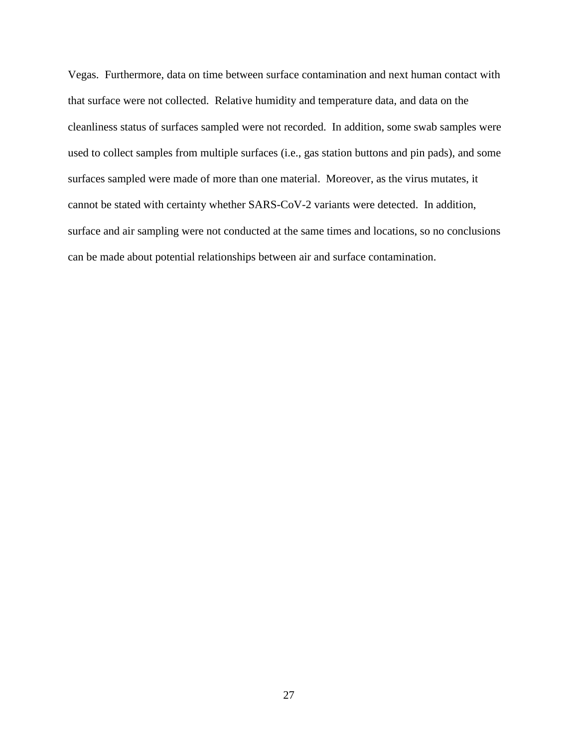Vegas.  Furthermore, data on time between surface contamination and next human contact with that surface were not collected.  Relative humidity and temperature data, and data on the cleanliness status of surfaces sampled were not recorded.  In addition, some swab samples were used to collect samples from multiple surfaces (i.e., gas station buttons and pin pads), and some surfaces sampled were made of more than one material.  Moreover, as the virus mutates, it cannot be stated with certainty whether SARS-CoV-2 variants were detected.  In addition, surface and air sampling were not conducted at the same times and locations, so no conclusions can be made about potential relationships between air and surface contamination.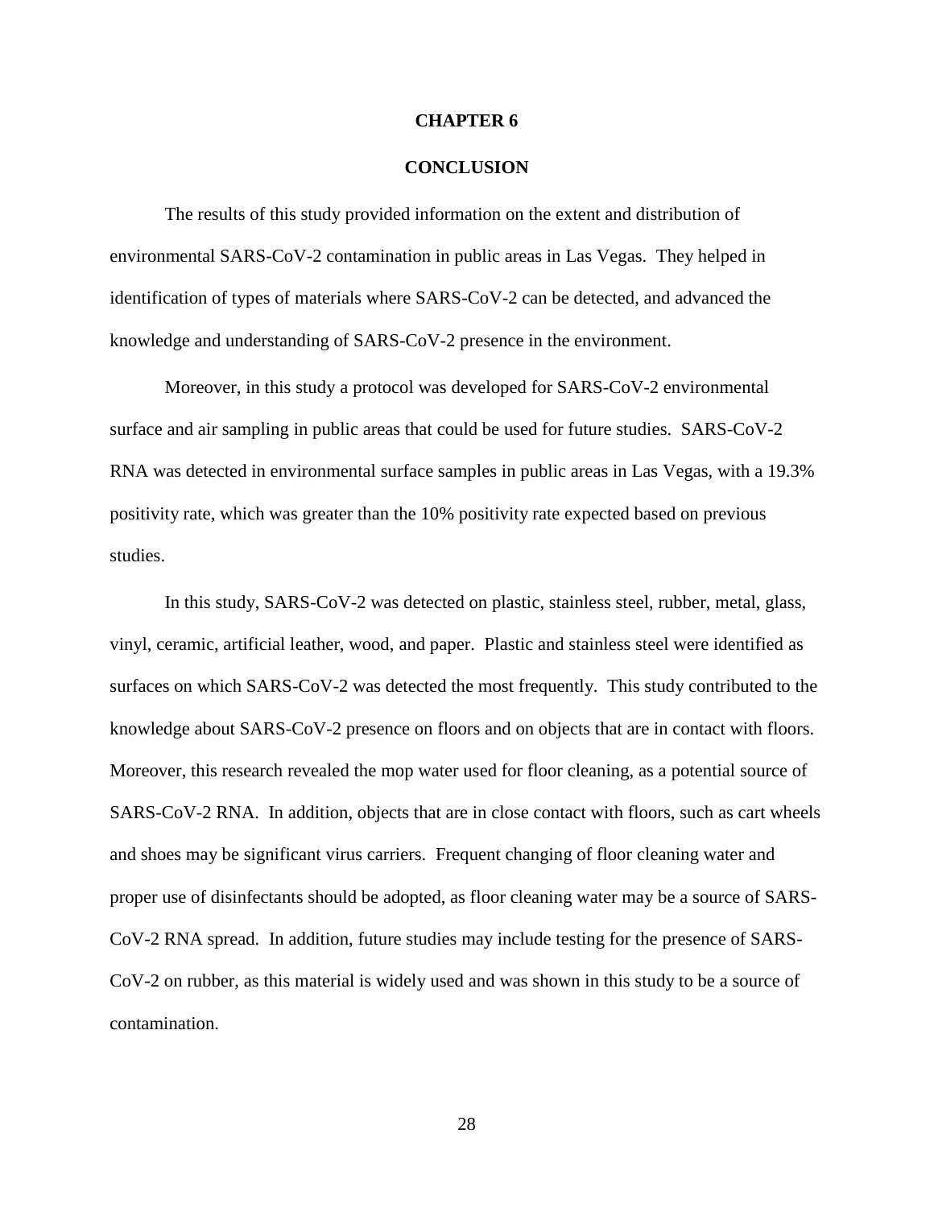# CHAPTER 6

# CONCLUSION

The results of this study provided information on the extent and distribution of environmental SARS-CoV-2 contamination in public areas in Las Vegas. They helped in identification of types of materials where SARS-CoV-2 can be detected, and advanced the knowledge and understanding of SARS-CoV-2 presence in the environment.

Moreover, in this study a protocol was developed for SARS-CoV-2 environmental surface and air sampling in public areas that could be used for future studies. SARS-CoV-2 RNA was detected in environmental surface samples in public areas in Las Vegas, with a 19.3% positivity rate, which was greater than the 10% positivity rate expected based on previous studies.

In this study, SARS-CoV-2 was detected on plastic, stainless steel, rubber, metal, glass, vinyl, ceramic, artificial leather, wood, and paper. Plastic and stainless steel were identified as surfaces on which SARS-CoV-2 was detected the most frequently. This study contributed to the knowledge about SARS-CoV-2 presence on floors and on objects that are in contact with floors. Moreover, this research revealed the mop water used for floor cleaning, as a potential source of SARS-CoV-2 RNA. In addition, objects that are in close contact with floors, such as cart wheels and shoes may be significant virus carriers. Frequent changing of floor cleaning water and proper use of disinfectants should be adopted, as floor cleaning water may be a source of SARS-CoV-2 RNA spread. In addition, future studies may include testing for the presence of SARS-CoV-2 on rubber, as this material is widely used and was shown in this study to be a source of contamination.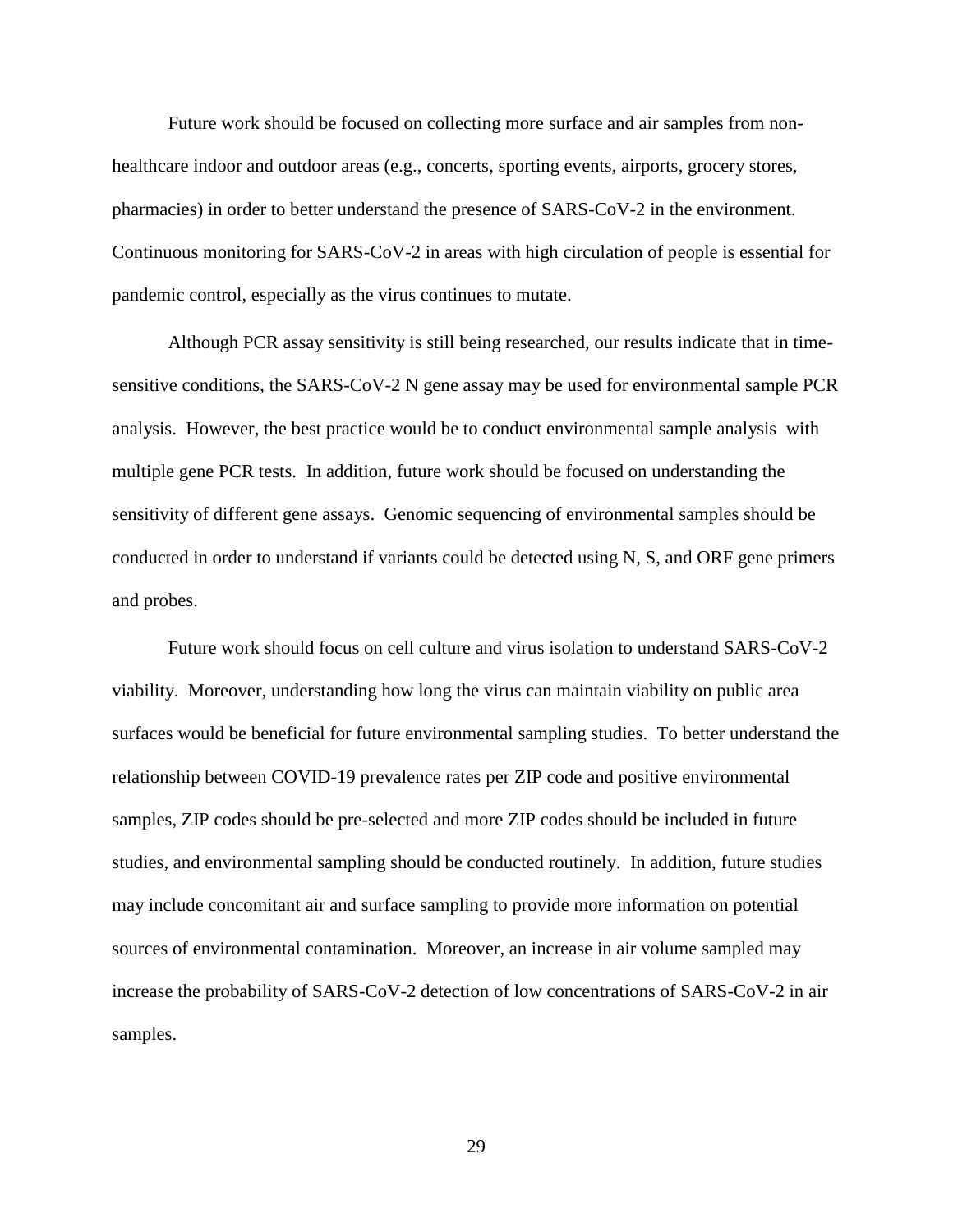Future work should be focused on collecting more surface and air samples from non-healthcare indoor and outdoor areas (e.g., concerts, sporting events, airports, grocery stores, pharmacies) in order to better understand the presence of SARS-CoV-2 in the environment. Continuous monitoring for SARS-CoV-2 in areas with high circulation of people is essential for pandemic control, especially as the virus continues to mutate.

Although PCR assay sensitivity is still being researched, our results indicate that in time-sensitive conditions, the SARS-CoV-2 N gene assay may be used for environmental sample PCR analysis. However, the best practice would be to conduct environmental sample analysis with multiple gene PCR tests. In addition, future work should be focused on understanding the sensitivity of different gene assays. Genomic sequencing of environmental samples should be conducted in order to understand if variants could be detected using N, S, and ORF gene primers and probes.

Future work should focus on cell culture and virus isolation to understand SARS-CoV-2 viability. Moreover, understanding how long the virus can maintain viability on public area surfaces would be beneficial for future environmental sampling studies. To better understand the relationship between COVID-19 prevalence rates per ZIP code and positive environmental samples, ZIP codes should be pre-selected and more ZIP codes should be included in future studies, and environmental sampling should be conducted routinely. In addition, future studies may include concomitant air and surface sampling to provide more information on potential sources of environmental contamination. Moreover, an increase in air volume sampled may increase the probability of SARS-CoV-2 detection of low concentrations of SARS-CoV-2 in air samples.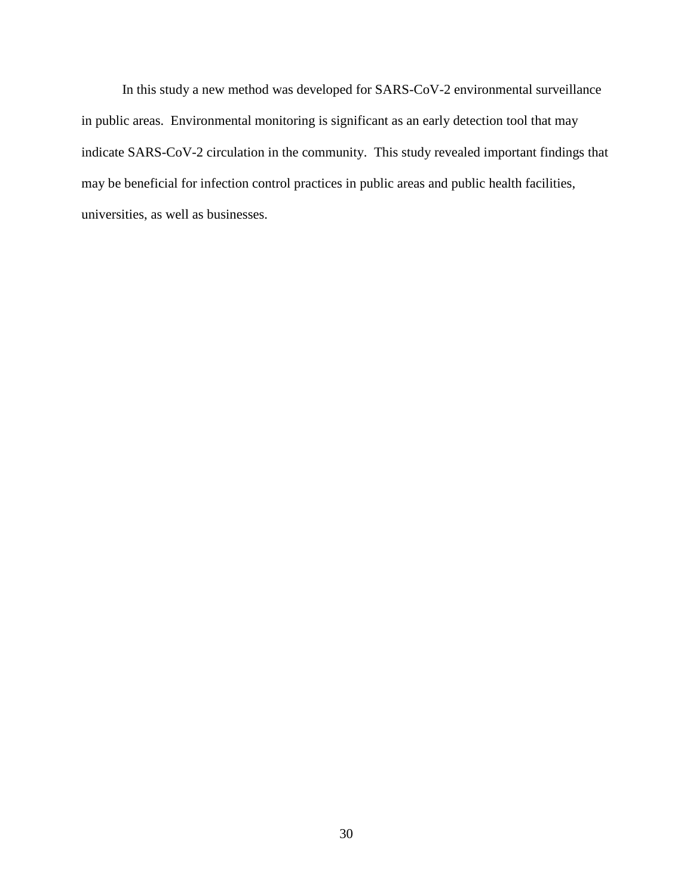In this study a new method was developed for SARS-CoV-2 environmental surveillance in public areas. Environmental monitoring is significant as an early detection tool that may indicate SARS-CoV-2 circulation in the community. This study revealed important findings that may be beneficial for infection control practices in public areas and public health facilities, universities, as well as businesses.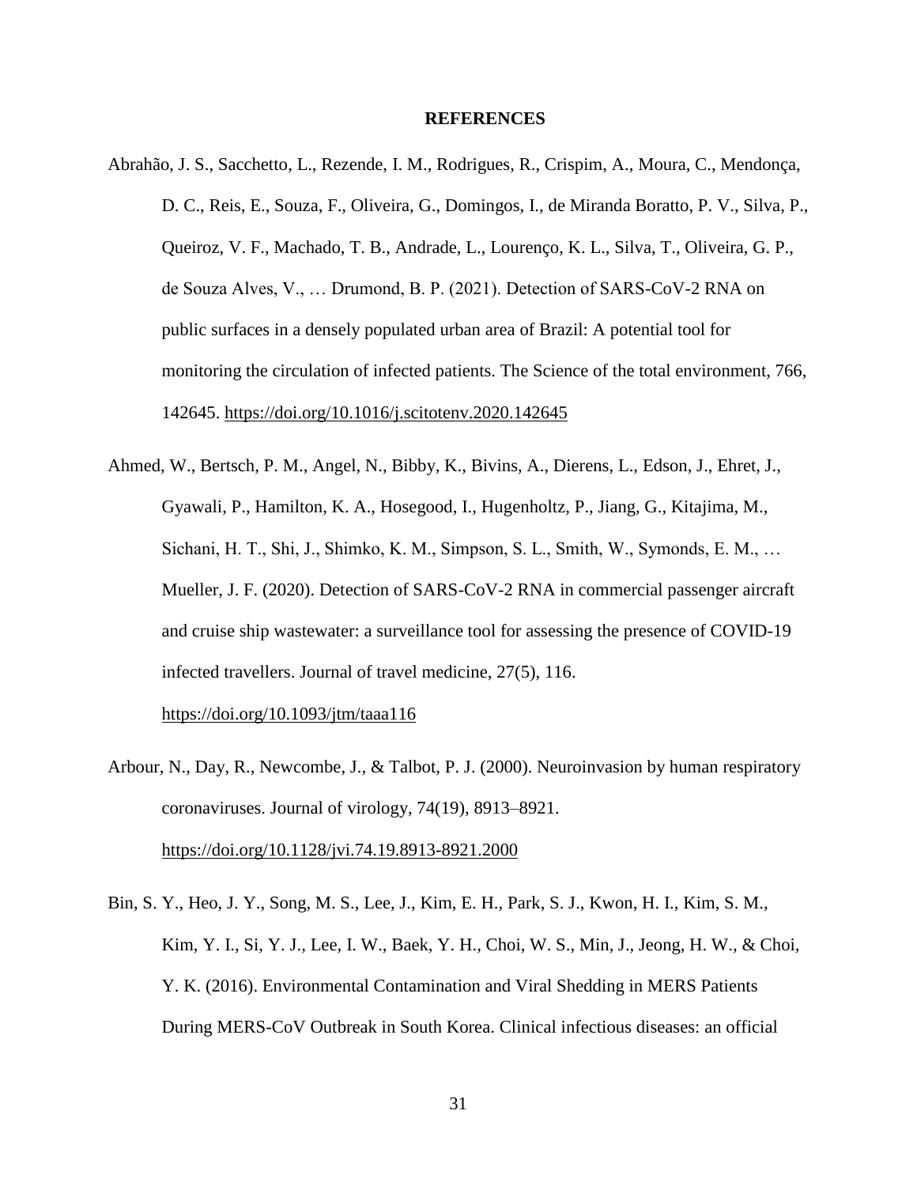# REFERENCES

Abrahão, J. S., Sacchetto, L., Rezende, I. M., Rodrigues, R., Crispim, A., Moura, C., Mendonça, D. C., Reis, E., Souza, F., Oliveira, G., Domingos, I., de Miranda Boratto, P. V., Silva, P., Queiroz, V. F., Machado, T. B., Andrade, L., Lourenço, K. L., Silva, T., Oliveira, G. P., de Souza Alves, V., … Drumond, B. P. (2021). Detection of SARS-CoV-2 RNA on public surfaces in a densely populated urban area of Brazil: A potential tool for monitoring the circulation of infected patients. The Science of the total environment, 766, 142645. https://doi.org/10.1016/j.scitotenv.2020.142645

Ahmed, W., Bertsch, P. M., Angel, N., Bibby, K., Bivins, A., Dierens, L., Edson, J., Ehret, J., Gyawali, P., Hamilton, K. A., Hosegood, I., Hugenholtz, P., Jiang, G., Kitajima, M., Sichani, H. T., Shi, J., Shimko, K. M., Simpson, S. L., Smith, W., Symonds, E. M., … Mueller, J. F. (2020). Detection of SARS-CoV-2 RNA in commercial passenger aircraft and cruise ship wastewater: a surveillance tool for assessing the presence of COVID-19 infected travellers. Journal of travel medicine, 27(5), 116. https://doi.org/10.1093/jtm/taaa116

Arbour, N., Day, R., Newcombe, J., & Talbot, P. J. (2000). Neuroinvasion by human respiratory coronaviruses. Journal of virology, 74(19), 8913–8921. https://doi.org/10.1128/jvi.74.19.8913-8921.2000

Bin, S. Y., Heo, J. Y., Song, M. S., Lee, J., Kim, E. H., Park, S. J., Kwon, H. I., Kim, S. M., Kim, Y. I., Si, Y. J., Lee, I. W., Baek, Y. H., Choi, W. S., Min, J., Jeong, H. W., & Choi, Y. K. (2016). Environmental Contamination and Viral Shedding in MERS Patients During MERS-CoV Outbreak in South Korea. Clinical infectious diseases: an official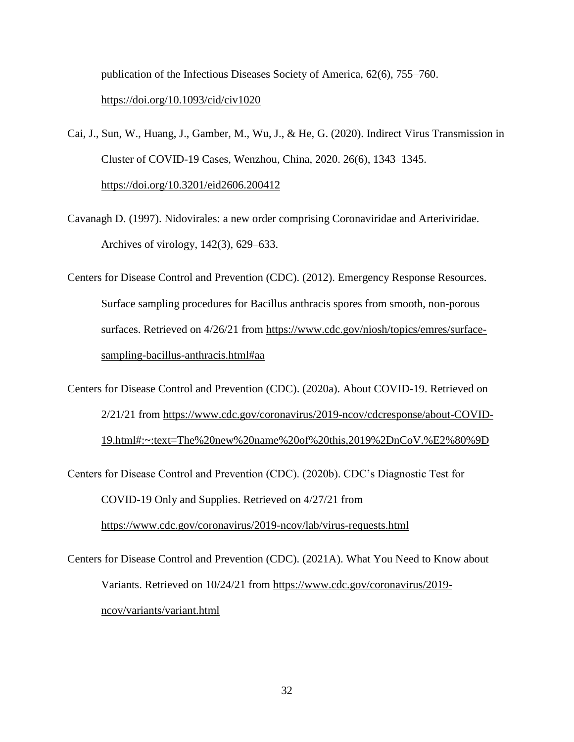publication of the Infectious Diseases Society of America, 62(6), 755–760. https://doi.org/10.1093/cid/civ1020

Cai, J., Sun, W., Huang, J., Gamber, M., Wu, J., & He, G. (2020). Indirect Virus Transmission in Cluster of COVID-19 Cases, Wenzhou, China, 2020. 26(6), 1343–1345. https://doi.org/10.3201/eid2606.200412

Cavanagh D. (1997). Nidovirales: a new order comprising Coronaviridae and Arteriviridae. Archives of virology, 142(3), 629–633.

Centers for Disease Control and Prevention (CDC). (2012). Emergency Response Resources. Surface sampling procedures for Bacillus anthracis spores from smooth, non-porous surfaces. Retrieved on 4/26/21 from https://www.cdc.gov/niosh/topics/emres/surface-sampling-bacillus-anthracis.html#aa

Centers for Disease Control and Prevention (CDC). (2020a). About COVID-19. Retrieved on 2/21/21 from https://www.cdc.gov/coronavirus/2019-ncov/cdcresponse/about-COVID-19.html#:~:text=The%20new%20name%20of%20this,2019%2DnCoV.%E2%80%9D

Centers for Disease Control and Prevention (CDC). (2020b). CDC's Diagnostic Test for COVID-19 Only and Supplies. Retrieved on 4/27/21 from https://www.cdc.gov/coronavirus/2019-ncov/lab/virus-requests.html

Centers for Disease Control and Prevention (CDC). (2021A). What You Need to Know about Variants. Retrieved on 10/24/21 from https://www.cdc.gov/coronavirus/2019-ncov/variants/variant.html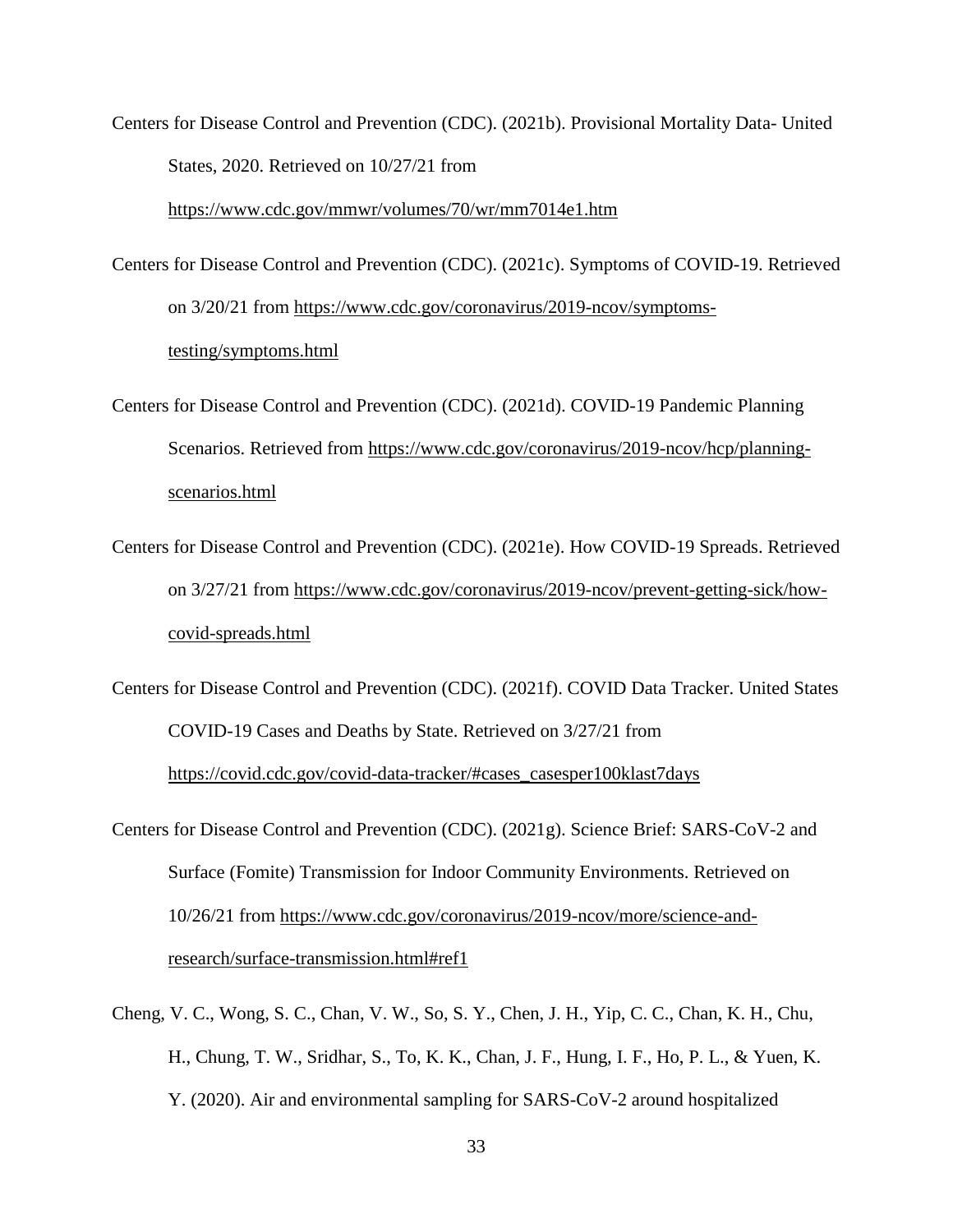Centers for Disease Control and Prevention (CDC). (2021b). Provisional Mortality Data- United States, 2020. Retrieved on 10/27/21 from https://www.cdc.gov/mmwr/volumes/70/wr/mm7014e1.htm

Centers for Disease Control and Prevention (CDC). (2021c). Symptoms of COVID-19. Retrieved on 3/20/21 from https://www.cdc.gov/coronavirus/2019-ncov/symptoms-testing/symptoms.html

Centers for Disease Control and Prevention (CDC). (2021d). COVID-19 Pandemic Planning Scenarios. Retrieved from https://www.cdc.gov/coronavirus/2019-ncov/hcp/planning-scenarios.html

Centers for Disease Control and Prevention (CDC). (2021e). How COVID-19 Spreads. Retrieved on 3/27/21 from https://www.cdc.gov/coronavirus/2019-ncov/prevent-getting-sick/how-covid-spreads.html

Centers for Disease Control and Prevention (CDC). (2021f). COVID Data Tracker. United States COVID-19 Cases and Deaths by State. Retrieved on 3/27/21 from https://covid.cdc.gov/covid-data-tracker/#cases_casesper100klast7days

Centers for Disease Control and Prevention (CDC). (2021g). Science Brief: SARS-CoV-2 and Surface (Fomite) Transmission for Indoor Community Environments. Retrieved on 10/26/21 from https://www.cdc.gov/coronavirus/2019-ncov/more/science-and-research/surface-transmission.html#ref1

Cheng, V. C., Wong, S. C., Chan, V. W., So, S. Y., Chen, J. H., Yip, C. C., Chan, K. H., Chu, H., Chung, T. W., Sridhar, S., To, K. K., Chan, J. F., Hung, I. F., Ho, P. L., & Yuen, K. Y. (2020). Air and environmental sampling for SARS-CoV-2 around hospitalized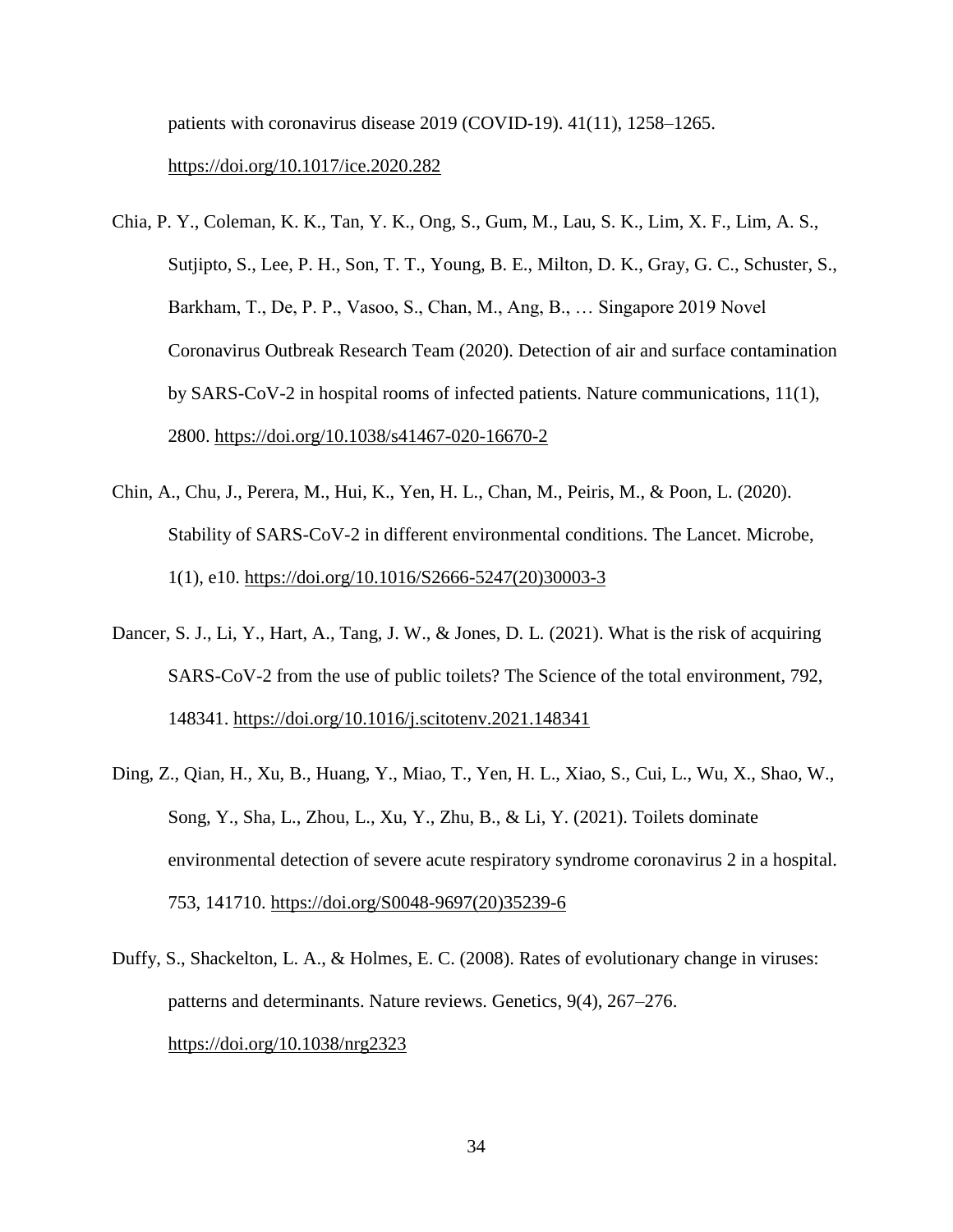patients with coronavirus disease 2019 (COVID-19). 41(11), 1258–1265. https://doi.org/10.1017/ice.2020.282

Chia, P. Y., Coleman, K. K., Tan, Y. K., Ong, S., Gum, M., Lau, S. K., Lim, X. F., Lim, A. S., Sutjipto, S., Lee, P. H., Son, T. T., Young, B. E., Milton, D. K., Gray, G. C., Schuster, S., Barkham, T., De, P. P., Vasoo, S., Chan, M., Ang, B., … Singapore 2019 Novel Coronavirus Outbreak Research Team (2020). Detection of air and surface contamination by SARS-CoV-2 in hospital rooms of infected patients. Nature communications, 11(1), 2800. https://doi.org/10.1038/s41467-020-16670-2

Chin, A., Chu, J., Perera, M., Hui, K., Yen, H. L., Chan, M., Peiris, M., & Poon, L. (2020). Stability of SARS-CoV-2 in different environmental conditions. The Lancet. Microbe, 1(1), e10. https://doi.org/10.1016/S2666-5247(20)30003-3

Dancer, S. J., Li, Y., Hart, A., Tang, J. W., & Jones, D. L. (2021). What is the risk of acquiring SARS-CoV-2 from the use of public toilets? The Science of the total environment, 792, 148341. https://doi.org/10.1016/j.scitotenv.2021.148341

Ding, Z., Qian, H., Xu, B., Huang, Y., Miao, T., Yen, H. L., Xiao, S., Cui, L., Wu, X., Shao, W., Song, Y., Sha, L., Zhou, L., Xu, Y., Zhu, B., & Li, Y. (2021). Toilets dominate environmental detection of severe acute respiratory syndrome coronavirus 2 in a hospital. 753, 141710. https://doi.org/S0048-9697(20)35239-6

Duffy, S., Shackelton, L. A., & Holmes, E. C. (2008). Rates of evolutionary change in viruses: patterns and determinants. Nature reviews. Genetics, 9(4), 267–276. https://doi.org/10.1038/nrg2323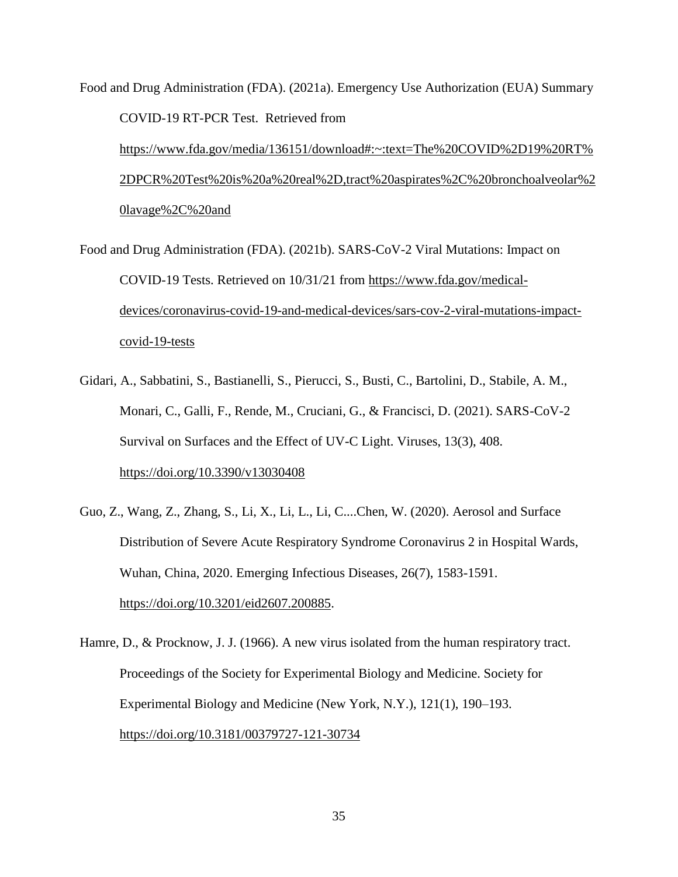Food and Drug Administration (FDA). (2021a). Emergency Use Authorization (EUA) Summary COVID-19 RT-PCR Test. Retrieved from https://www.fda.gov/media/136151/download#:~:text=The%20COVID%2D19%20RT%2DPCR%20Test%20is%20a%20real%2D,tract%20aspirates%2C%20bronchoalveolar%20lavage%2C%20and

Food and Drug Administration (FDA). (2021b). SARS-CoV-2 Viral Mutations: Impact on COVID-19 Tests. Retrieved on 10/31/21 from https://www.fda.gov/medical-devices/coronavirus-covid-19-and-medical-devices/sars-cov-2-viral-mutations-impact-covid-19-tests

Gidari, A., Sabbatini, S., Bastianelli, S., Pierucci, S., Busti, C., Bartolini, D., Stabile, A. M., Monari, C., Galli, F., Rende, M., Cruciani, G., & Francisci, D. (2021). SARS-CoV-2 Survival on Surfaces and the Effect of UV-C Light. Viruses, 13(3), 408. https://doi.org/10.3390/v13030408

Guo, Z., Wang, Z., Zhang, S., Li, X., Li, L., Li, C....Chen, W. (2020). Aerosol and Surface Distribution of Severe Acute Respiratory Syndrome Coronavirus 2 in Hospital Wards, Wuhan, China, 2020. Emerging Infectious Diseases, 26(7), 1583-1591. https://doi.org/10.3201/eid2607.200885.

Hamre, D., & Procknow, J. J. (1966). A new virus isolated from the human respiratory tract. Proceedings of the Society for Experimental Biology and Medicine. Society for Experimental Biology and Medicine (New York, N.Y.), 121(1), 190–193. https://doi.org/10.3181/00379727-121-30734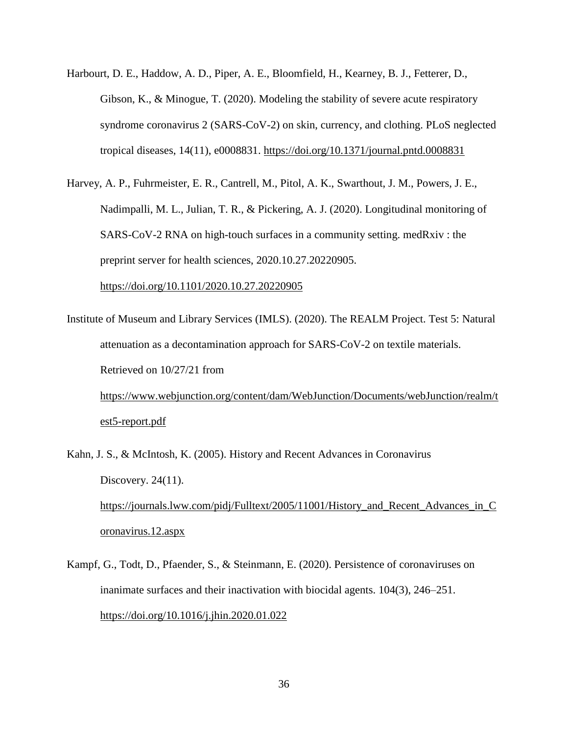Harbourt, D. E., Haddow, A. D., Piper, A. E., Bloomfield, H., Kearney, B. J., Fetterer, D., Gibson, K., & Minogue, T. (2020). Modeling the stability of severe acute respiratory syndrome coronavirus 2 (SARS-CoV-2) on skin, currency, and clothing. PLoS neglected tropical diseases, 14(11), e0008831. https://doi.org/10.1371/journal.pntd.0008831

Harvey, A. P., Fuhrmeister, E. R., Cantrell, M., Pitol, A. K., Swarthout, J. M., Powers, J. E., Nadimpalli, M. L., Julian, T. R., & Pickering, A. J. (2020). Longitudinal monitoring of SARS-CoV-2 RNA on high-touch surfaces in a community setting. medRxiv : the preprint server for health sciences, 2020.10.27.20220905. https://doi.org/10.1101/2020.10.27.20220905

Institute of Museum and Library Services (IMLS). (2020). The REALM Project. Test 5: Natural attenuation as a decontamination approach for SARS-CoV-2 on textile materials. Retrieved on 10/27/21 from https://www.webjunction.org/content/dam/WebJunction/Documents/webJunction/realm/test5-report.pdf

Kahn, J. S., & McIntosh, K. (2005). History and Recent Advances in Coronavirus Discovery. 24(11). https://journals.lww.com/pidj/Fulltext/2005/11001/History_and_Recent_Advances_in_Coronavirus.12.aspx

Kampf, G., Todt, D., Pfaender, S., & Steinmann, E. (2020). Persistence of coronaviruses on inanimate surfaces and their inactivation with biocidal agents. 104(3), 246–251. https://doi.org/10.1016/j.jhin.2020.01.022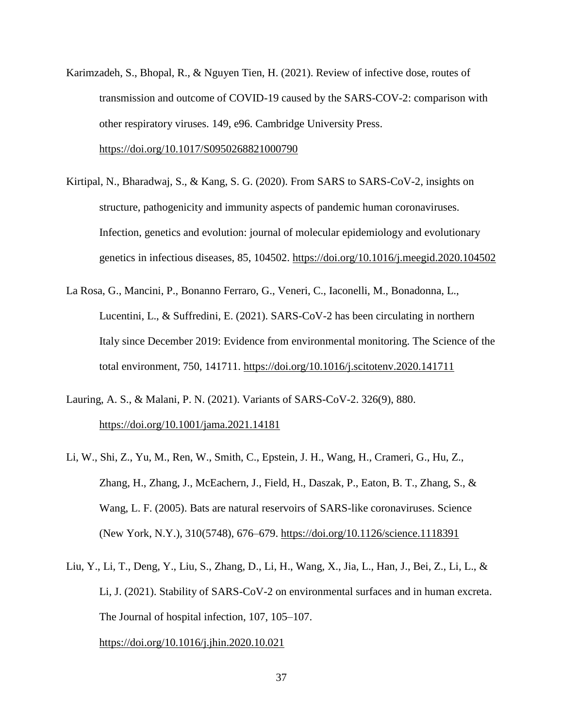Karimzadeh, S., Bhopal, R., & Nguyen Tien, H. (2021). Review of infective dose, routes of transmission and outcome of COVID-19 caused by the SARS-COV-2: comparison with other respiratory viruses. 149, e96. Cambridge University Press. https://doi.org/10.1017/S0950268821000790

Kirtipal, N., Bharadwaj, S., & Kang, S. G. (2020). From SARS to SARS-CoV-2, insights on structure, pathogenicity and immunity aspects of pandemic human coronaviruses. Infection, genetics and evolution: journal of molecular epidemiology and evolutionary genetics in infectious diseases, 85, 104502. https://doi.org/10.1016/j.meegid.2020.104502

La Rosa, G., Mancini, P., Bonanno Ferraro, G., Veneri, C., Iaconelli, M., Bonadonna, L., Lucentini, L., & Suffredini, E. (2021). SARS-CoV-2 has been circulating in northern Italy since December 2019: Evidence from environmental monitoring. The Science of the total environment, 750, 141711. https://doi.org/10.1016/j.scitotenv.2020.141711

Lauring, A. S., & Malani, P. N. (2021). Variants of SARS-CoV-2. 326(9), 880. https://doi.org/10.1001/jama.2021.14181

Li, W., Shi, Z., Yu, M., Ren, W., Smith, C., Epstein, J. H., Wang, H., Crameri, G., Hu, Z., Zhang, H., Zhang, J., McEachern, J., Field, H., Daszak, P., Eaton, B. T., Zhang, S., & Wang, L. F. (2005). Bats are natural reservoirs of SARS-like coronaviruses. Science (New York, N.Y.), 310(5748), 676–679. https://doi.org/10.1126/science.1118391

Liu, Y., Li, T., Deng, Y., Liu, S., Zhang, D., Li, H., Wang, X., Jia, L., Han, J., Bei, Z., Li, L., & Li, J. (2021). Stability of SARS-CoV-2 on environmental surfaces and in human excreta. The Journal of hospital infection, 107, 105–107. https://doi.org/10.1016/j.jhin.2020.10.021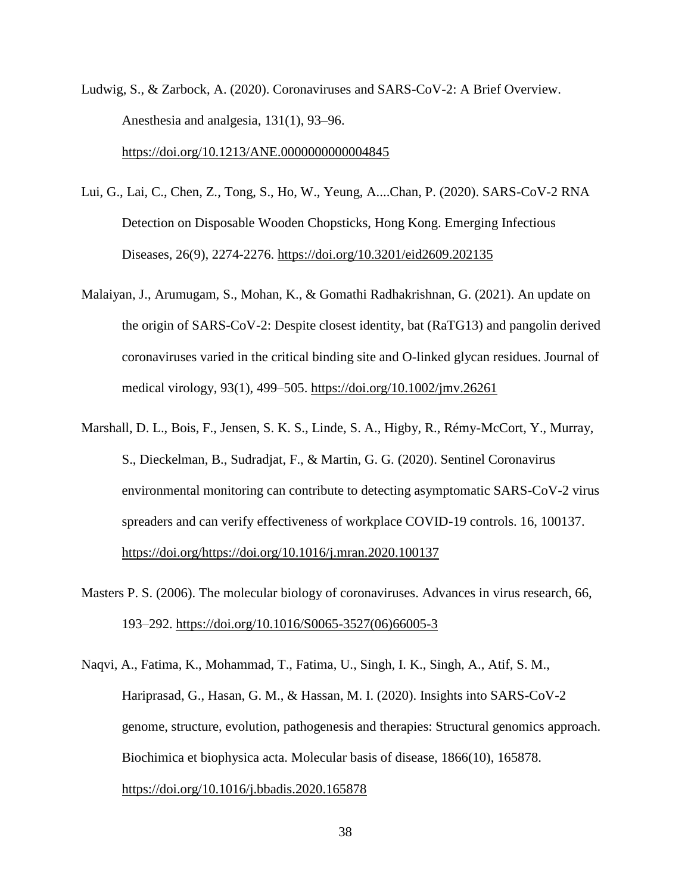Ludwig, S., & Zarbock, A. (2020). Coronaviruses and SARS-CoV-2: A Brief Overview. Anesthesia and analgesia, 131(1), 93–96. https://doi.org/10.1213/ANE.0000000000004845

Lui, G., Lai, C., Chen, Z., Tong, S., Ho, W., Yeung, A....Chan, P. (2020). SARS-CoV-2 RNA Detection on Disposable Wooden Chopsticks, Hong Kong. Emerging Infectious Diseases, 26(9), 2274-2276. https://doi.org/10.3201/eid2609.202135

Malaiyan, J., Arumugam, S., Mohan, K., & Gomathi Radhakrishnan, G. (2021). An update on the origin of SARS-CoV-2: Despite closest identity, bat (RaTG13) and pangolin derived coronaviruses varied in the critical binding site and O-linked glycan residues. Journal of medical virology, 93(1), 499–505. https://doi.org/10.1002/jmv.26261

Marshall, D. L., Bois, F., Jensen, S. K. S., Linde, S. A., Higby, R., Rémy-McCort, Y., Murray, S., Dieckelman, B., Sudradjat, F., & Martin, G. G. (2020). Sentinel Coronavirus environmental monitoring can contribute to detecting asymptomatic SARS-CoV-2 virus spreaders and can verify effectiveness of workplace COVID-19 controls. 16, 100137. https://doi.org/https://doi.org/10.1016/j.mran.2020.100137

Masters P. S. (2006). The molecular biology of coronaviruses. Advances in virus research, 66, 193–292. https://doi.org/10.1016/S0065-3527(06)66005-3

Naqvi, A., Fatima, K., Mohammad, T., Fatima, U., Singh, I. K., Singh, A., Atif, S. M., Hariprasad, G., Hasan, G. M., & Hassan, M. I. (2020). Insights into SARS-CoV-2 genome, structure, evolution, pathogenesis and therapies: Structural genomics approach. Biochimica et biophysica acta. Molecular basis of disease, 1866(10), 165878. https://doi.org/10.1016/j.bbadis.2020.165878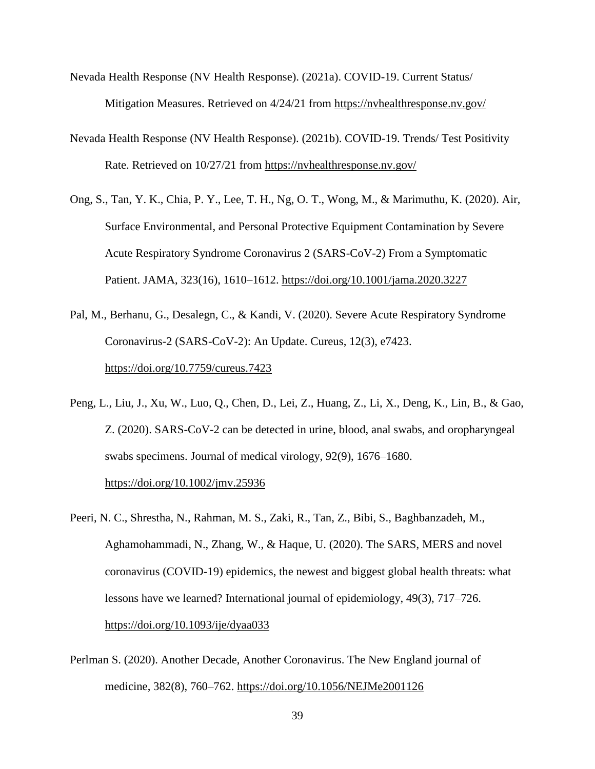Nevada Health Response (NV Health Response). (2021a). COVID-19. Current Status/ Mitigation Measures. Retrieved on 4/24/21 from https://nvhealthresponse.nv.gov/

Nevada Health Response (NV Health Response). (2021b). COVID-19. Trends/ Test Positivity Rate. Retrieved on 10/27/21 from https://nvhealthresponse.nv.gov/

Ong, S., Tan, Y. K., Chia, P. Y., Lee, T. H., Ng, O. T., Wong, M., & Marimuthu, K. (2020). Air, Surface Environmental, and Personal Protective Equipment Contamination by Severe Acute Respiratory Syndrome Coronavirus 2 (SARS-CoV-2) From a Symptomatic Patient. JAMA, 323(16), 1610–1612. https://doi.org/10.1001/jama.2020.3227

Pal, M., Berhanu, G., Desalegn, C., & Kandi, V. (2020). Severe Acute Respiratory Syndrome Coronavirus-2 (SARS-CoV-2): An Update. Cureus, 12(3), e7423. https://doi.org/10.7759/cureus.7423

Peng, L., Liu, J., Xu, W., Luo, Q., Chen, D., Lei, Z., Huang, Z., Li, X., Deng, K., Lin, B., & Gao, Z. (2020). SARS-CoV-2 can be detected in urine, blood, anal swabs, and oropharyngeal swabs specimens. Journal of medical virology, 92(9), 1676–1680. https://doi.org/10.1002/jmv.25936

Peeri, N. C., Shrestha, N., Rahman, M. S., Zaki, R., Tan, Z., Bibi, S., Baghbanzadeh, M., Aghamohammadi, N., Zhang, W., & Haque, U. (2020). The SARS, MERS and novel coronavirus (COVID-19) epidemics, the newest and biggest global health threats: what lessons have we learned? International journal of epidemiology, 49(3), 717–726. https://doi.org/10.1093/ije/dyaa033

Perlman S. (2020). Another Decade, Another Coronavirus. The New England journal of medicine, 382(8), 760–762. https://doi.org/10.1056/NEJMe2001126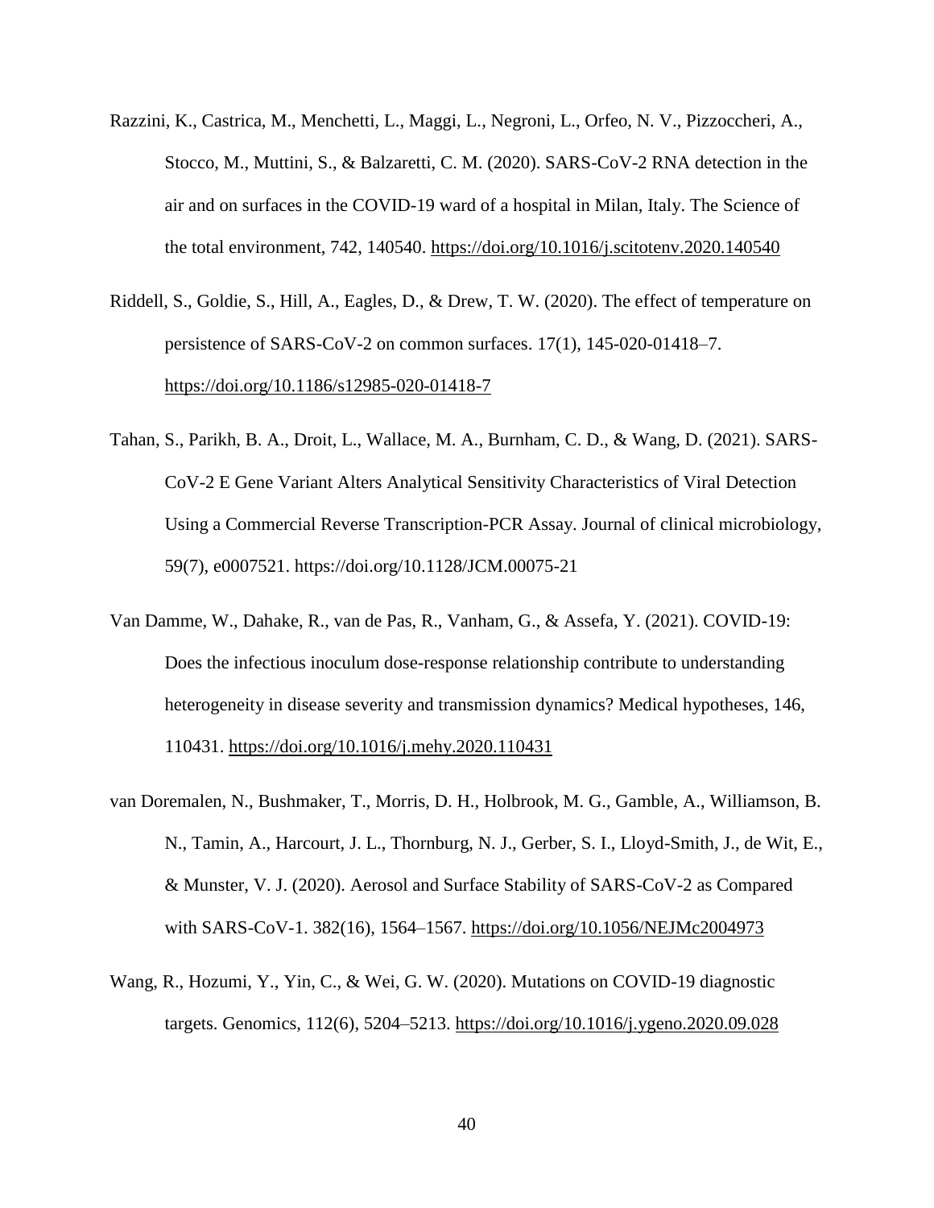Razzini, K., Castrica, M., Menchetti, L., Maggi, L., Negroni, L., Orfeo, N. V., Pizzoccheri, A., Stocco, M., Muttini, S., & Balzaretti, C. M. (2020). SARS-CoV-2 RNA detection in the air and on surfaces in the COVID-19 ward of a hospital in Milan, Italy. The Science of the total environment, 742, 140540. https://doi.org/10.1016/j.scitotenv.2020.140540

Riddell, S., Goldie, S., Hill, A., Eagles, D., & Drew, T. W. (2020). The effect of temperature on persistence of SARS-CoV-2 on common surfaces. 17(1), 145-020-01418–7. https://doi.org/10.1186/s12985-020-01418-7

Tahan, S., Parikh, B. A., Droit, L., Wallace, M. A., Burnham, C. D., & Wang, D. (2021). SARS-CoV-2 E Gene Variant Alters Analytical Sensitivity Characteristics of Viral Detection Using a Commercial Reverse Transcription-PCR Assay. Journal of clinical microbiology, 59(7), e0007521. https://doi.org/10.1128/JCM.00075-21

Van Damme, W., Dahake, R., van de Pas, R., Vanham, G., & Assefa, Y. (2021). COVID-19: Does the infectious inoculum dose-response relationship contribute to understanding heterogeneity in disease severity and transmission dynamics? Medical hypotheses, 146, 110431. https://doi.org/10.1016/j.mehy.2020.110431

van Doremalen, N., Bushmaker, T., Morris, D. H., Holbrook, M. G., Gamble, A., Williamson, B. N., Tamin, A., Harcourt, J. L., Thornburg, N. J., Gerber, S. I., Lloyd-Smith, J., de Wit, E., & Munster, V. J. (2020). Aerosol and Surface Stability of SARS-CoV-2 as Compared with SARS-CoV-1. 382(16), 1564–1567. https://doi.org/10.1056/NEJMc2004973

Wang, R., Hozumi, Y., Yin, C., & Wei, G. W. (2020). Mutations on COVID-19 diagnostic targets. Genomics, 112(6), 5204–5213. https://doi.org/10.1016/j.ygeno.2020.09.028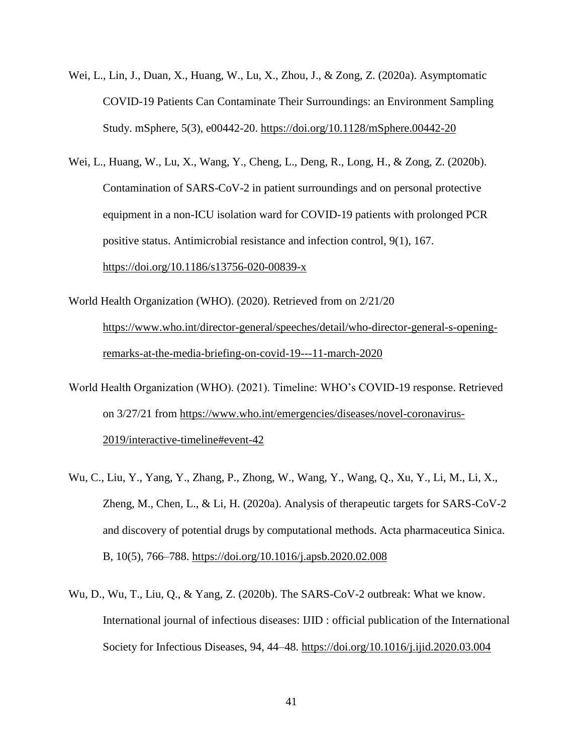Wei, L., Lin, J., Duan, X., Huang, W., Lu, X., Zhou, J., & Zong, Z. (2020a). Asymptomatic COVID-19 Patients Can Contaminate Their Surroundings: an Environment Sampling Study. mSphere, 5(3), e00442-20. https://doi.org/10.1128/mSphere.00442-20

Wei, L., Huang, W., Lu, X., Wang, Y., Cheng, L., Deng, R., Long, H., & Zong, Z. (2020b). Contamination of SARS-CoV-2 in patient surroundings and on personal protective equipment in a non-ICU isolation ward for COVID-19 patients with prolonged PCR positive status. Antimicrobial resistance and infection control, 9(1), 167. https://doi.org/10.1186/s13756-020-00839-x

World Health Organization (WHO). (2020). Retrieved from on 2/21/20 https://www.who.int/director-general/speeches/detail/who-director-general-s-opening-remarks-at-the-media-briefing-on-covid-19---11-march-2020

World Health Organization (WHO). (2021). Timeline: WHO's COVID-19 response. Retrieved on 3/27/21 from https://www.who.int/emergencies/diseases/novel-coronavirus-2019/interactive-timeline#event-42

Wu, C., Liu, Y., Yang, Y., Zhang, P., Zhong, W., Wang, Y., Wang, Q., Xu, Y., Li, M., Li, X., Zheng, M., Chen, L., & Li, H. (2020a). Analysis of therapeutic targets for SARS-CoV-2 and discovery of potential drugs by computational methods. Acta pharmaceutica Sinica. B, 10(5), 766–788. https://doi.org/10.1016/j.apsb.2020.02.008

Wu, D., Wu, T., Liu, Q., & Yang, Z. (2020b). The SARS-CoV-2 outbreak: What we know. International journal of infectious diseases: IJID : official publication of the International Society for Infectious Diseases, 94, 44–48. https://doi.org/10.1016/j.ijid.2020.03.004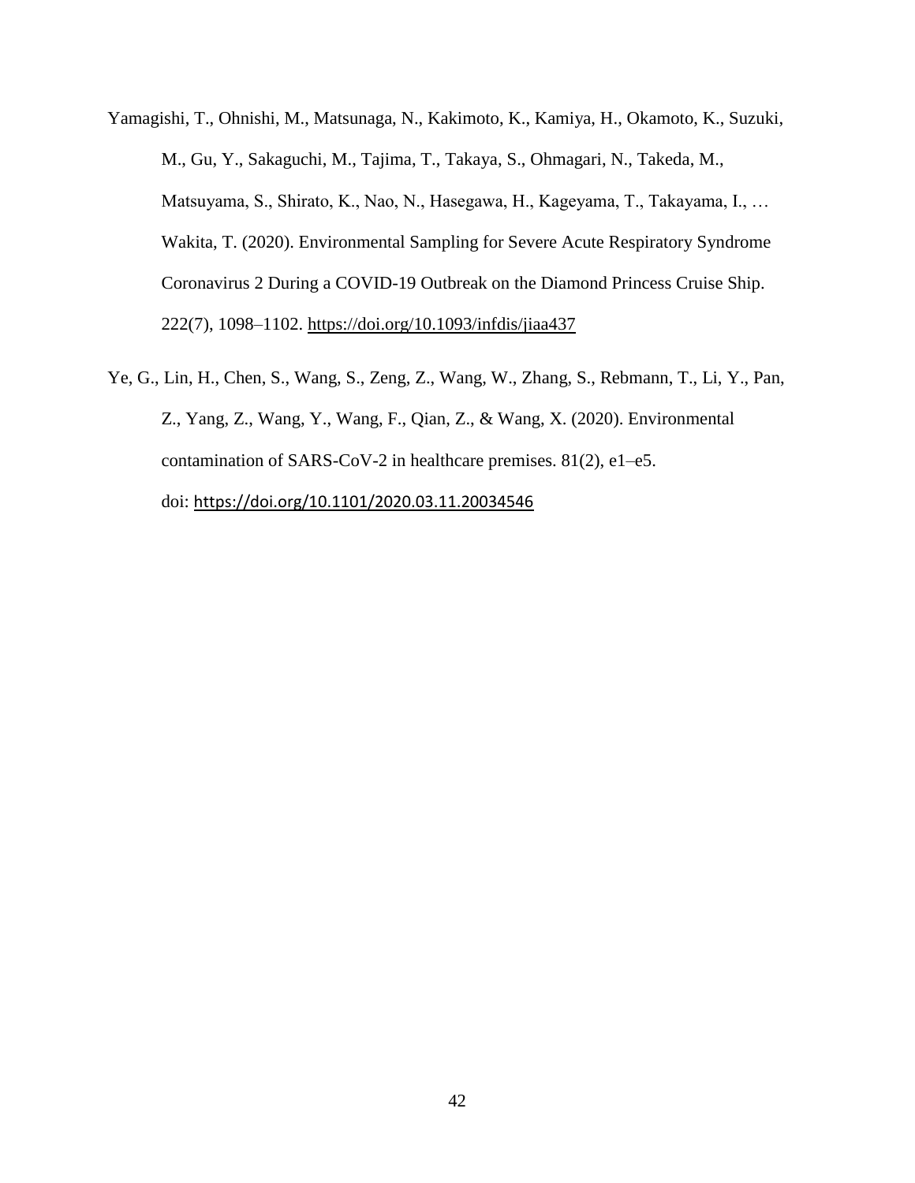Yamagishi, T., Ohnishi, M., Matsunaga, N., Kakimoto, K., Kamiya, H., Okamoto, K., Suzuki, M., Gu, Y., Sakaguchi, M., Tajima, T., Takaya, S., Ohmagari, N., Takeda, M., Matsuyama, S., Shirato, K., Nao, N., Hasegawa, H., Kageyama, T., Takayama, I., … Wakita, T. (2020). Environmental Sampling for Severe Acute Respiratory Syndrome Coronavirus 2 During a COVID-19 Outbreak on the Diamond Princess Cruise Ship. 222(7), 1098–1102. https://doi.org/10.1093/infdis/jiaa437

Ye, G., Lin, H., Chen, S., Wang, S., Zeng, Z., Wang, W., Zhang, S., Rebmann, T., Li, Y., Pan, Z., Yang, Z., Wang, Y., Wang, F., Qian, Z., & Wang, X. (2020). Environmental contamination of SARS-CoV-2 in healthcare premises. 81(2), e1–e5. doi: https://doi.org/10.1101/2020.03.11.20034546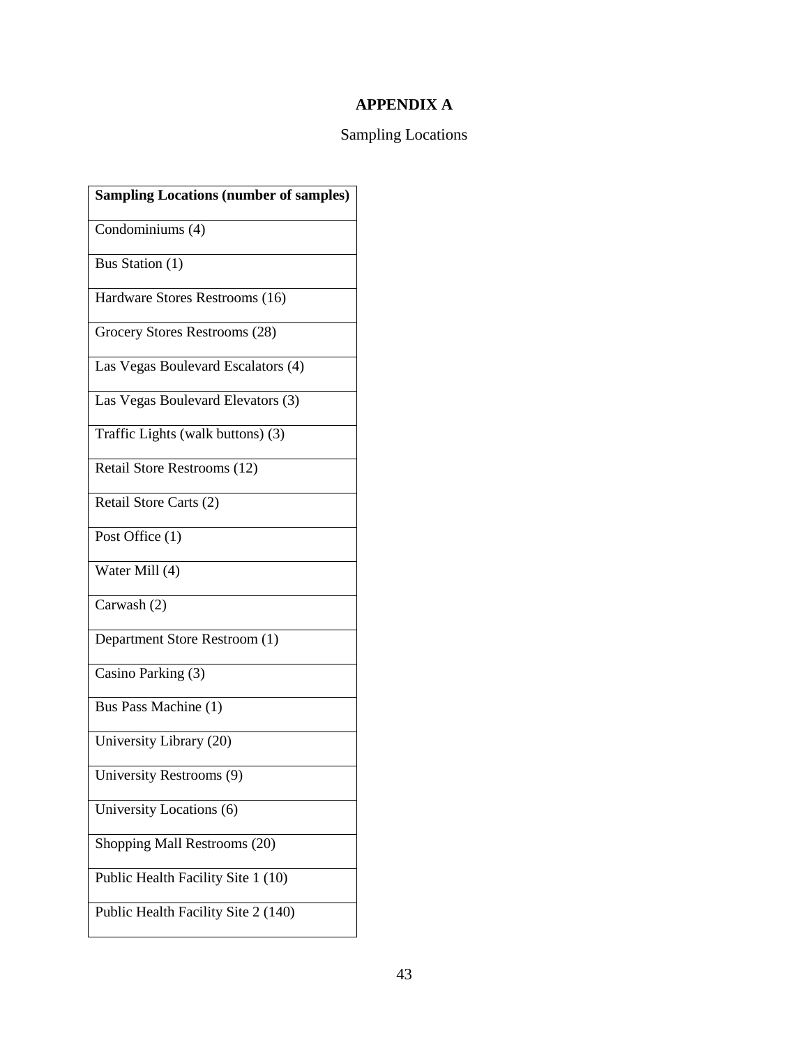# APPENDIX A

Sampling Locations

| Sampling Locations (number of samples) |
|---|
| Condominiums (4) |
| Bus Station (1) |
| Hardware Stores Restrooms (16) |
| Grocery Stores Restrooms (28) |
| Las Vegas Boulevard Escalators (4) |
| Las Vegas Boulevard Elevators (3) |
| Traffic Lights (walk buttons) (3) |
| Retail Store Restrooms (12) |
| Retail Store Carts (2) |
| Post Office (1) |
| Water Mill (4) |
| Carwash (2) |
| Department Store Restroom (1) |
| Casino Parking (3) |
| Bus Pass Machine (1) |
| University Library (20) |
| University Restrooms (9) |
| University Locations (6) |
| Shopping Mall Restrooms (20) |
| Public Health Facility Site 1 (10) |
| Public Health Facility Site 2 (140) |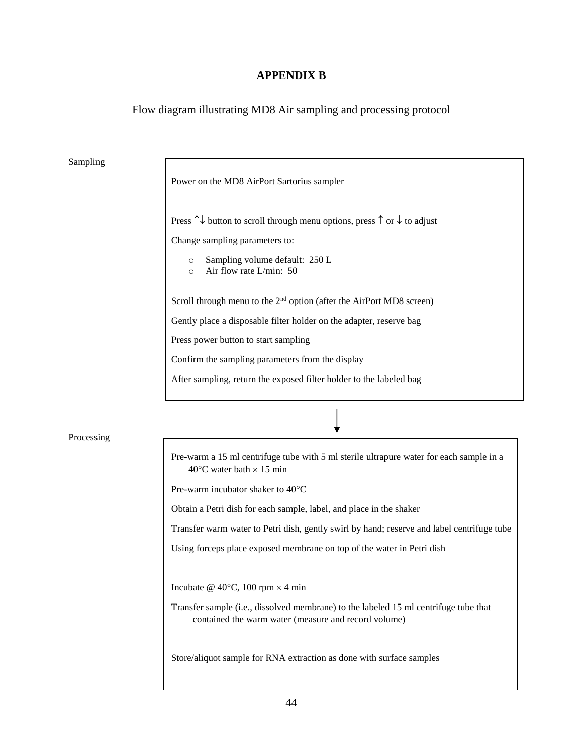# APPENDIX B

Flow diagram illustrating MD8 Air sampling and processing protocol

**Sampling**

Power on the MD8 AirPort Sartorius sampler

Press ↑↓ button to scroll through menu options, press ↑ or ↓ to adjust

Change sampling parameters to:

- Sampling volume default: 250 L
- Air flow rate L/min: 50

Scroll through menu to the 2nd option (after the AirPort MD8 screen)

Gently place a disposable filter holder on the adapter, reserve bag

Press power button to start sampling

Confirm the sampling parameters from the display

After sampling, return the exposed filter holder to the labeled bag

↓

**Processing**

Pre-warm a 15 ml centrifuge tube with 5 ml sterile ultrapure water for each sample in a 40°C water bath × 15 min

Pre-warm incubator shaker to 40°C

Obtain a Petri dish for each sample, label, and place in the shaker

Transfer warm water to Petri dish, gently swirl by hand; reserve and label centrifuge tube

Using forceps place exposed membrane on top of the water in Petri dish

Incubate @ 40°C, 100 rpm × 4 min

Transfer sample (i.e., dissolved membrane) to the labeled 15 ml centrifuge tube that contained the warm water (measure and record volume)

Store/aliquot sample for RNA extraction as done with surface samples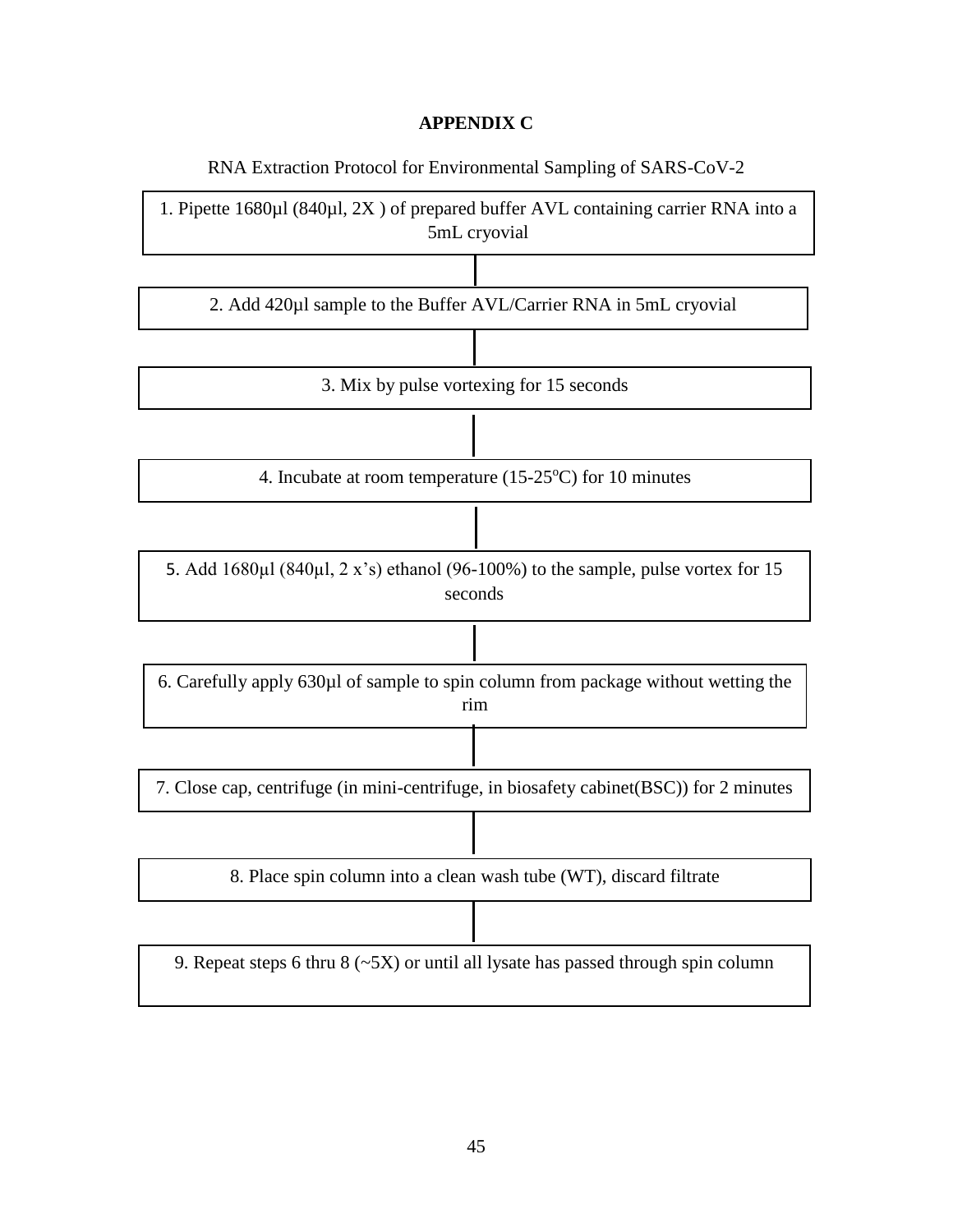**APPENDIX C**

RNA Extraction Protocol for Environmental Sampling of SARS-CoV-2

1. Pipette 1680µl (840µl, 2X ) of prepared buffer AVL containing carrier RNA into a 5mL cryovial

2. Add 420µl sample to the Buffer AVL/Carrier RNA in 5mL cryovial

3. Mix by pulse vortexing for 15 seconds

4. Incubate at room temperature (15-25°C) for 10 minutes

5. Add 1680µl (840µl, 2 x's) ethanol (96-100%) to the sample, pulse vortex for 15 seconds

6. Carefully apply 630µl of sample to spin column from package without wetting the rim

7. Close cap, centrifuge (in mini-centrifuge, in biosafety cabinet(BSC)) for 2 minutes

8. Place spin column into a clean wash tube (WT), discard filtrate

9. Repeat steps 6 thru 8 (~5X) or until all lysate has passed through spin column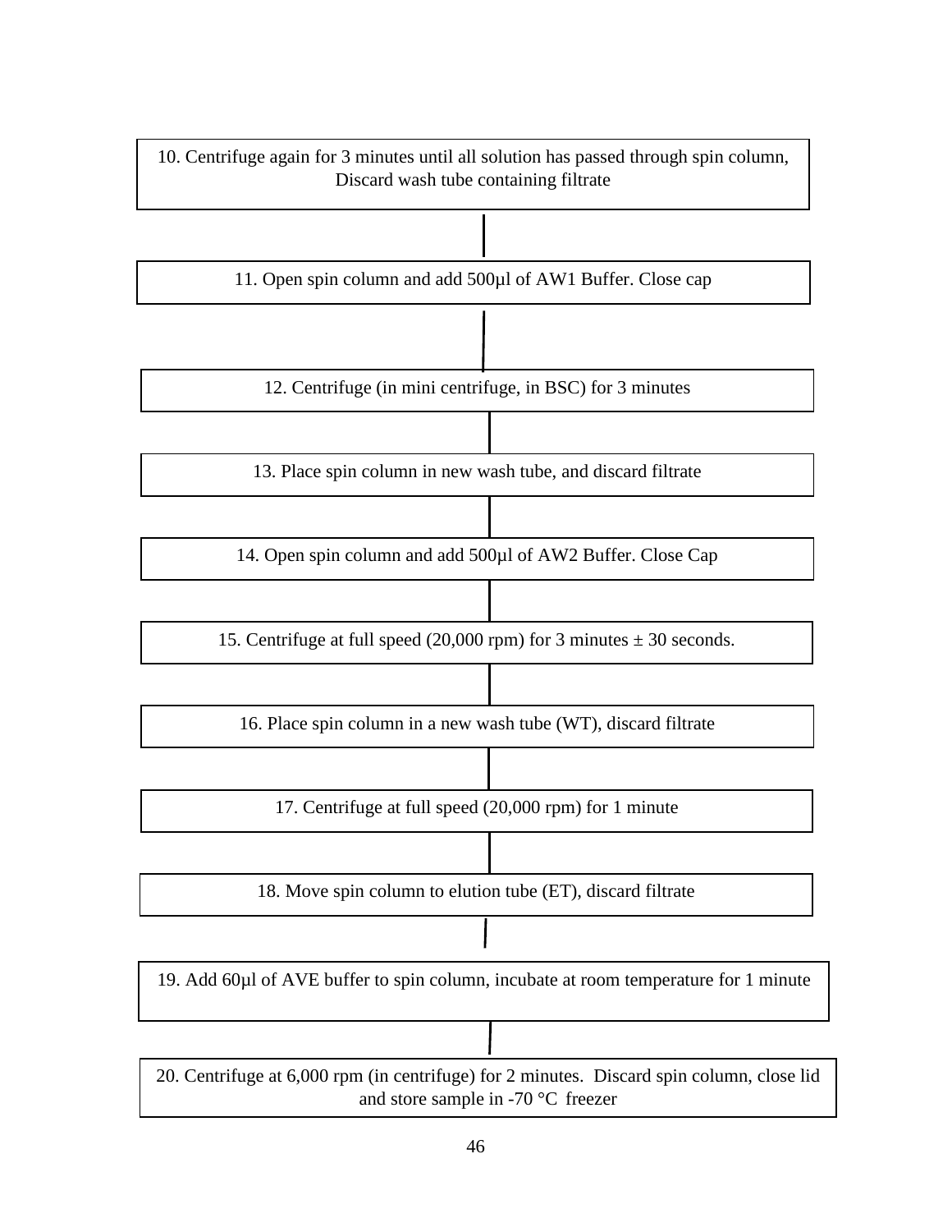10. Centrifuge again for 3 minutes until all solution has passed through spin column, Discard wash tube containing filtrate

11. Open spin column and add 500µl of AW1 Buffer. Close cap

12. Centrifuge (in mini centrifuge, in BSC) for 3 minutes

13. Place spin column in new wash tube, and discard filtrate

14. Open spin column and add 500µl of AW2 Buffer. Close Cap

15. Centrifuge at full speed (20,000 rpm) for 3 minutes ± 30 seconds.

16. Place spin column in a new wash tube (WT), discard filtrate

17. Centrifuge at full speed (20,000 rpm) for 1 minute

18. Move spin column to elution tube (ET), discard filtrate

19. Add 60µl of AVE buffer to spin column, incubate at room temperature for 1 minute

20. Centrifuge at 6,000 rpm (in centrifuge) for 2 minutes. Discard spin column, close lid and store sample in -70 °C freezer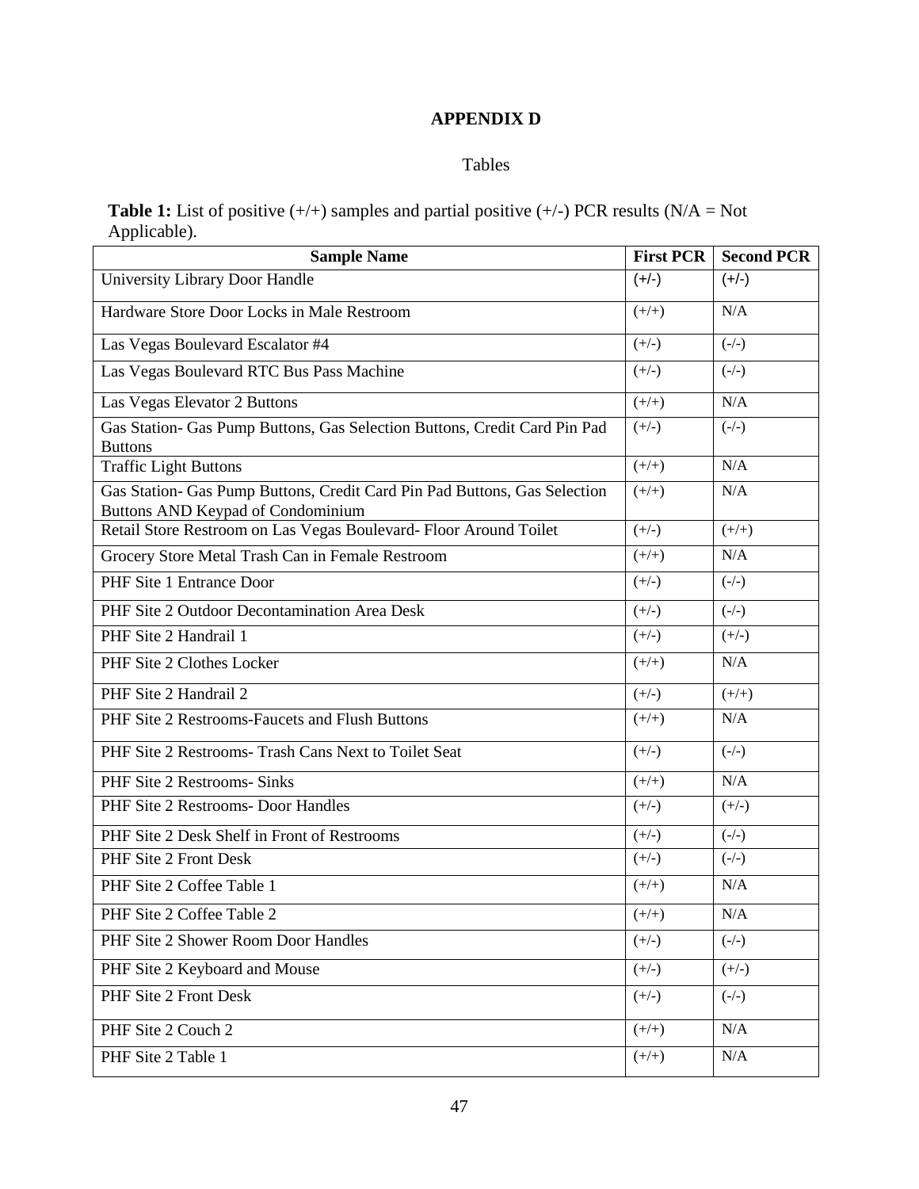# APPENDIX D

Tables

**Table 1:** List of positive (+/+) samples and partial positive (+/-) PCR results (N/A = Not Applicable).

| Sample Name | First PCR | Second PCR |
|---|---|---|
| University Library Door Handle | (+/-) | (+/-) |
| Hardware Store Door Locks in Male Restroom | (+/+) | N/A |
| Las Vegas Boulevard Escalator #4 | (+/-) | (-/-) |
| Las Vegas Boulevard RTC Bus Pass Machine | (+/-) | (-/-) |
| Las Vegas Elevator 2 Buttons | (+/+) | N/A |
| Gas Station- Gas Pump Buttons, Gas Selection Buttons, Credit Card Pin Pad Buttons | (+/-) | (-/-) |
| Traffic Light Buttons | (+/+) | N/A |
| Gas Station- Gas Pump Buttons, Credit Card Pin Pad Buttons, Gas Selection Buttons AND Keypad of Condominium | (+/+) | N/A |
| Retail Store Restroom on Las Vegas Boulevard- Floor Around Toilet | (+/-) | (+/+) |
| Grocery Store Metal Trash Can in Female Restroom | (+/+) | N/A |
| PHF Site 1 Entrance Door | (+/-) | (-/-) |
| PHF Site 2 Outdoor Decontamination Area Desk | (+/-) | (-/-) |
| PHF Site 2 Handrail 1 | (+/-) | (+/-) |
| PHF Site 2 Clothes Locker | (+/+) | N/A |
| PHF Site 2 Handrail 2 | (+/-) | (+/+) |
| PHF Site 2 Restrooms-Faucets and Flush Buttons | (+/+) | N/A |
| PHF Site 2 Restrooms- Trash Cans Next to Toilet Seat | (+/-) | (-/-) |
| PHF Site 2 Restrooms- Sinks | (+/+) | N/A |
| PHF Site 2 Restrooms- Door Handles | (+/-) | (+/-) |
| PHF Site 2 Desk Shelf in Front of Restrooms | (+/-) | (-/-) |
| PHF Site 2 Front Desk | (+/-) | (-/-) |
| PHF Site 2 Coffee Table 1 | (+/+) | N/A |
| PHF Site 2 Coffee Table 2 | (+/+) | N/A |
| PHF Site 2 Shower Room Door Handles | (+/-) | (-/-) |
| PHF Site 2 Keyboard and Mouse | (+/-) | (+/-) |
| PHF Site 2 Front Desk | (+/-) | (-/-) |
| PHF Site 2 Couch 2 | (+/+) | N/A |
| PHF Site 2 Table 1 | (+/+) | N/A |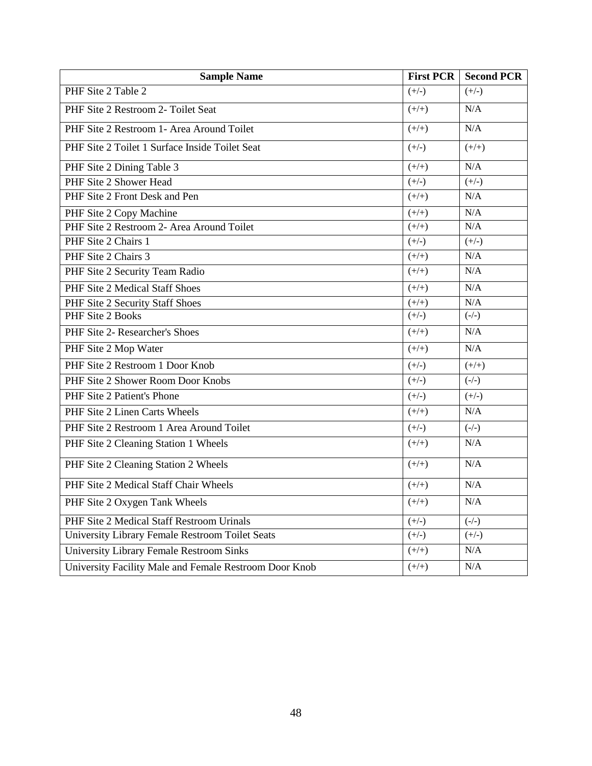| Sample Name | First PCR | Second PCR |
|---|---|---|
| PHF Site 2 Table 2 | (+/-) | (+/-) |
| PHF Site 2 Restroom 2- Toilet Seat | (+/+) | N/A |
| PHF Site 2 Restroom 1- Area Around Toilet | (+/+) | N/A |
| PHF Site 2 Toilet 1 Surface Inside Toilet Seat | (+/-) | (+/+) |
| PHF Site 2 Dining Table 3 | (+/+) | N/A |
| PHF Site 2 Shower Head | (+/-) | (+/-) |
| PHF Site 2 Front Desk and Pen | (+/+) | N/A |
| PHF Site 2 Copy Machine | (+/+) | N/A |
| PHF Site 2 Restroom 2- Area Around Toilet | (+/+) | N/A |
| PHF Site 2 Chairs 1 | (+/-) | (+/-) |
| PHF Site 2 Chairs 3 | (+/+) | N/A |
| PHF Site 2 Security Team Radio | (+/+) | N/A |
| PHF Site 2 Medical Staff Shoes | (+/+) | N/A |
| PHF Site 2 Security Staff Shoes | (+/+) | N/A |
| PHF Site 2 Books | (+/-) | (-/-) |
| PHF Site 2- Researcher's Shoes | (+/+) | N/A |
| PHF Site 2 Mop Water | (+/+) | N/A |
| PHF Site 2 Restroom 1 Door Knob | (+/-) | (+/+) |
| PHF Site 2 Shower Room Door Knobs | (+/-) | (-/-) |
| PHF Site 2 Patient's Phone | (+/-) | (+/-) |
| PHF Site 2 Linen Carts Wheels | (+/+) | N/A |
| PHF Site 2 Restroom 1 Area Around Toilet | (+/-) | (-/-) |
| PHF Site 2 Cleaning Station 1 Wheels | (+/+) | N/A |
| PHF Site 2 Cleaning Station 2 Wheels | (+/+) | N/A |
| PHF Site 2 Medical Staff Chair Wheels | (+/+) | N/A |
| PHF Site 2 Oxygen Tank Wheels | (+/+) | N/A |
| PHF Site 2 Medical Staff Restroom Urinals | (+/-) | (-/-) |
| University Library Female Restroom Toilet Seats | (+/-) | (+/-) |
| University Library Female Restroom Sinks | (+/+) | N/A |
| University Facility Male and Female Restroom Door Knob | (+/+) | N/A |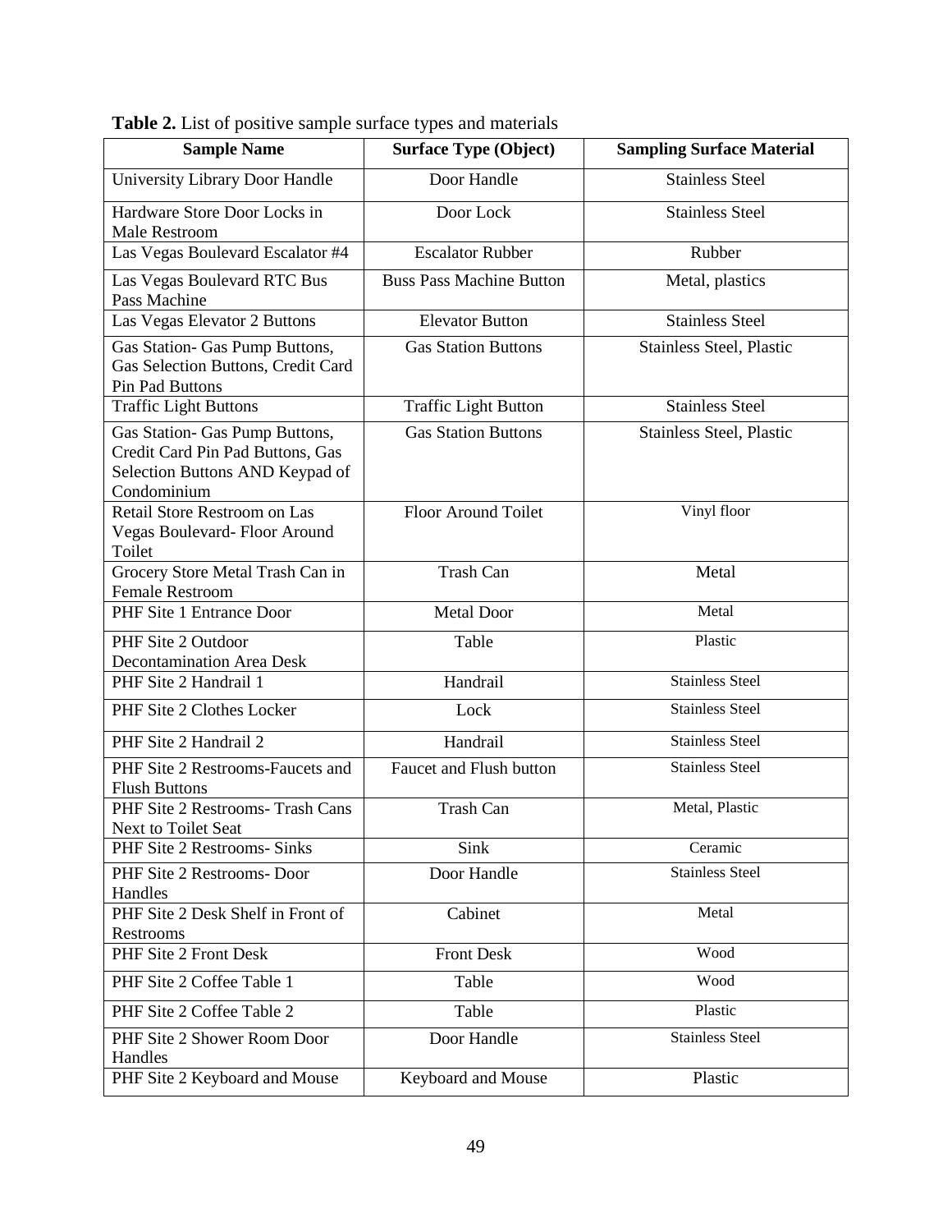**Table 2.** List of positive sample surface types and materials

| Sample Name | Surface Type (Object) | Sampling Surface Material |
|---|---|---|
| University Library Door Handle | Door Handle | Stainless Steel |
| Hardware Store Door Locks in Male Restroom | Door Lock | Stainless Steel |
| Las Vegas Boulevard Escalator #4 | Escalator Rubber | Rubber |
| Las Vegas Boulevard RTC Bus Pass Machine | Buss Pass Machine Button | Metal, plastics |
| Las Vegas Elevator 2 Buttons | Elevator Button | Stainless Steel |
| Gas Station- Gas Pump Buttons, Gas Selection Buttons, Credit Card Pin Pad Buttons | Gas Station Buttons | Stainless Steel, Plastic |
| Traffic Light Buttons | Traffic Light Button | Stainless Steel |
| Gas Station- Gas Pump Buttons, Credit Card Pin Pad Buttons, Gas Selection Buttons AND Keypad of Condominium | Gas Station Buttons | Stainless Steel, Plastic |
| Retail Store Restroom on Las Vegas Boulevard- Floor Around Toilet | Floor Around Toilet | Vinyl floor |
| Grocery Store Metal Trash Can in Female Restroom | Trash Can | Metal |
| PHF Site 1 Entrance Door | Metal Door | Metal |
| PHF Site 2 Outdoor Decontamination Area Desk | Table | Plastic |
| PHF Site 2 Handrail 1 | Handrail | Stainless Steel |
| PHF Site 2 Clothes Locker | Lock | Stainless Steel |
| PHF Site 2 Handrail 2 | Handrail | Stainless Steel |
| PHF Site 2 Restrooms-Faucets and Flush Buttons | Faucet and Flush button | Stainless Steel |
| PHF Site 2 Restrooms- Trash Cans Next to Toilet Seat | Trash Can | Metal, Plastic |
| PHF Site 2 Restrooms- Sinks | Sink | Ceramic |
| PHF Site 2 Restrooms- Door Handles | Door Handle | Stainless Steel |
| PHF Site 2 Desk Shelf in Front of Restrooms | Cabinet | Metal |
| PHF Site 2 Front Desk | Front Desk | Wood |
| PHF Site 2 Coffee Table 1 | Table | Wood |
| PHF Site 2 Coffee Table 2 | Table | Plastic |
| PHF Site 2 Shower Room Door Handles | Door Handle | Stainless Steel |
| PHF Site 2 Keyboard and Mouse | Keyboard and Mouse | Plastic |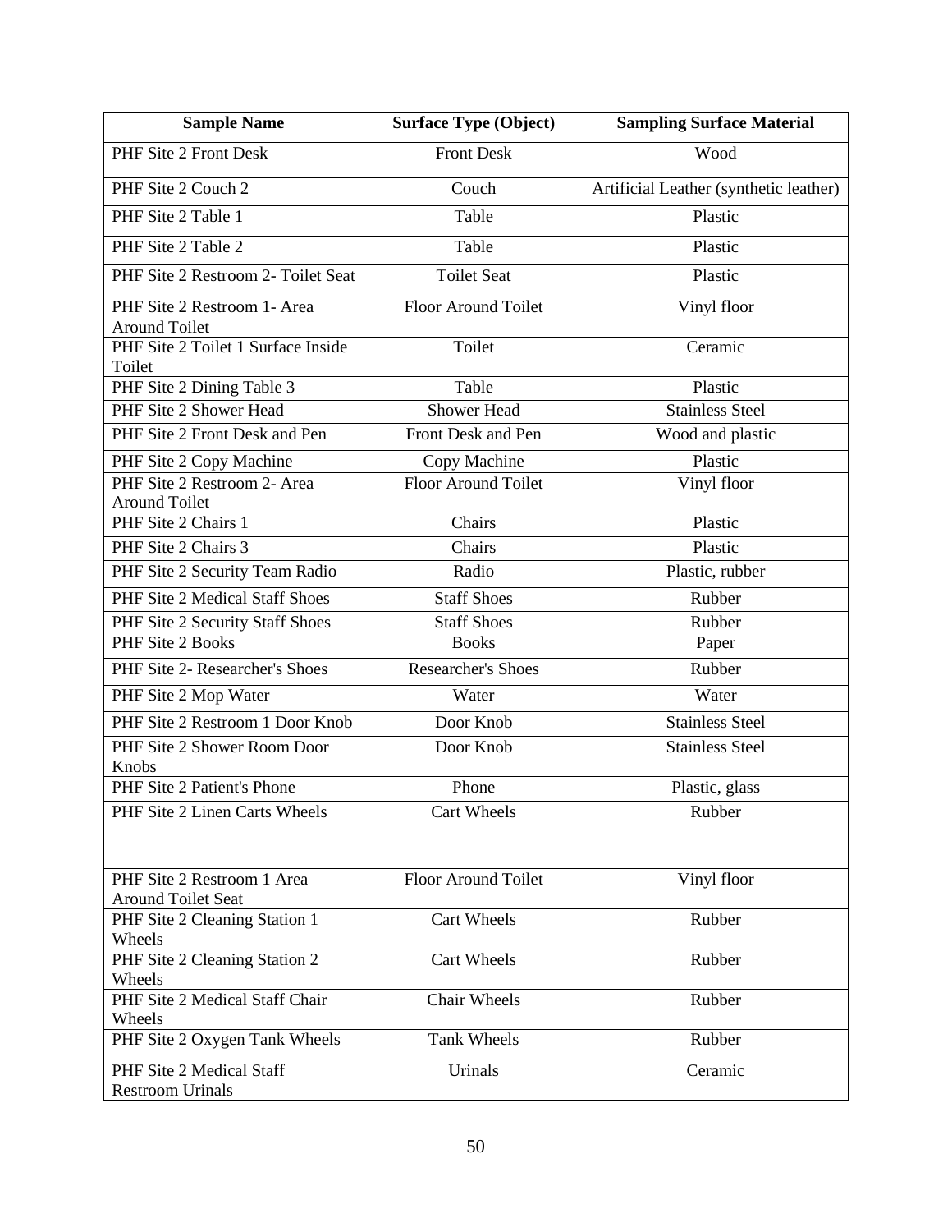| Sample Name | Surface Type (Object) | Sampling Surface Material |
|---|---|---|
| PHF Site 2 Front Desk | Front Desk | Wood |
| PHF Site 2 Couch 2 | Couch | Artificial Leather (synthetic leather) |
| PHF Site 2 Table 1 | Table | Plastic |
| PHF Site 2 Table 2 | Table | Plastic |
| PHF Site 2 Restroom 2- Toilet Seat | Toilet Seat | Plastic |
| PHF Site 2 Restroom 1- Area Around Toilet | Floor Around Toilet | Vinyl floor |
| PHF Site 2 Toilet 1 Surface Inside Toilet | Toilet | Ceramic |
| PHF Site 2 Dining Table 3 | Table | Plastic |
| PHF Site 2 Shower Head | Shower Head | Stainless Steel |
| PHF Site 2 Front Desk and Pen | Front Desk and Pen | Wood and plastic |
| PHF Site 2 Copy Machine | Copy Machine | Plastic |
| PHF Site 2 Restroom 2- Area Around Toilet | Floor Around Toilet | Vinyl floor |
| PHF Site 2 Chairs 1 | Chairs | Plastic |
| PHF Site 2 Chairs 3 | Chairs | Plastic |
| PHF Site 2 Security Team Radio | Radio | Plastic, rubber |
| PHF Site 2 Medical Staff Shoes | Staff Shoes | Rubber |
| PHF Site 2 Security Staff Shoes | Staff Shoes | Rubber |
| PHF Site 2 Books | Books | Paper |
| PHF Site 2- Researcher's Shoes | Researcher's Shoes | Rubber |
| PHF Site 2 Mop Water | Water | Water |
| PHF Site 2 Restroom 1 Door Knob | Door Knob | Stainless Steel |
| PHF Site 2 Shower Room Door Knobs | Door Knob | Stainless Steel |
| PHF Site 2 Patient's Phone | Phone | Plastic, glass |
| PHF Site 2 Linen Carts Wheels | Cart Wheels | Rubber |
| PHF Site 2 Restroom 1 Area Around Toilet Seat | Floor Around Toilet | Vinyl floor |
| PHF Site 2 Cleaning Station 1 Wheels | Cart Wheels | Rubber |
| PHF Site 2 Cleaning Station 2 Wheels | Cart Wheels | Rubber |
| PHF Site 2 Medical Staff Chair Wheels | Chair Wheels | Rubber |
| PHF Site 2 Oxygen Tank Wheels | Tank Wheels | Rubber |
| PHF Site 2 Medical Staff Restroom Urinals | Urinals | Ceramic |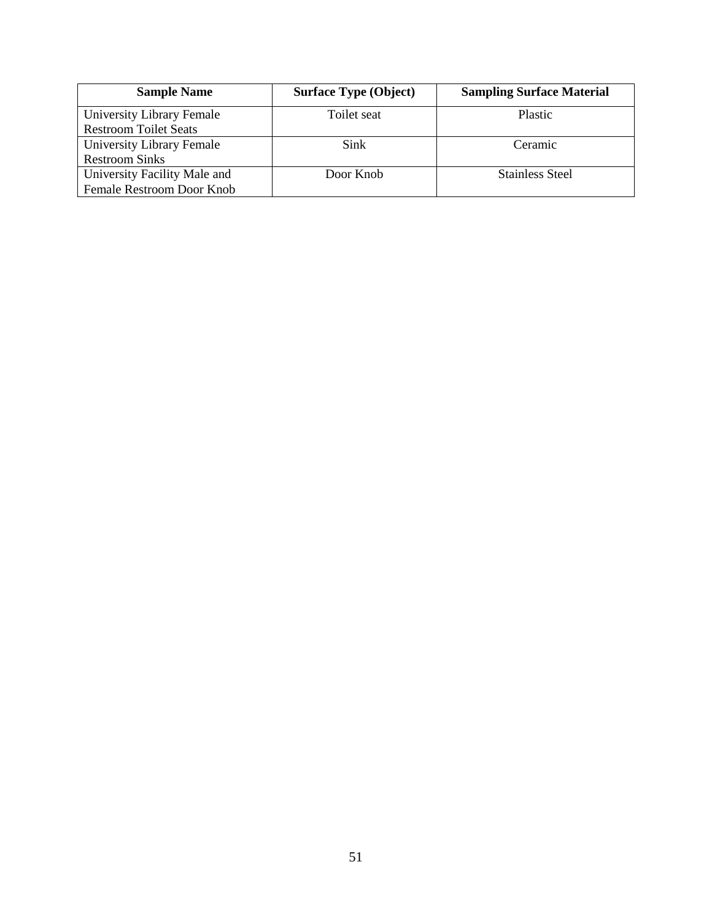| Sample Name | Surface Type (Object) | Sampling Surface Material |
| --- | --- | --- |
| University Library Female Restroom Toilet Seats | Toilet seat | Plastic |
| University Library Female Restroom Sinks | Sink | Ceramic |
| University Facility Male and Female Restroom Door Knob | Door Knob | Stainless Steel |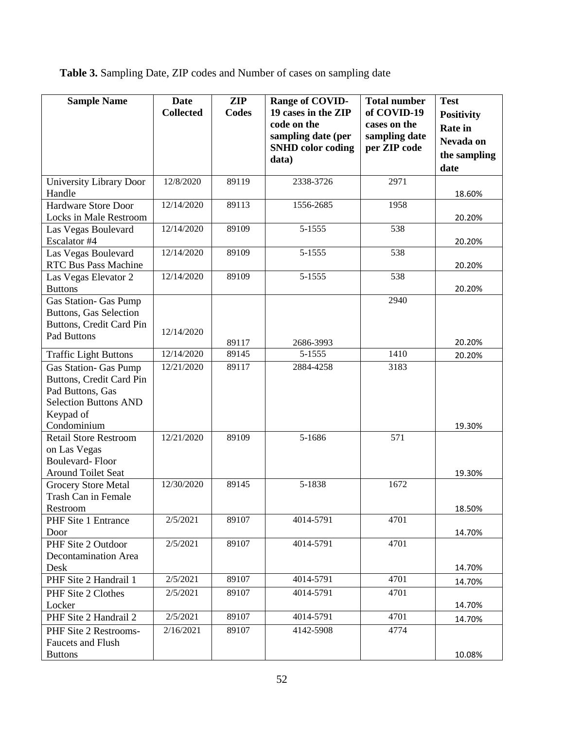**Table 3.** Sampling Date, ZIP codes and Number of cases on sampling date

| Sample Name | Date Collected | ZIP Codes | Range of COVID-19 cases in the ZIP code on the sampling date (per SNHD color coding data) | Total number of COVID-19 cases on the sampling date per ZIP code | Test Positivity Rate in Nevada on the sampling date |
|---|---|---|---|---|---|
| University Library Door Handle | 12/8/2020 | 89119 | 2338-3726 | 2971 | 18.60% |
| Hardware Store Door Locks in Male Restroom | 12/14/2020 | 89113 | 1556-2685 | 1958 | 20.20% |
| Las Vegas Boulevard Escalator #4 | 12/14/2020 | 89109 | 5-1555 | 538 | 20.20% |
| Las Vegas Boulevard RTC Bus Pass Machine | 12/14/2020 | 89109 | 5-1555 | 538 | 20.20% |
| Las Vegas Elevator 2 Buttons | 12/14/2020 | 89109 | 5-1555 | 538 | 20.20% |
| Gas Station- Gas Pump Buttons, Gas Selection Buttons, Credit Card Pin Pad Buttons | 12/14/2020 | 89117 | 2686-3993 | 2940 | 20.20% |
| Traffic Light Buttons | 12/14/2020 | 89145 | 5-1555 | 1410 | 20.20% |
| Gas Station- Gas Pump Buttons, Credit Card Pin Pad Buttons, Gas Selection Buttons AND Keypad of Condominium | 12/21/2020 | 89117 | 2884-4258 | 3183 | 19.30% |
| Retail Store Restroom on Las Vegas Boulevard- Floor Around Toilet Seat | 12/21/2020 | 89109 | 5-1686 | 571 | 19.30% |
| Grocery Store Metal Trash Can in Female Restroom | 12/30/2020 | 89145 | 5-1838 | 1672 | 18.50% |
| PHF Site 1 Entrance Door | 2/5/2021 | 89107 | 4014-5791 | 4701 | 14.70% |
| PHF Site 2 Outdoor Decontamination Area Desk | 2/5/2021 | 89107 | 4014-5791 | 4701 | 14.70% |
| PHF Site 2 Handrail 1 | 2/5/2021 | 89107 | 4014-5791 | 4701 | 14.70% |
| PHF Site 2 Clothes Locker | 2/5/2021 | 89107 | 4014-5791 | 4701 | 14.70% |
| PHF Site 2 Handrail 2 | 2/5/2021 | 89107 | 4014-5791 | 4701 | 14.70% |
| PHF Site 2 Restrooms- Faucets and Flush Buttons | 2/16/2021 | 89107 | 4142-5908 | 4774 | 10.08% |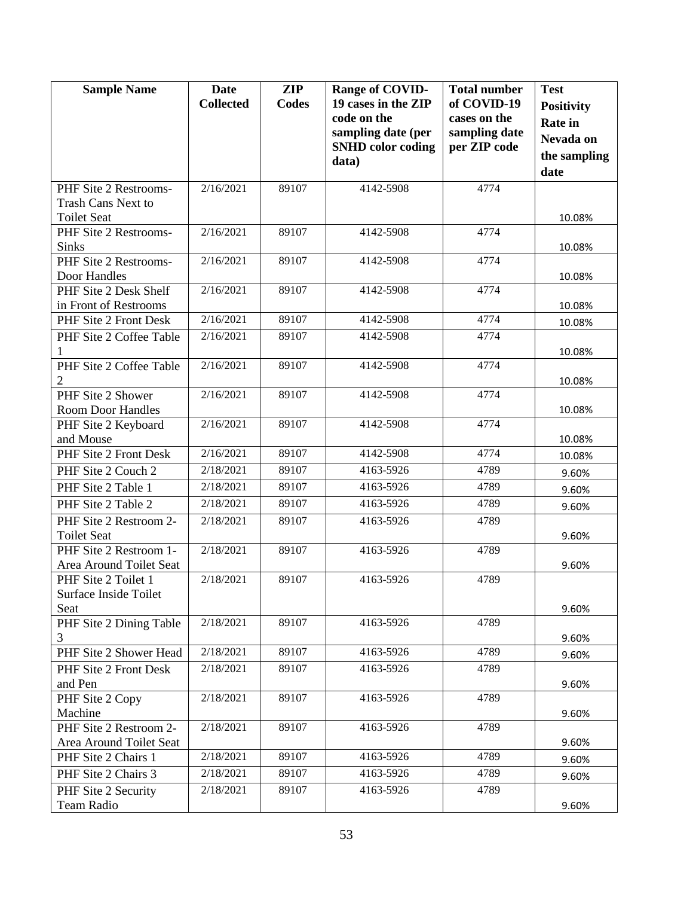| Sample Name | Date Collected | ZIP Codes | Range of COVID-19 cases in the ZIP code on the sampling date (per SNHD color coding data) | Total number of COVID-19 cases on the sampling date per ZIP code | Test Positivity Rate in Nevada on the sampling date |
|---|---|---|---|---|---|
| PHF Site 2 Restrooms- Trash Cans Next to Toilet Seat | 2/16/2021 | 89107 | 4142-5908 | 4774 | 10.08% |
| PHF Site 2 Restrooms- Sinks | 2/16/2021 | 89107 | 4142-5908 | 4774 | 10.08% |
| PHF Site 2 Restrooms- Door Handles | 2/16/2021 | 89107 | 4142-5908 | 4774 | 10.08% |
| PHF Site 2 Desk Shelf in Front of Restrooms | 2/16/2021 | 89107 | 4142-5908 | 4774 | 10.08% |
| PHF Site 2 Front Desk | 2/16/2021 | 89107 | 4142-5908 | 4774 | 10.08% |
| PHF Site 2 Coffee Table 1 | 2/16/2021 | 89107 | 4142-5908 | 4774 | 10.08% |
| PHF Site 2 Coffee Table 2 | 2/16/2021 | 89107 | 4142-5908 | 4774 | 10.08% |
| PHF Site 2 Shower Room Door Handles | 2/16/2021 | 89107 | 4142-5908 | 4774 | 10.08% |
| PHF Site 2 Keyboard and Mouse | 2/16/2021 | 89107 | 4142-5908 | 4774 | 10.08% |
| PHF Site 2 Front Desk | 2/16/2021 | 89107 | 4142-5908 | 4774 | 10.08% |
| PHF Site 2 Couch 2 | 2/18/2021 | 89107 | 4163-5926 | 4789 | 9.60% |
| PHF Site 2 Table 1 | 2/18/2021 | 89107 | 4163-5926 | 4789 | 9.60% |
| PHF Site 2 Table 2 | 2/18/2021 | 89107 | 4163-5926 | 4789 | 9.60% |
| PHF Site 2 Restroom 2- Toilet Seat | 2/18/2021 | 89107 | 4163-5926 | 4789 | 9.60% |
| PHF Site 2 Restroom 1- Area Around Toilet Seat | 2/18/2021 | 89107 | 4163-5926 | 4789 | 9.60% |
| PHF Site 2 Toilet 1 Surface Inside Toilet Seat | 2/18/2021 | 89107 | 4163-5926 | 4789 | 9.60% |
| PHF Site 2 Dining Table 3 | 2/18/2021 | 89107 | 4163-5926 | 4789 | 9.60% |
| PHF Site 2 Shower Head | 2/18/2021 | 89107 | 4163-5926 | 4789 | 9.60% |
| PHF Site 2 Front Desk and Pen | 2/18/2021 | 89107 | 4163-5926 | 4789 | 9.60% |
| PHF Site 2 Copy Machine | 2/18/2021 | 89107 | 4163-5926 | 4789 | 9.60% |
| PHF Site 2 Restroom 2- Area Around Toilet Seat | 2/18/2021 | 89107 | 4163-5926 | 4789 | 9.60% |
| PHF Site 2 Chairs 1 | 2/18/2021 | 89107 | 4163-5926 | 4789 | 9.60% |
| PHF Site 2 Chairs 3 | 2/18/2021 | 89107 | 4163-5926 | 4789 | 9.60% |
| PHF Site 2 Security Team Radio | 2/18/2021 | 89107 | 4163-5926 | 4789 | 9.60% |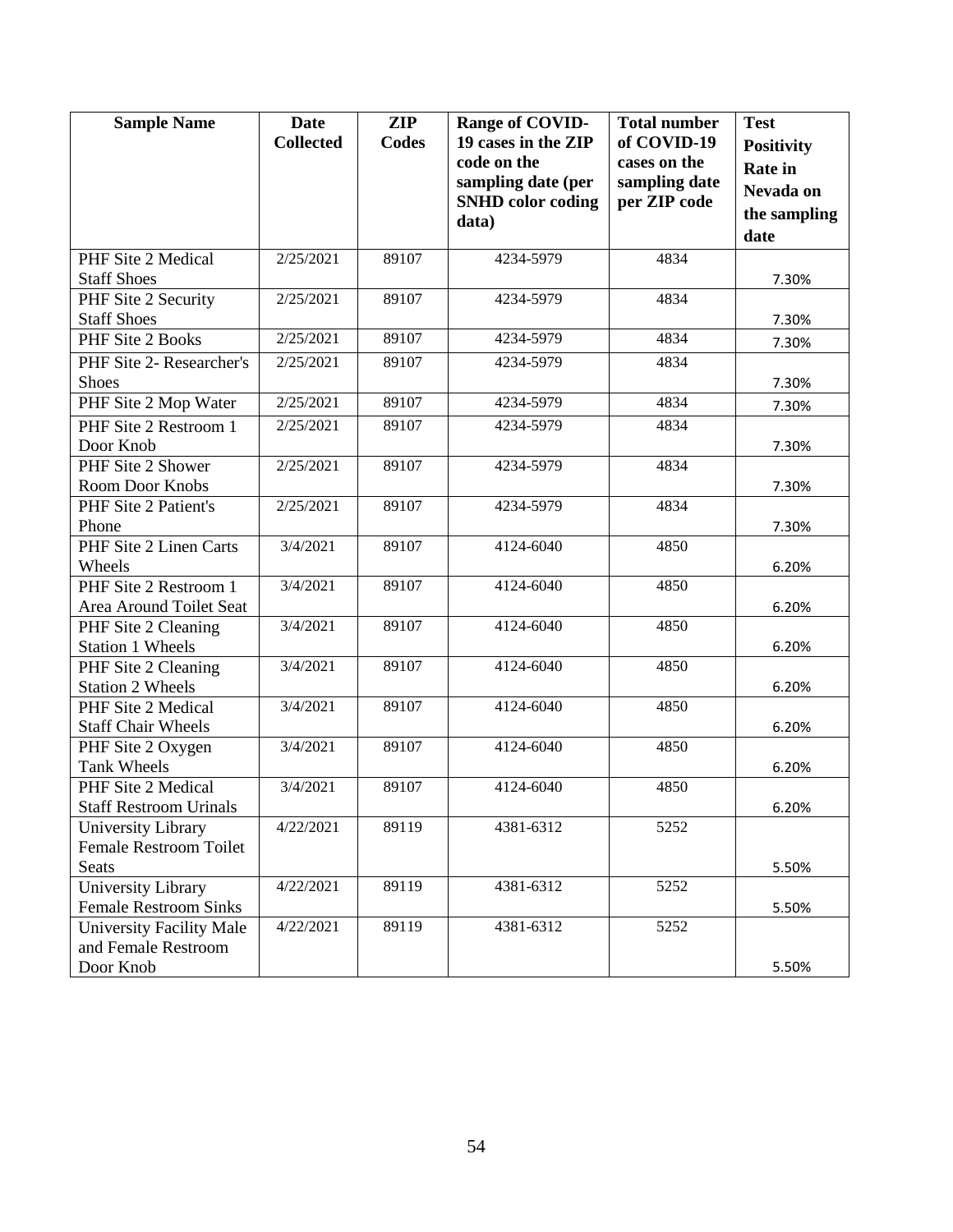| Sample Name | Date Collected | ZIP Codes | Range of COVID-19 cases in the ZIP code on the sampling date (per SNHD color coding data) | Total number of COVID-19 cases on the sampling date per ZIP code | Test Positivity Rate in Nevada on the sampling date |
|---|---|---|---|---|---|
| PHF Site 2 Medical Staff Shoes | 2/25/2021 | 89107 | 4234-5979 | 4834 | 7.30% |
| PHF Site 2 Security Staff Shoes | 2/25/2021 | 89107 | 4234-5979 | 4834 | 7.30% |
| PHF Site 2 Books | 2/25/2021 | 89107 | 4234-5979 | 4834 | 7.30% |
| PHF Site 2- Researcher's Shoes | 2/25/2021 | 89107 | 4234-5979 | 4834 | 7.30% |
| PHF Site 2 Mop Water | 2/25/2021 | 89107 | 4234-5979 | 4834 | 7.30% |
| PHF Site 2 Restroom 1 Door Knob | 2/25/2021 | 89107 | 4234-5979 | 4834 | 7.30% |
| PHF Site 2 Shower Room Door Knobs | 2/25/2021 | 89107 | 4234-5979 | 4834 | 7.30% |
| PHF Site 2 Patient's Phone | 2/25/2021 | 89107 | 4234-5979 | 4834 | 7.30% |
| PHF Site 2 Linen Carts Wheels | 3/4/2021 | 89107 | 4124-6040 | 4850 | 6.20% |
| PHF Site 2 Restroom 1 Area Around Toilet Seat | 3/4/2021 | 89107 | 4124-6040 | 4850 | 6.20% |
| PHF Site 2 Cleaning Station 1 Wheels | 3/4/2021 | 89107 | 4124-6040 | 4850 | 6.20% |
| PHF Site 2 Cleaning Station 2 Wheels | 3/4/2021 | 89107 | 4124-6040 | 4850 | 6.20% |
| PHF Site 2 Medical Staff Chair Wheels | 3/4/2021 | 89107 | 4124-6040 | 4850 | 6.20% |
| PHF Site 2 Oxygen Tank Wheels | 3/4/2021 | 89107 | 4124-6040 | 4850 | 6.20% |
| PHF Site 2 Medical Staff Restroom Urinals | 3/4/2021 | 89107 | 4124-6040 | 4850 | 6.20% |
| University Library Female Restroom Toilet Seats | 4/22/2021 | 89119 | 4381-6312 | 5252 | 5.50% |
| University Library Female Restroom Sinks | 4/22/2021 | 89119 | 4381-6312 | 5252 | 5.50% |
| University Facility Male and Female Restroom Door Knob | 4/22/2021 | 89119 | 4381-6312 | 5252 | 5.50% |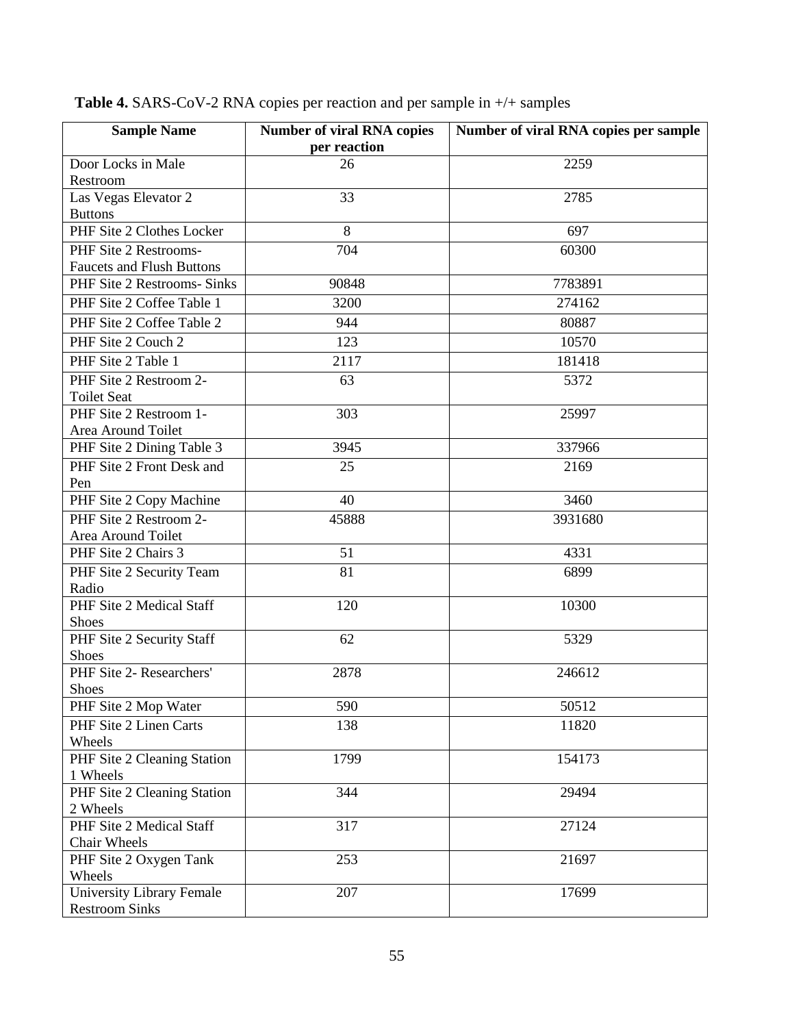**Table 4.** SARS-CoV-2 RNA copies per reaction and per sample in +/+ samples

| Sample Name | Number of viral RNA copies per reaction | Number of viral RNA copies per sample |
|---|---|---|
| Door Locks in Male Restroom | 26 | 2259 |
| Las Vegas Elevator 2 Buttons | 33 | 2785 |
| PHF Site 2 Clothes Locker | 8 | 697 |
| PHF Site 2 Restrooms- Faucets and Flush Buttons | 704 | 60300 |
| PHF Site 2 Restrooms- Sinks | 90848 | 7783891 |
| PHF Site 2 Coffee Table 1 | 3200 | 274162 |
| PHF Site 2 Coffee Table 2 | 944 | 80887 |
| PHF Site 2 Couch 2 | 123 | 10570 |
| PHF Site 2 Table 1 | 2117 | 181418 |
| PHF Site 2 Restroom 2- Toilet Seat | 63 | 5372 |
| PHF Site 2 Restroom 1- Area Around Toilet | 303 | 25997 |
| PHF Site 2 Dining Table 3 | 3945 | 337966 |
| PHF Site 2 Front Desk and Pen | 25 | 2169 |
| PHF Site 2 Copy Machine | 40 | 3460 |
| PHF Site 2 Restroom 2- Area Around Toilet | 45888 | 3931680 |
| PHF Site 2 Chairs 3 | 51 | 4331 |
| PHF Site 2 Security Team Radio | 81 | 6899 |
| PHF Site 2 Medical Staff Shoes | 120 | 10300 |
| PHF Site 2 Security Staff Shoes | 62 | 5329 |
| PHF Site 2- Researchers' Shoes | 2878 | 246612 |
| PHF Site 2 Mop Water | 590 | 50512 |
| PHF Site 2 Linen Carts Wheels | 138 | 11820 |
| PHF Site 2 Cleaning Station 1 Wheels | 1799 | 154173 |
| PHF Site 2 Cleaning Station 2 Wheels | 344 | 29494 |
| PHF Site 2 Medical Staff Chair Wheels | 317 | 27124 |
| PHF Site 2 Oxygen Tank Wheels | 253 | 21697 |
| University Library Female Restroom Sinks | 207 | 17699 |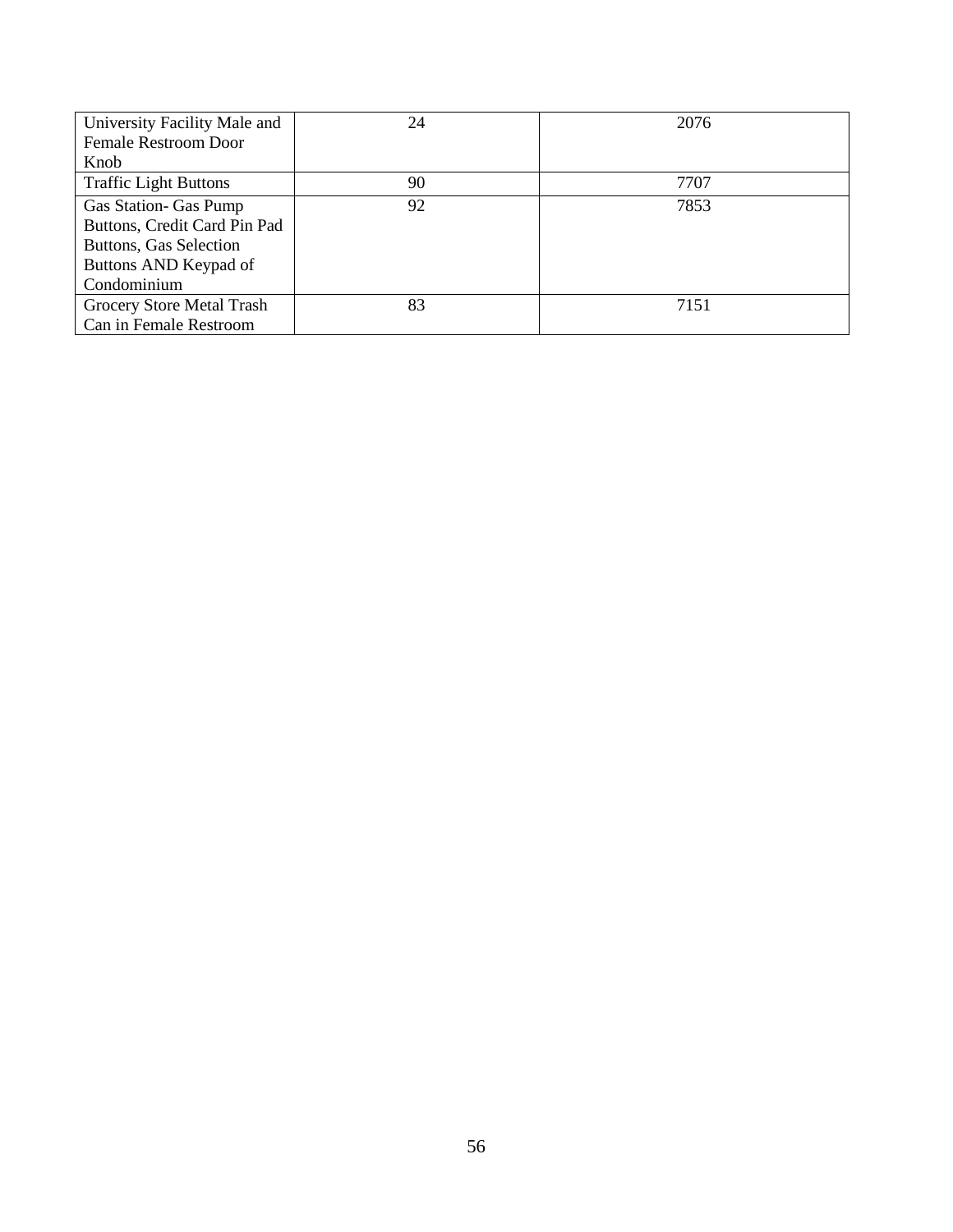| | | |
|---|---|---|
| University Facility Male and Female Restroom Door Knob | 24 | 2076 |
| Traffic Light Buttons | 90 | 7707 |
| Gas Station- Gas Pump Buttons, Credit Card Pin Pad Buttons, Gas Selection Buttons AND Keypad of Condominium | 92 | 7853 |
| Grocery Store Metal Trash Can in Female Restroom | 83 | 7151 |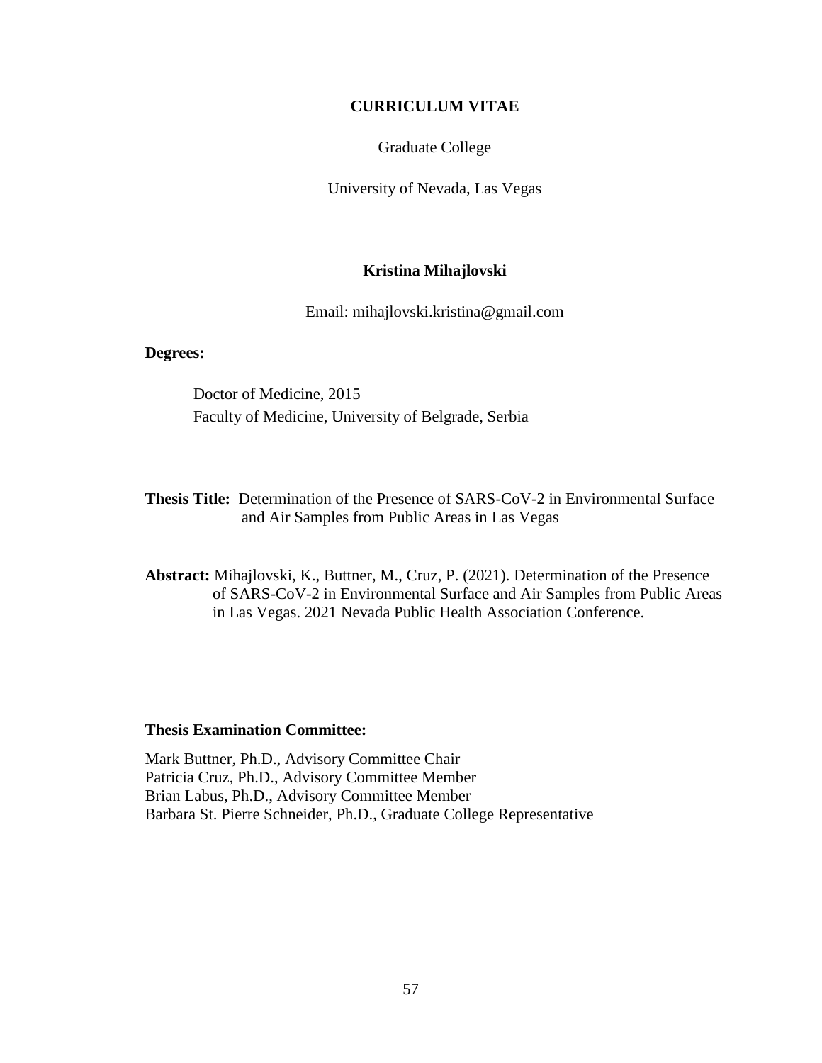# CURRICULUM VITAE

Graduate College

University of Nevada, Las Vegas

**Kristina Mihajlovski**

Email: mihajlovski.kristina@gmail.com

**Degrees:**

Doctor of Medicine, 2015
Faculty of Medicine, University of Belgrade, Serbia

**Thesis Title:** Determination of the Presence of SARS-CoV-2 in Environmental Surface and Air Samples from Public Areas in Las Vegas

**Abstract:** Mihajlovski, K., Buttner, M., Cruz, P. (2021). Determination of the Presence of SARS-CoV-2 in Environmental Surface and Air Samples from Public Areas in Las Vegas. 2021 Nevada Public Health Association Conference.

**Thesis Examination Committee:**

Mark Buttner, Ph.D., Advisory Committee Chair
Patricia Cruz, Ph.D., Advisory Committee Member
Brian Labus, Ph.D., Advisory Committee Member
Barbara St. Pierre Schneider, Ph.D., Graduate College Representative